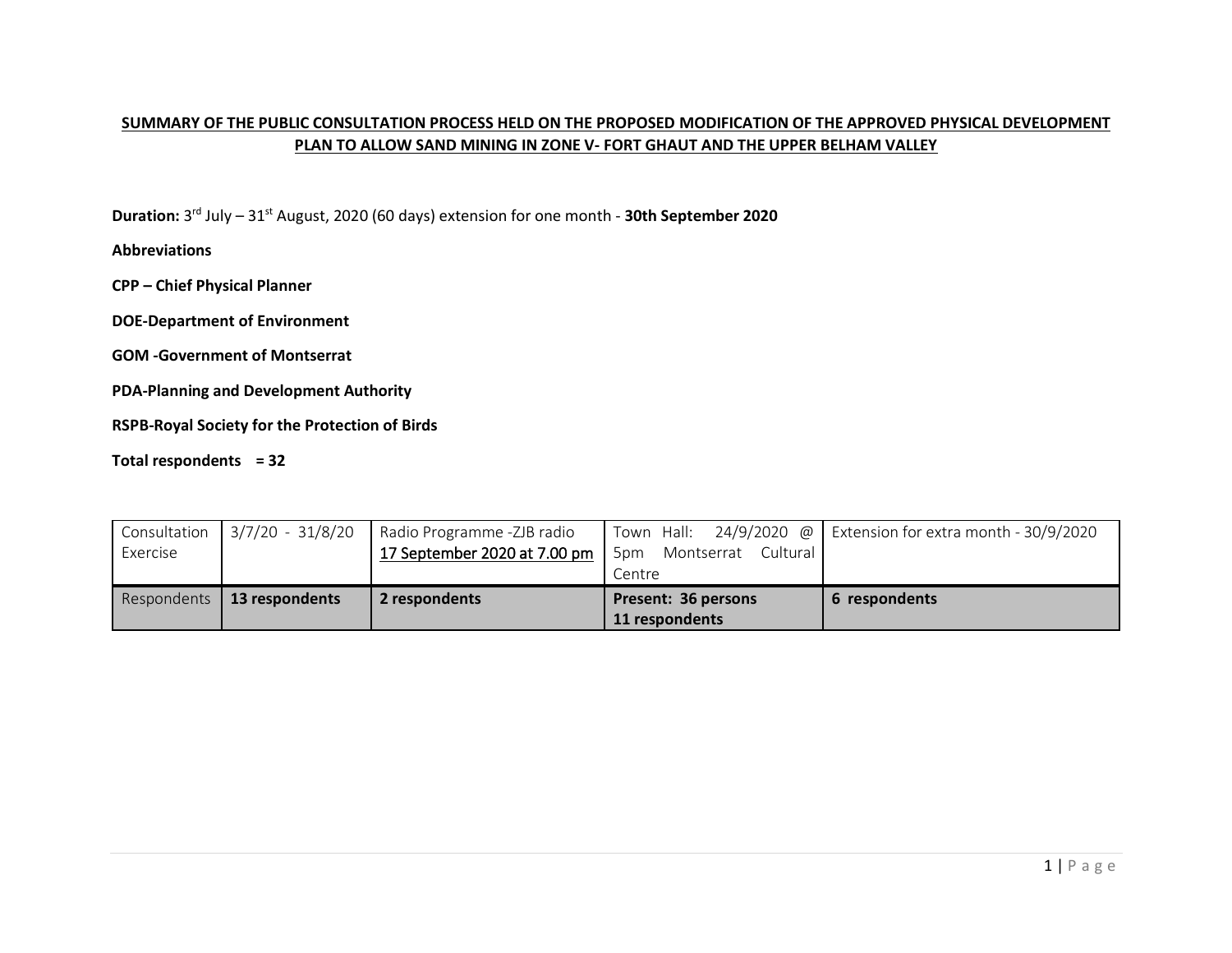# SUMMARY OF THE PUBLIC CONSULTATION PROCESS HELD ON THE PROPOSED MODIFICATION OF THE APPROVED PHYSICAL DEVELOPMENT PLAN TO ALLOW SAND MINING IN ZONE V- FORT GHAUT AND THE UPPER BELHAM VALLEY

**Duration:** 3rd July – 31st August, 2020 (60 days) extension for one month - **30th September 2020**

**Abbreviations**

**CPP – Chief Physical Planner**

**DOE-Department of Environment**

**GOM -Government of Montserrat**

**PDA-Planning and Development Authority**

**RSPB-Royal Society for the Protection of Birds**

**Total respondents = 32**

| Consultation Exercise | 3/7/20 - 31/8/20 | Radio Programme -ZJB radio 17 September 2020 at 7.00 pm | Town Hall: 24/9/2020 @ 5pm Montserrat Cultural Centre | Extension for extra month - 30/9/2020 |
|---|---|---|---|---|
| Respondents | **13 respondents** | **2 respondents** | **Present: 36 persons 11 respondents** | **6 respondents** |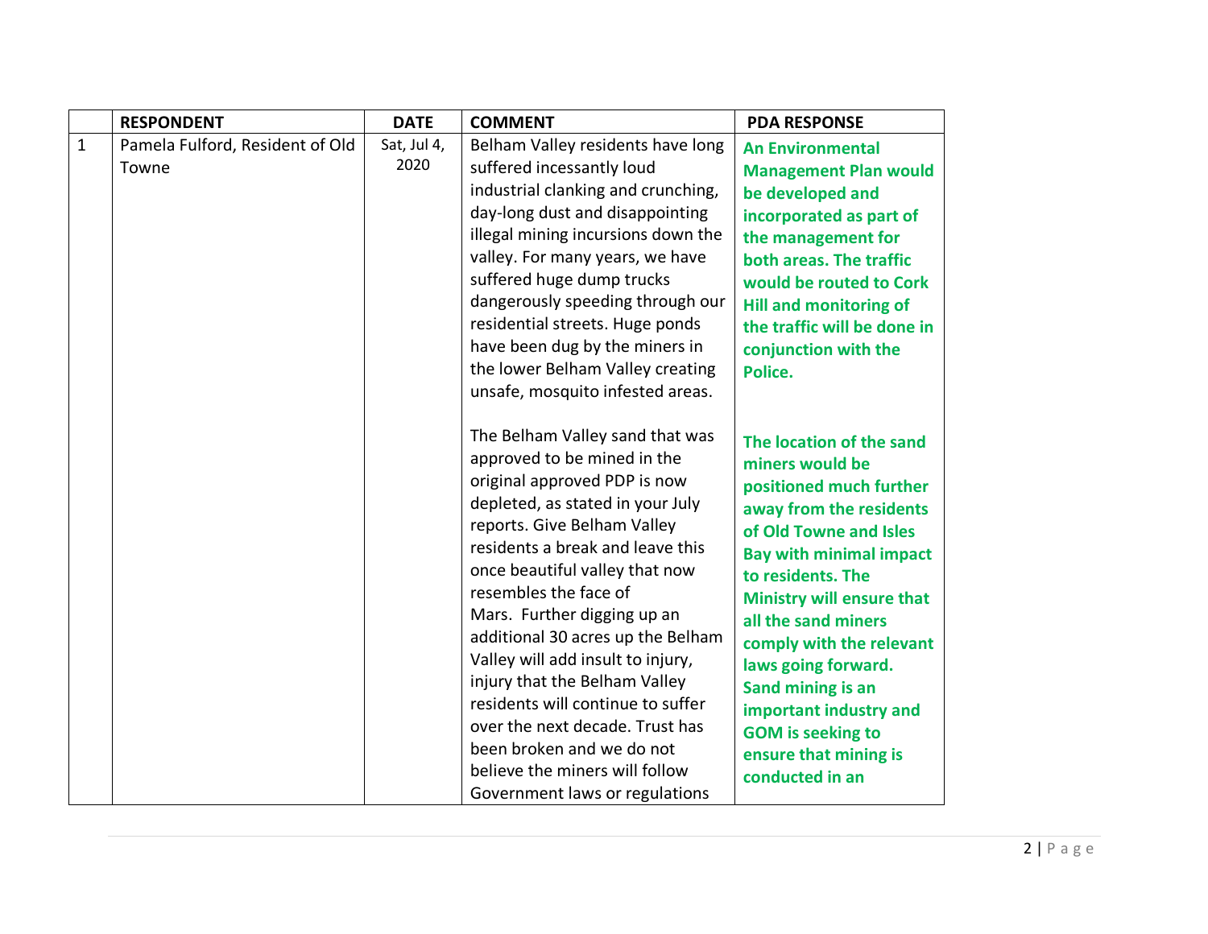|  | RESPONDENT | DATE | COMMENT | PDA RESPONSE |
|---|---|---|---|---|
| 1 | Pamela Fulford, Resident of Old Towne | Sat, Jul 4, 2020 | Belham Valley residents have long suffered incessantly loud industrial clanking and crunching, day-long dust and disappointing illegal mining incursions down the valley. For many years, we have suffered huge dump trucks dangerously speeding through our residential streets. Huge ponds have been dug by the miners in the lower Belham Valley creating unsafe, mosquito infested areas.<br><br>The Belham Valley sand that was approved to be mined in the original approved PDP is now depleted, as stated in your July reports. Give Belham Valley residents a break and leave this once beautiful valley that now resembles the face of Mars. Further digging up an additional 30 acres up the Belham Valley will add insult to injury, injury that the Belham Valley residents will continue to suffer over the next decade. Trust has been broken and we do not believe the miners will follow Government laws or regulations | **An Environmental Management Plan would be developed and incorporated as part of the management for both areas. The traffic would be routed to Cork Hill and monitoring of the traffic will be done in conjunction with the Police.**<br><br>**The location of the sand miners would be positioned much further away from the residents of Old Towne and Isles Bay with minimal impact to residents. The Ministry will ensure that all the sand miners comply with the relevant laws going forward. Sand mining is an important industry and GOM is seeking to ensure that mining is conducted in an** |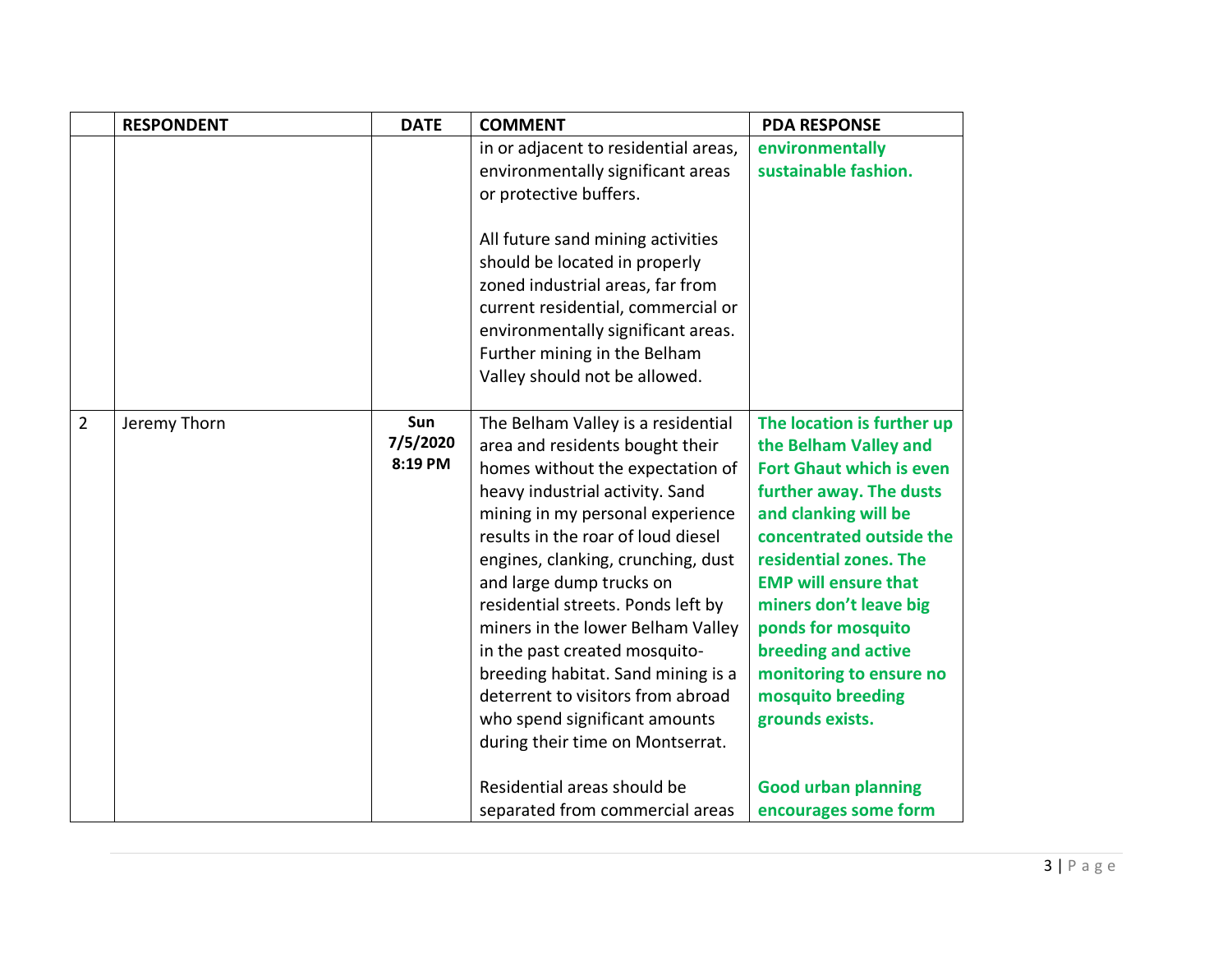|  | RESPONDENT | DATE | COMMENT | PDA RESPONSE |
|---|---|---|---|---|
|  |  |  | in or adjacent to residential areas, environmentally significant areas or protective buffers.<br><br>All future sand mining activities should be located in properly zoned industrial areas, far from current residential, commercial or environmentally significant areas. Further mining in the Belham Valley should not be allowed. | **environmentally sustainable fashion.** |
| 2 | Jeremy Thorn | **Sun 7/5/2020 8:19 PM** | The Belham Valley is a residential area and residents bought their homes without the expectation of heavy industrial activity. Sand mining in my personal experience results in the roar of loud diesel engines, clanking, crunching, dust and large dump trucks on residential streets. Ponds left by miners in the lower Belham Valley in the past created mosquito-breeding habitat. Sand mining is a deterrent to visitors from abroad who spend significant amounts during their time on Montserrat.<br><br>Residential areas should be separated from commercial areas | **The location is further up the Belham Valley and Fort Ghaut which is even further away. The dusts and clanking will be concentrated outside the residential zones. The EMP will ensure that miners don't leave big ponds for mosquito breeding and active monitoring to ensure no mosquito breeding grounds exists.**<br><br>**Good urban planning encourages some form** |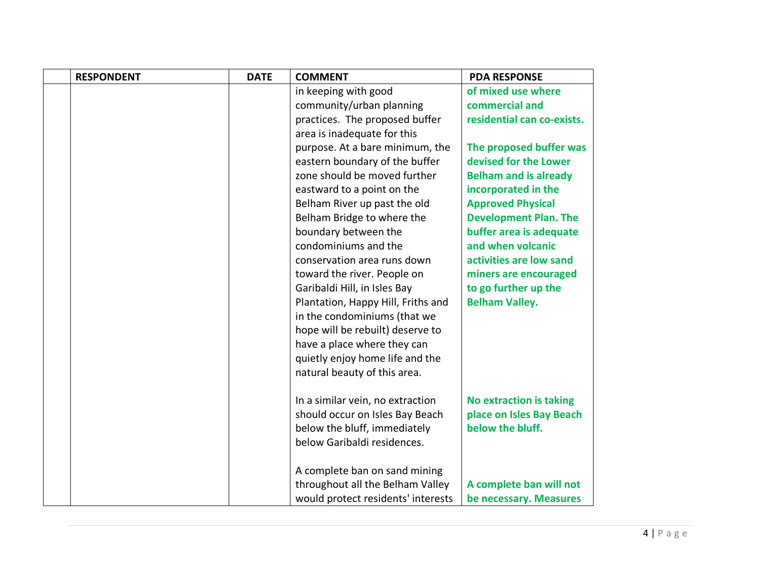| | RESPONDENT | DATE | COMMENT | PDA RESPONSE |
|---|---|---|---|---|
| | | | in keeping with good community/urban planning practices. The proposed buffer area is inadequate for this purpose. At a bare minimum, the eastern boundary of the buffer zone should be moved further eastward to a point on the Belham River up past the old Belham Bridge to where the boundary between the condominiums and the conservation area runs down toward the river. People on Garibaldi Hill, in Isles Bay Plantation, Happy Hill, Friths and in the condominiums (that we hope will be rebuilt) deserve to have a place where they can quietly enjoy home life and the natural beauty of this area.<br><br>In a similar vein, no extraction should occur on Isles Bay Beach below the bluff, immediately below Garibaldi residences.<br><br>A complete ban on sand mining throughout all the Belham Valley would protect residents' interests | **of mixed use where commercial and residential can co-exists.**<br><br>**The proposed buffer was devised for the Lower Belham and is already incorporated in the Approved Physical Development Plan. The buffer area is adequate and when volcanic activities are low sand miners are encouraged to go further up the Belham Valley.**<br><br>**No extraction is taking place on Isles Bay Beach below the bluff.**<br><br>**A complete ban will not be necessary. Measures** |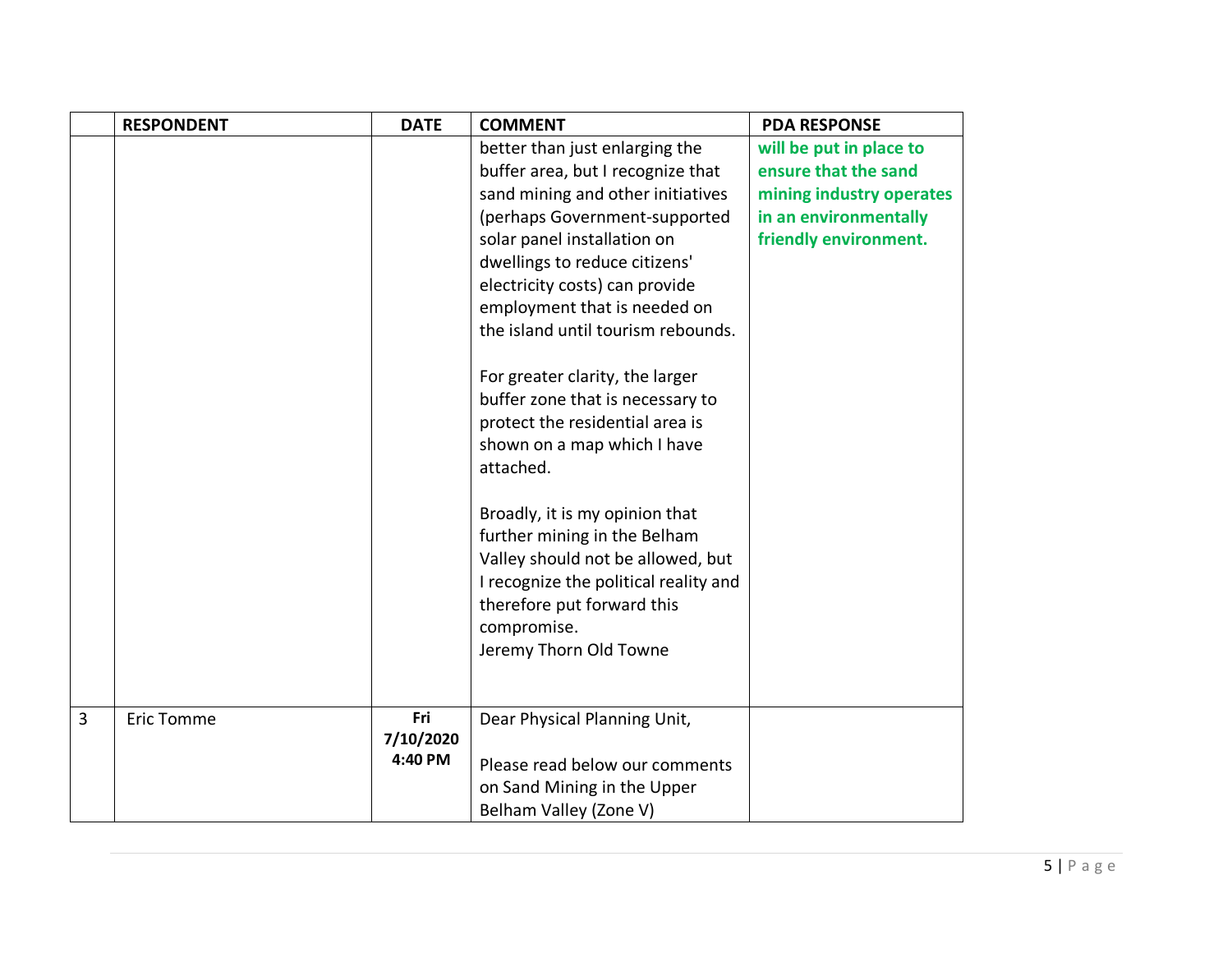| | RESPONDENT | DATE | COMMENT | PDA RESPONSE |
|---|---|---|---|---|
| | | | better than just enlarging the buffer area, but I recognize that sand mining and other initiatives (perhaps Government-supported solar panel installation on dwellings to reduce citizens' electricity costs) can provide employment that is needed on the island until tourism rebounds.<br><br>For greater clarity, the larger buffer zone that is necessary to protect the residential area is shown on a map which I have attached.<br><br>Broadly, it is my opinion that further mining in the Belham Valley should not be allowed, but I recognize the political reality and therefore put forward this compromise.<br>Jeremy Thorn Old Towne | **will be put in place to ensure that the sand mining industry operates in an environmentally friendly environment.** |
| 3 | Eric Tomme | **Fri 7/10/2020 4:40 PM** | Dear Physical Planning Unit,<br><br>Please read below our comments on Sand Mining in the Upper Belham Valley (Zone V) | |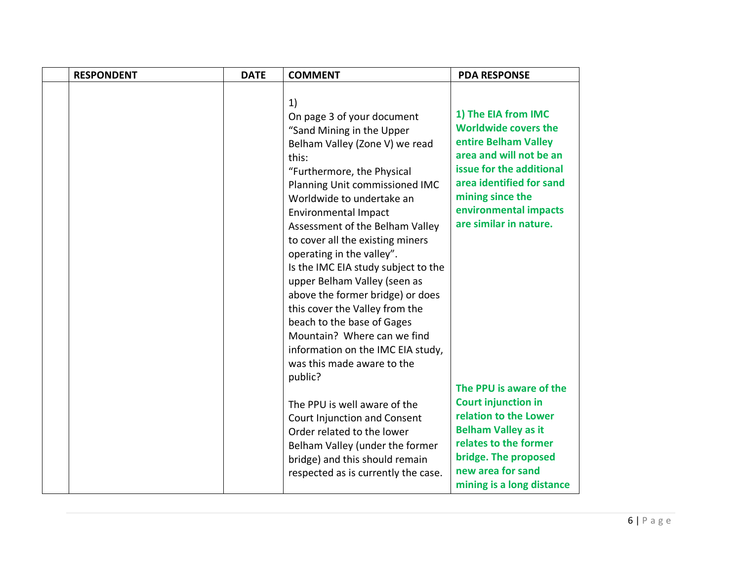|  | RESPONDENT | DATE | COMMENT | PDA RESPONSE |
| --- | --- | --- | --- | --- |
|  |  |  | 1)<br>On page 3 of your document "Sand Mining in the Upper Belham Valley (Zone V) we read this:<br>"Furthermore, the Physical Planning Unit commissioned IMC Worldwide to undertake an Environmental Impact Assessment of the Belham Valley to cover all the existing miners operating in the valley".<br>Is the IMC EIA study subject to the upper Belham Valley (seen as above the former bridge) or does this cover the Valley from the beach to the base of Gages Mountain? Where can we find information on the IMC EIA study, was this made aware to the public?<br><br>The PPU is well aware of the Court Injunction and Consent Order related to the lower Belham Valley (under the former bridge) and this should remain respected as is currently the case. | **1) The EIA from IMC Worldwide covers the entire Belham Valley area and will not be an issue for the additional area identified for sand mining since the environmental impacts are similar in nature.**<br><br>**The PPU is aware of the Court injunction in relation to the Lower Belham Valley as it relates to the former bridge. The proposed new area for sand mining is a long distance** |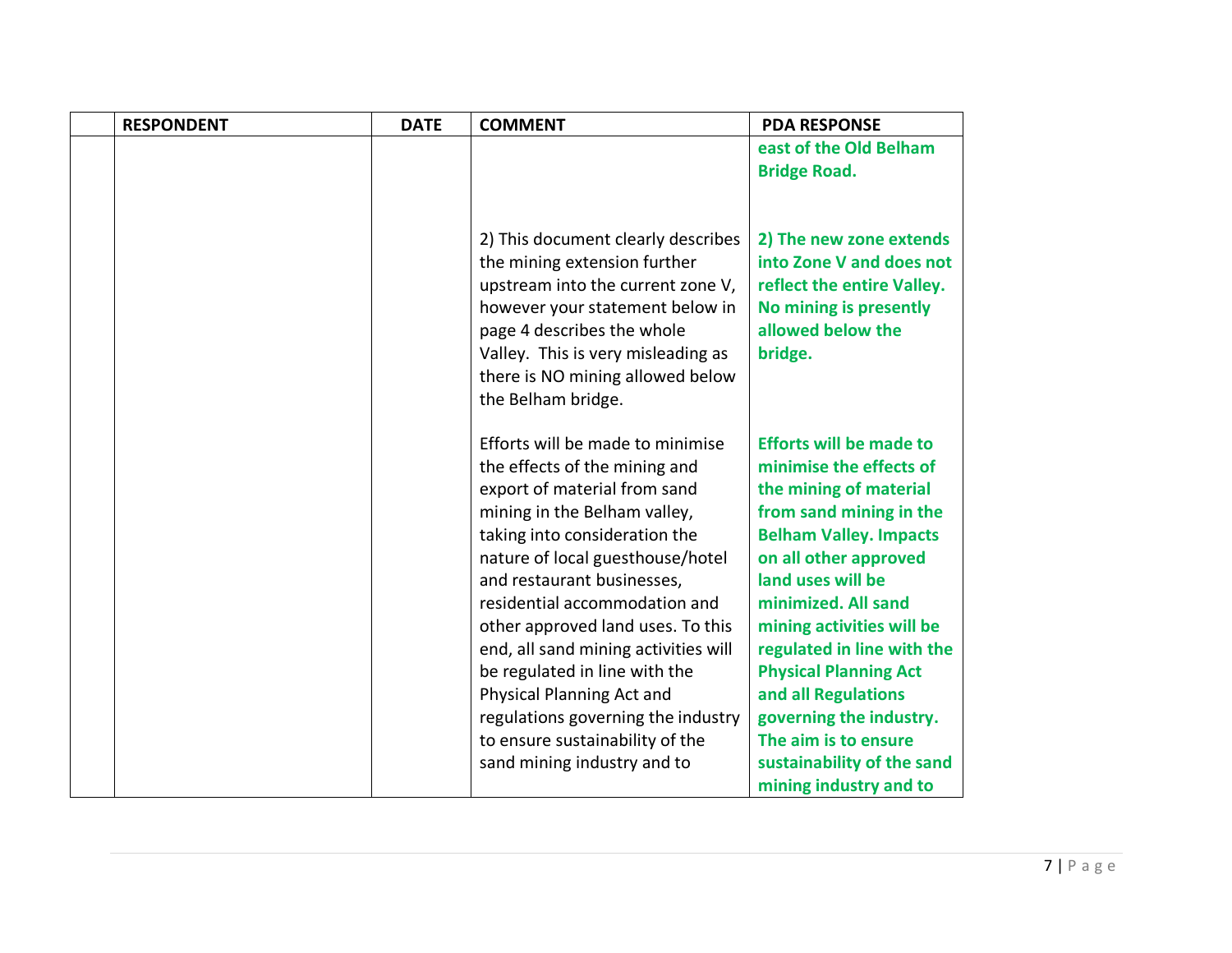| | RESPONDENT | DATE | COMMENT | PDA RESPONSE |
|---|---|---|---|---|
| | | | | **east of the Old Belham Bridge Road.** |
| | | | 2) This document clearly describes the mining extension further upstream into the current zone V, however your statement below in page 4 describes the whole Valley. This is very misleading as there is NO mining allowed below the Belham bridge. | **2) The new zone extends into Zone V and does not reflect the entire Valley. No mining is presently allowed below the bridge.** |
| | | | Efforts will be made to minimise the effects of the mining and export of material from sand mining in the Belham valley, taking into consideration the nature of local guesthouse/hotel and restaurant businesses, residential accommodation and other approved land uses. To this end, all sand mining activities will be regulated in line with the Physical Planning Act and regulations governing the industry to ensure sustainability of the sand mining industry and to | **Efforts will be made to minimise the effects of the mining of material from sand mining in the Belham Valley. Impacts on all other approved land uses will be minimized. All sand mining activities will be regulated in line with the Physical Planning Act and all Regulations governing the industry. The aim is to ensure sustainability of the sand mining industry and to** |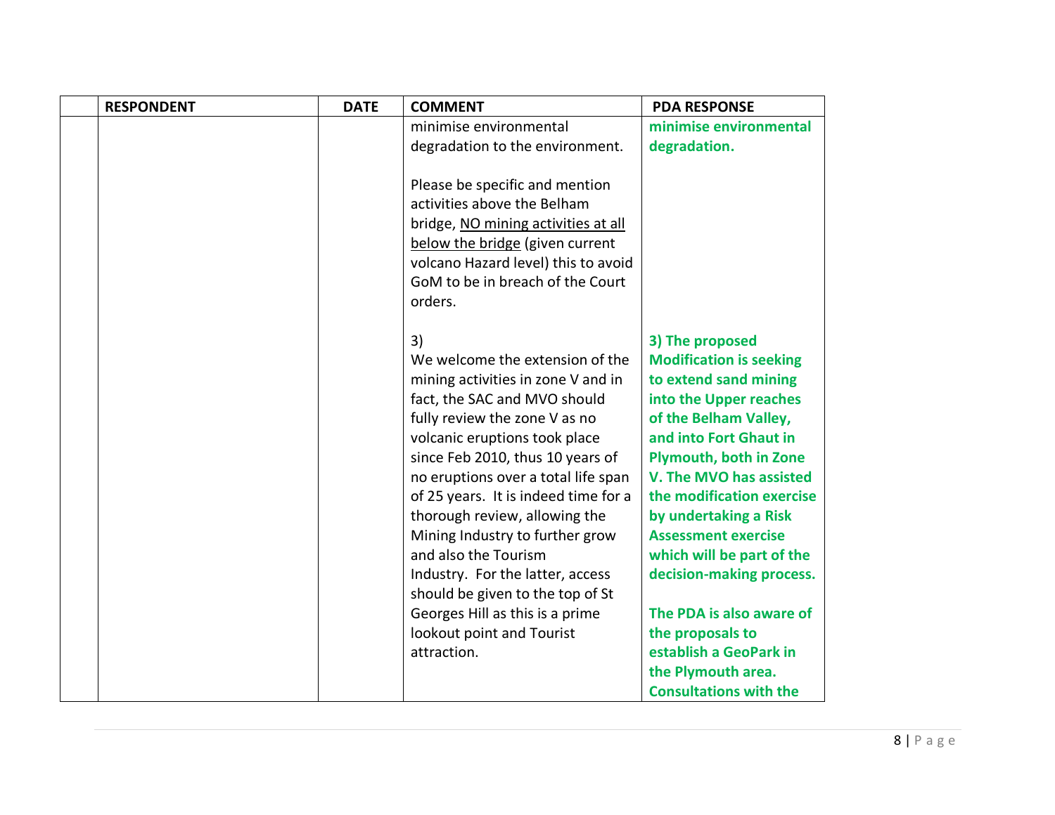| | RESPONDENT | DATE | COMMENT | PDA RESPONSE |
|---|---|---|---|---|
| | | | minimise environmental degradation to the environment.<br><br>Please be specific and mention activities above the Belham bridge, NO mining activities at all below the bridge (given current volcano Hazard level) this to avoid GoM to be in breach of the Court orders.<br><br>3)<br>We welcome the extension of the mining activities in zone V and in fact, the SAC and MVO should fully review the zone V as no volcanic eruptions took place since Feb 2010, thus 10 years of no eruptions over a total life span of 25 years. It is indeed time for a thorough review, allowing the Mining Industry to further grow and also the Tourism Industry. For the latter, access should be given to the top of St Georges Hill as this is a prime lookout point and Tourist attraction. | **minimise environmental degradation.**<br><br>**3) The proposed Modification is seeking to extend sand mining into the Upper reaches of the Belham Valley, and into Fort Ghaut in Plymouth, both in Zone V. The MVO has assisted the modification exercise by undertaking a Risk Assessment exercise which will be part of the decision-making process.**<br><br>**The PDA is also aware of the proposals to establish a GeoPark in the Plymouth area. Consultations with the** |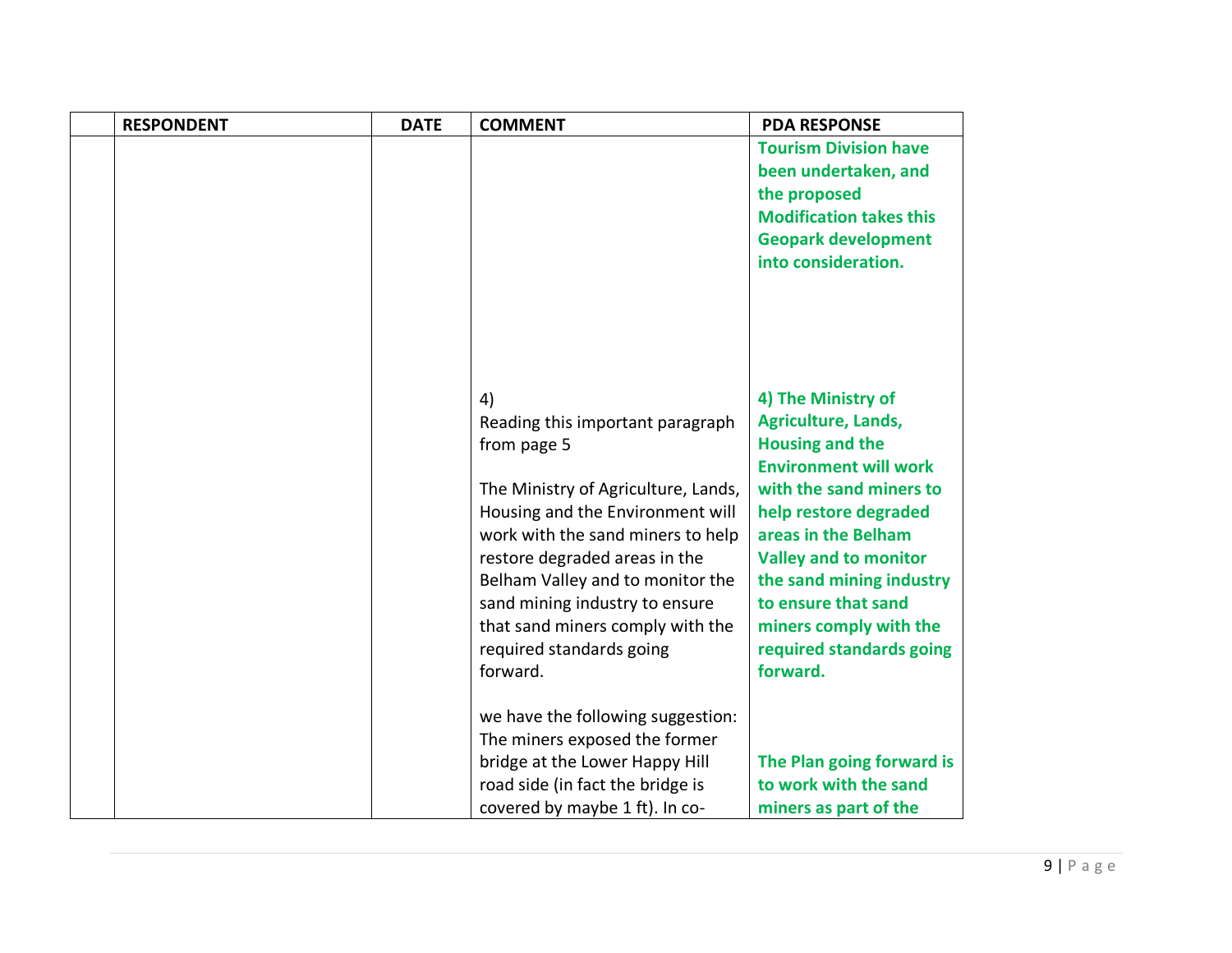| | RESPONDENT | DATE | COMMENT | PDA RESPONSE |
|---|---|---|---|---|
| | | | | **Tourism Division have been undertaken, and the proposed Modification takes this Geopark development into consideration.** |
| | | | 4) Reading this important paragraph from page 5<br><br>The Ministry of Agriculture, Lands, Housing and the Environment will work with the sand miners to help restore degraded areas in the Belham Valley and to monitor the sand mining industry to ensure that sand miners comply with the required standards going forward.<br><br>we have the following suggestion: The miners exposed the former bridge at the Lower Happy Hill road side (in fact the bridge is covered by maybe 1 ft). In co- | **4) The Ministry of Agriculture, Lands, Housing and the Environment will work with the sand miners to help restore degraded areas in the Belham Valley and to monitor the sand mining industry to ensure that sand miners comply with the required standards going forward.**<br><br>**The Plan going forward is to work with the sand miners as part of the** |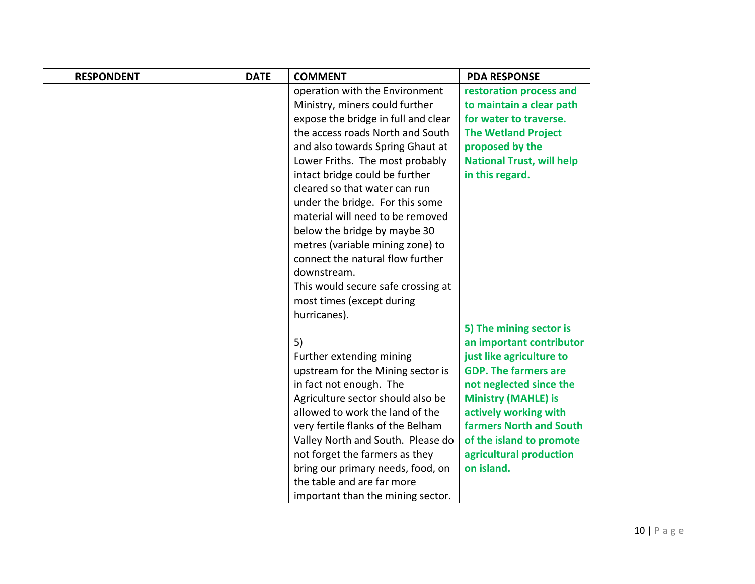| | RESPONDENT | DATE | COMMENT | PDA RESPONSE |
|---|---|---|---|---|
| | | | operation with the Environment Ministry, miners could further expose the bridge in full and clear the access roads North and South and also towards Spring Ghaut at Lower Friths. The most probably intact bridge could be further cleared so that water can run under the bridge. For this some material will need to be removed below the bridge by maybe 30 metres (variable mining zone) to connect the natural flow further downstream.<br>This would secure safe crossing at most times (except during hurricanes). | **restoration process and to maintain a clear path for water to traverse. The Wetland Project proposed by the National Trust, will help in this regard.** |
| | | | 5)<br>Further extending mining upstream for the Mining sector is in fact not enough. The Agriculture sector should also be allowed to work the land of the very fertile flanks of the Belham Valley North and South. Please do not forget the farmers as they bring our primary needs, food, on the table and are far more important than the mining sector. | **5) The mining sector is an important contributor just like agriculture to GDP. The farmers are not neglected since the Ministry (MAHLE) is actively working with farmers North and South of the island to promote agricultural production on island.** |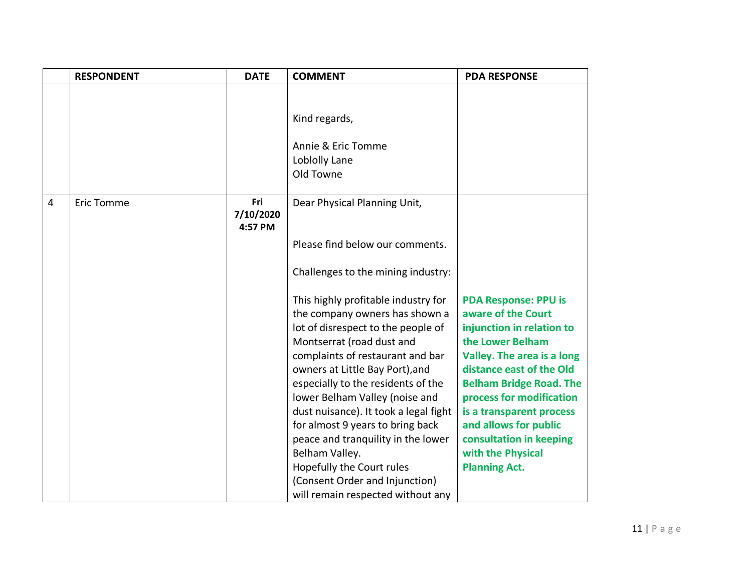| | RESPONDENT | DATE | COMMENT | PDA RESPONSE |
|---|---|---|---|---|
| | | | Kind regards,<br><br>Annie & Eric Tomme<br>Loblolly Lane<br>Old Towne | |
| 4 | Eric Tomme | **Fri 7/10/2020 4:57 PM** | Dear Physical Planning Unit,<br><br>Please find below our comments.<br><br>Challenges to the mining industry:<br><br>This highly profitable industry for the company owners has shown a lot of disrespect to the people of Montserrat (road dust and complaints of restaurant and bar owners at Little Bay Port),and especially to the residents of the lower Belham Valley (noise and dust nuisance). It took a legal fight for almost 9 years to bring back peace and tranquility in the lower Belham Valley.<br>Hopefully the Court rules (Consent Order and Injunction) will remain respected without any | **PDA Response: PPU is aware of the Court injunction in relation to the Lower Belham Valley. The area is a long distance east of the Old Belham Bridge Road. The process for modification is a transparent process and allows for public consultation in keeping with the Physical Planning Act.** |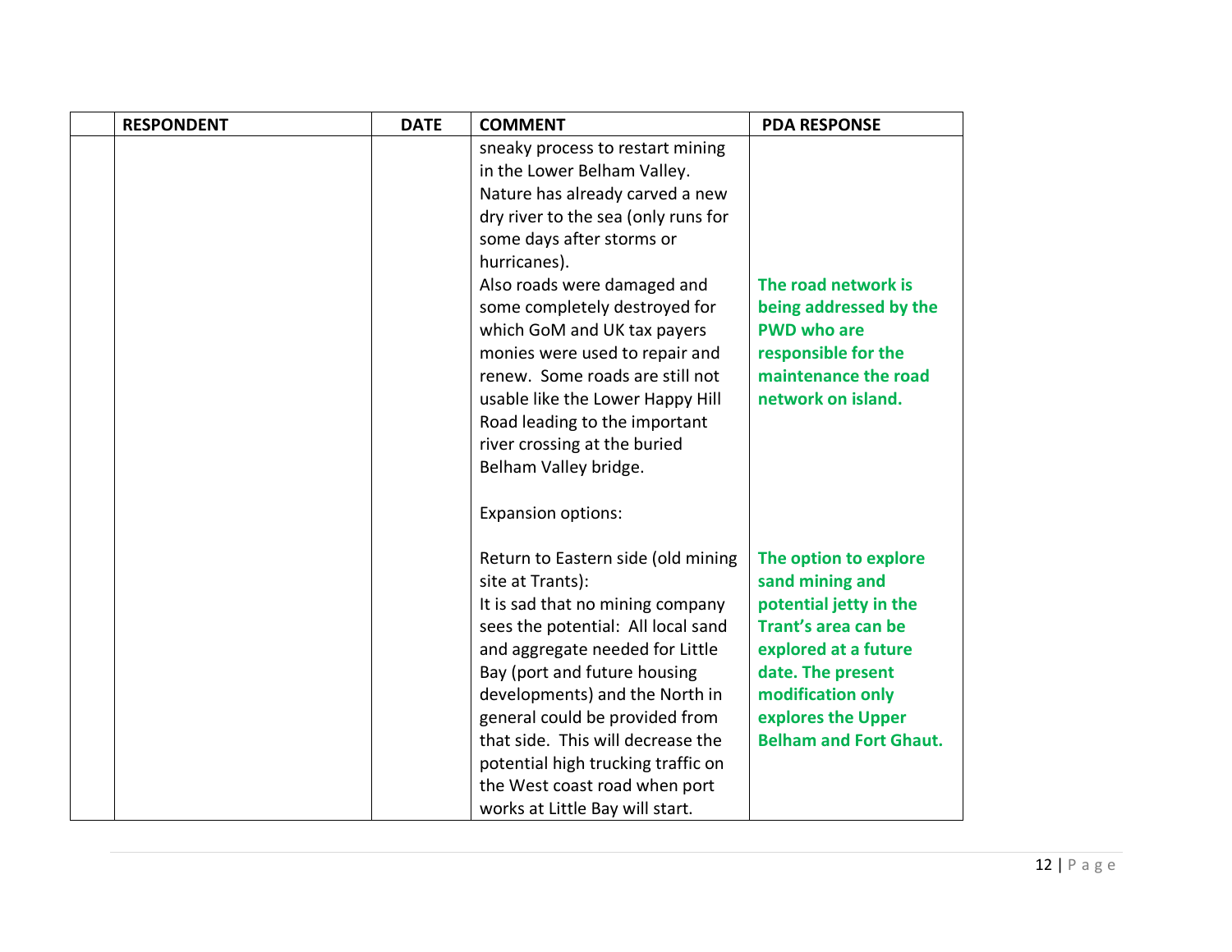| | RESPONDENT | DATE | COMMENT | PDA RESPONSE |
|---|---|---|---|---|
| | | | sneaky process to restart mining in the Lower Belham Valley. Nature has already carved a new dry river to the sea (only runs for some days after storms or hurricanes). | |
| | | | Also roads were damaged and some completely destroyed for which GoM and UK tax payers monies were used to repair and renew. Some roads are still not usable like the Lower Happy Hill Road leading to the important river crossing at the buried Belham Valley bridge. | **The road network is being addressed by the PWD who are responsible for the maintenance the road network on island.** |
| | | | Expansion options: | |
| | | | Return to Eastern side (old mining site at Trants): It is sad that no mining company sees the potential: All local sand and aggregate needed for Little Bay (port and future housing developments) and the North in general could be provided from that side. This will decrease the potential high trucking traffic on the West coast road when port works at Little Bay will start. | **The option to explore sand mining and potential jetty in the Trant's area can be explored at a future date. The present modification only explores the Upper Belham and Fort Ghaut.** |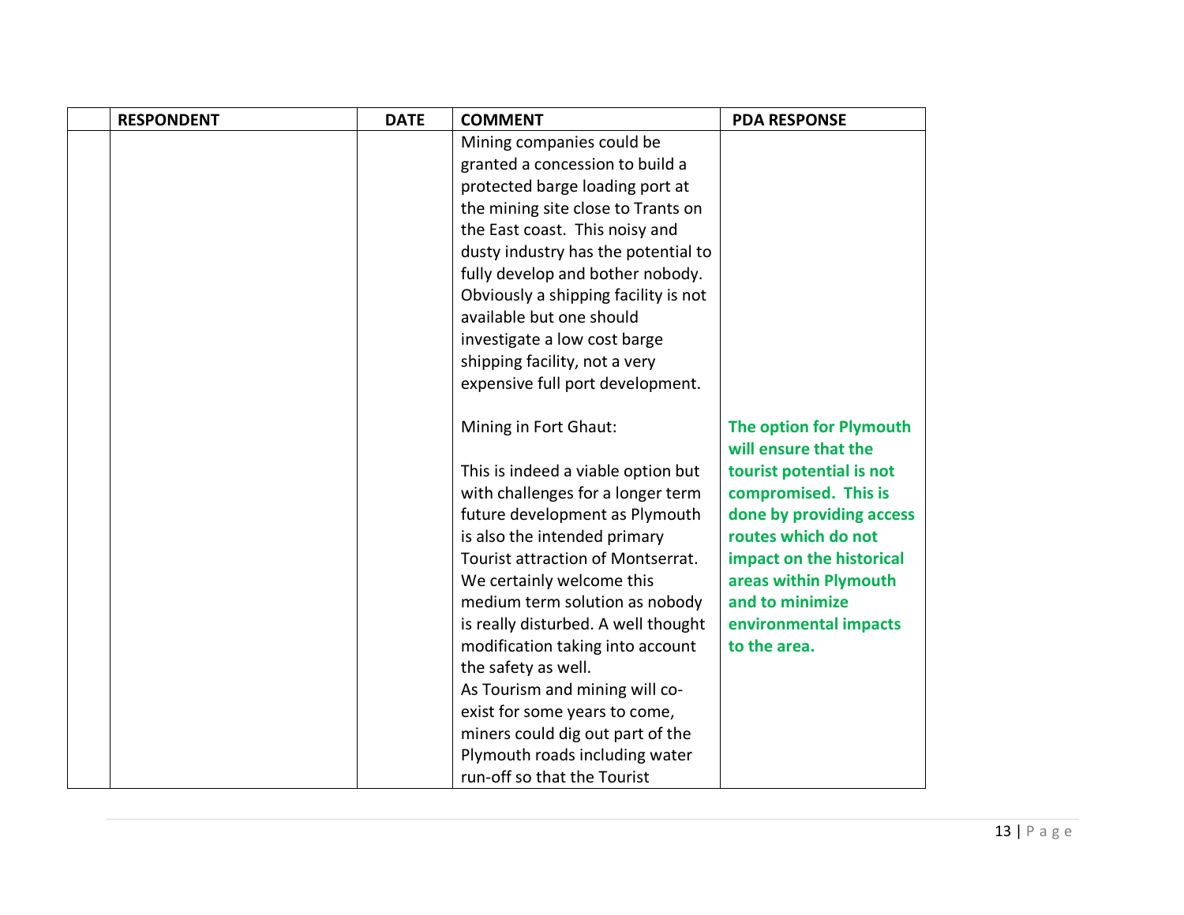| | RESPONDENT | DATE | COMMENT | PDA RESPONSE |
|---|---|---|---|---|
| | | | Mining companies could be granted a concession to build a protected barge loading port at the mining site close to Trants on the East coast. This noisy and dusty industry has the potential to fully develop and bother nobody. Obviously a shipping facility is not available but one should investigate a low cost barge shipping facility, not a very expensive full port development. | |
| | | | Mining in Fort Ghaut:<br><br>This is indeed a viable option but with challenges for a longer term future development as Plymouth is also the intended primary Tourist attraction of Montserrat. We certainly welcome this medium term solution as nobody is really disturbed. A well thought modification taking into account the safety as well.<br>As Tourism and mining will co-exist for some years to come, miners could dig out part of the Plymouth roads including water run-off so that the Tourist | **The option for Plymouth will ensure that the tourist potential is not compromised. This is done by providing access routes which do not impact on the historical areas within Plymouth and to minimize environmental impacts to the area.** |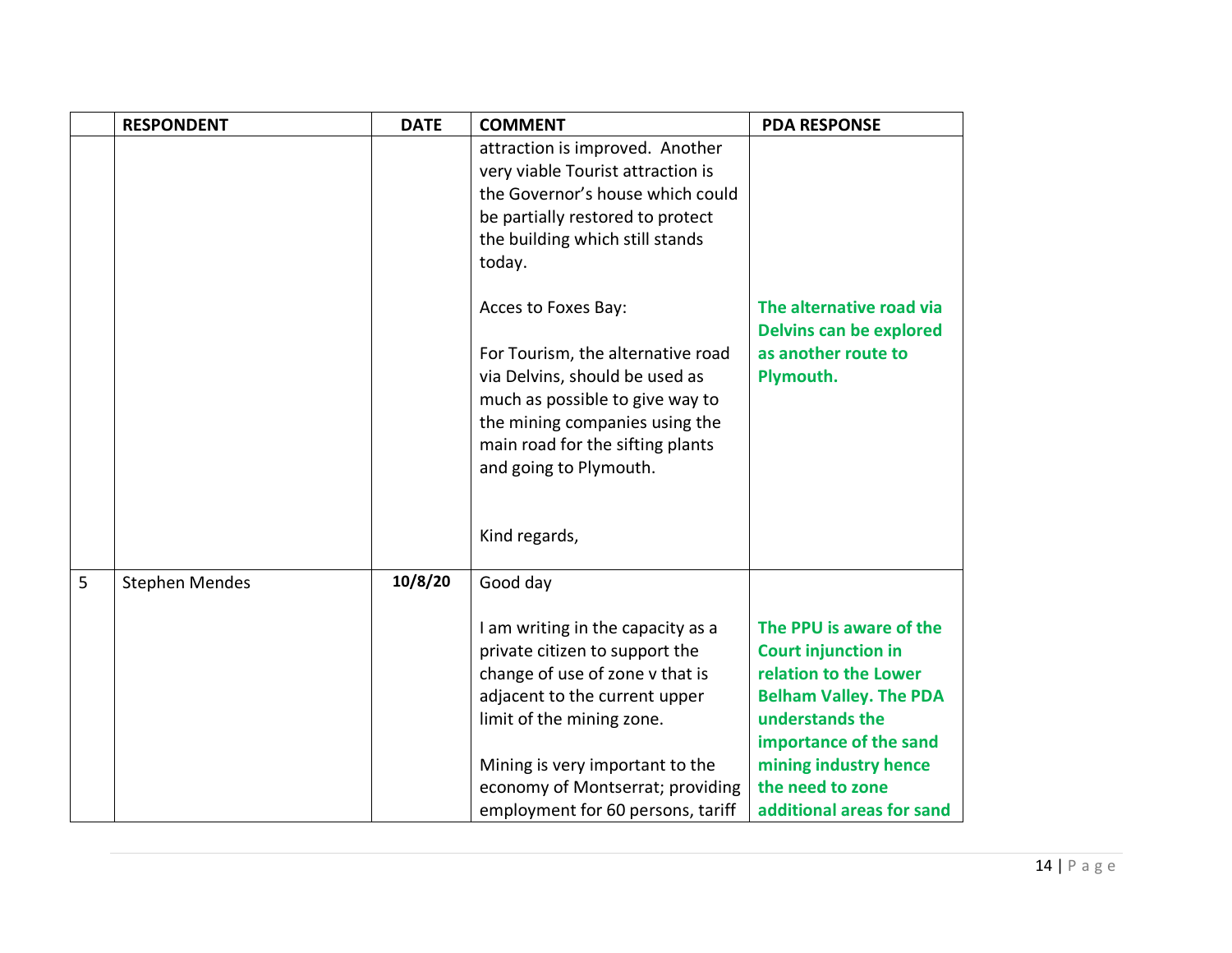| | RESPONDENT | DATE | COMMENT | PDA RESPONSE |
|---|---|---|---|---|
| | | | attraction is improved. Another very viable Tourist attraction is the Governor's house which could be partially restored to protect the building which still stands today.<br><br>Acces to Foxes Bay:<br><br>For Tourism, the alternative road via Delvins, should be used as much as possible to give way to the mining companies using the main road for the sifting plants and going to Plymouth.<br><br>Kind regards, | **The alternative road via Delvins can be explored as another route to Plymouth.** |
| 5 | Stephen Mendes | **10/8/20** | Good day<br><br>I am writing in the capacity as a private citizen to support the change of use of zone v that is adjacent to the current upper limit of the mining zone.<br><br>Mining is very important to the economy of Montserrat; providing employment for 60 persons, tariff | **The PPU is aware of the Court injunction in relation to the Lower Belham Valley. The PDA understands the importance of the sand mining industry hence the need to zone additional areas for sand** |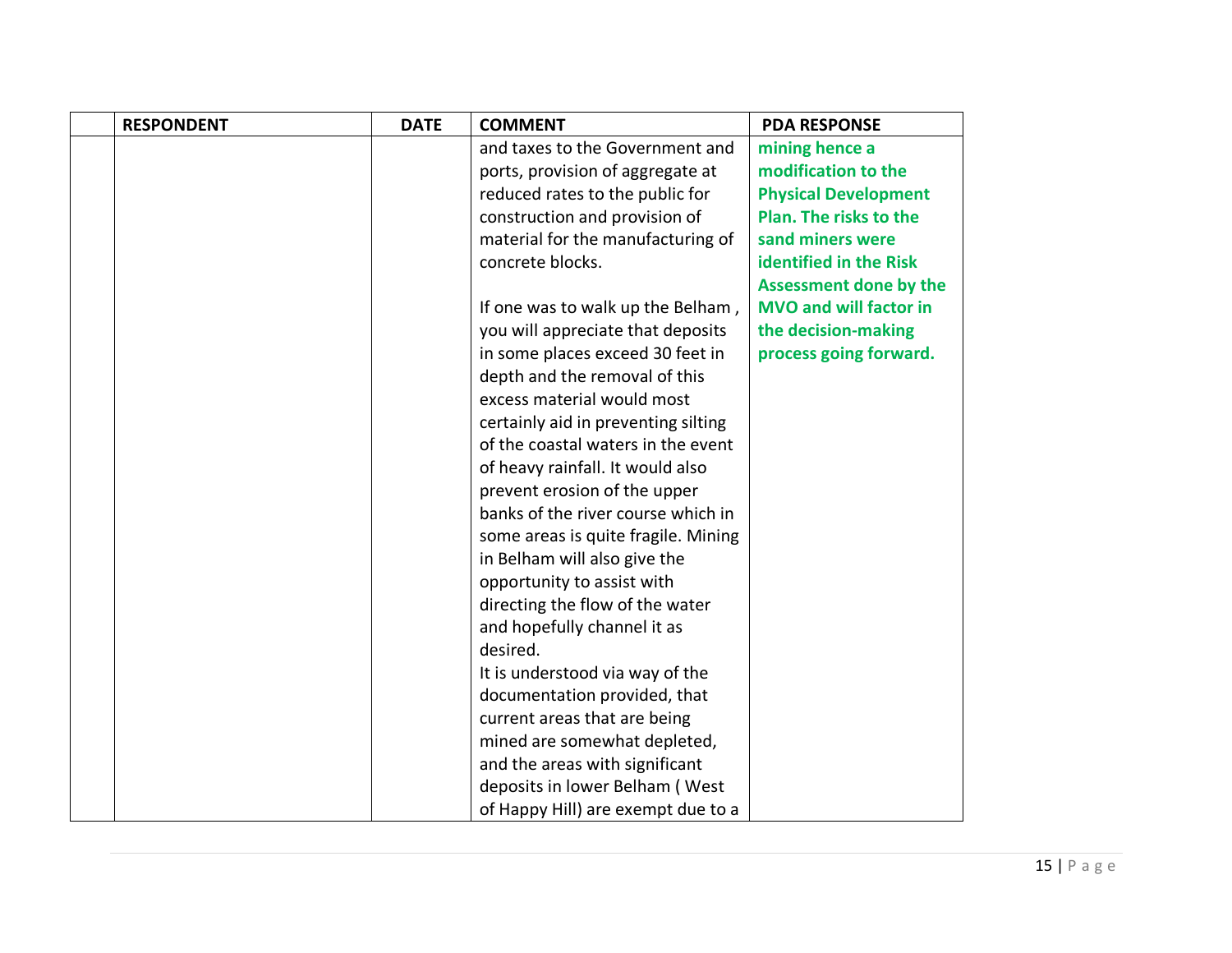| | RESPONDENT | DATE | COMMENT | PDA RESPONSE |
|---|---|---|---|---|
| | | | and taxes to the Government and ports, provision of aggregate at reduced rates to the public for construction and provision of material for the manufacturing of concrete blocks.<br><br>If one was to walk up the Belham , you will appreciate that deposits in some places exceed 30 feet in depth and the removal of this excess material would most certainly aid in preventing silting of the coastal waters in the event of heavy rainfall. It would also prevent erosion of the upper banks of the river course which in some areas is quite fragile. Mining in Belham will also give the opportunity to assist with directing the flow of the water and hopefully channel it as desired.<br>It is understood via way of the documentation provided, that current areas that are being mined are somewhat depleted, and the areas with significant deposits in lower Belham ( West of Happy Hill) are exempt due to a | **mining hence a modification to the Physical Development Plan. The risks to the sand miners were identified in the Risk Assessment done by the MVO and will factor in the decision-making process going forward.** |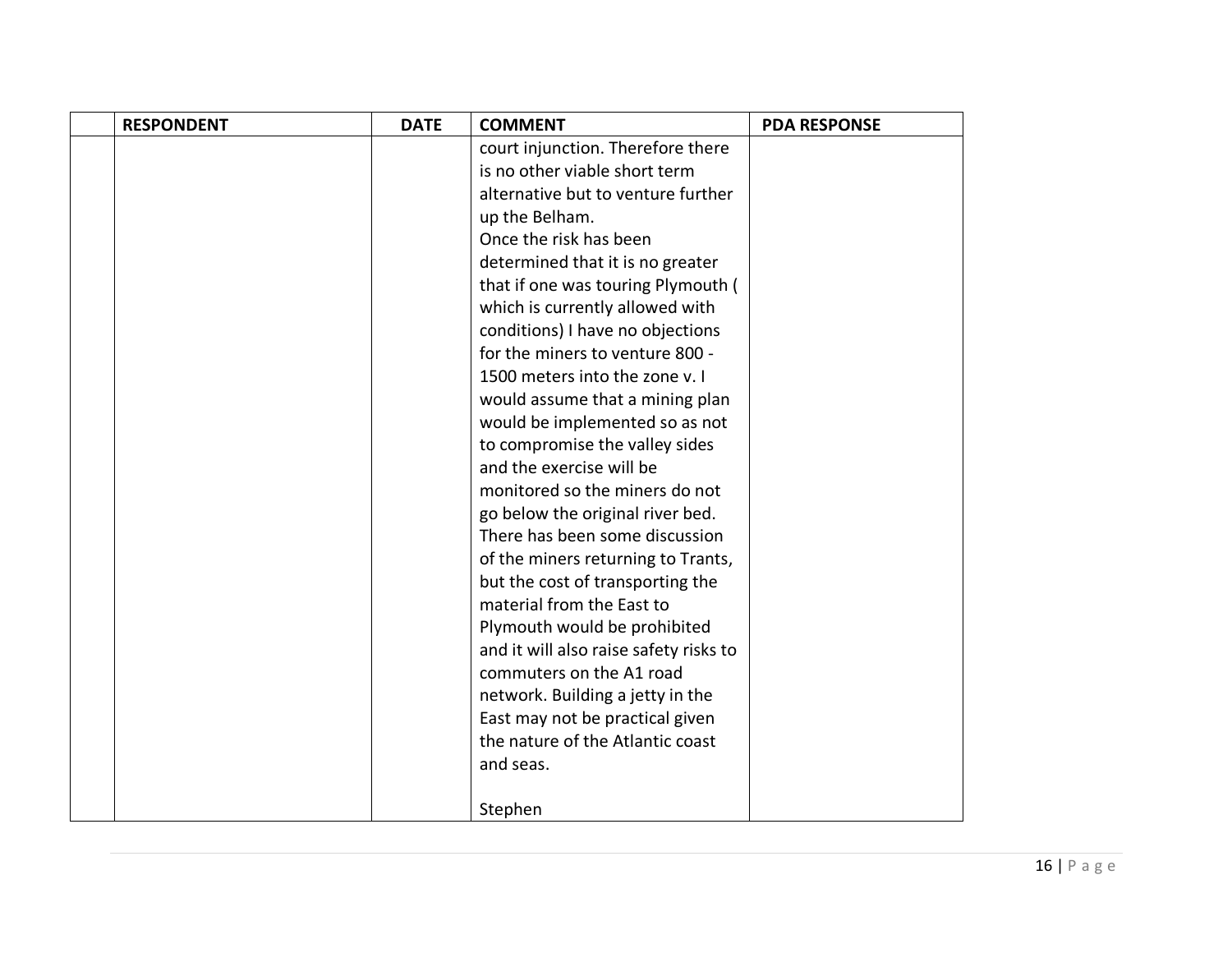| | RESPONDENT | DATE | COMMENT | PDA RESPONSE |
|---|---|---|---|---|
| | | | court injunction. Therefore there is no other viable short term alternative but to venture further up the Belham.<br>Once the risk has been determined that it is no greater that if one was touring Plymouth ( which is currently allowed with conditions) I have no objections for the miners to venture 800 - 1500 meters into the zone v. I would assume that a mining plan would be implemented so as not to compromise the valley sides and the exercise will be monitored so the miners do not go below the original river bed.<br>There has been some discussion of the miners returning to Trants, but the cost of transporting the material from the East to Plymouth would be prohibited and it will also raise safety risks to commuters on the A1 road network. Building a jetty in the East may not be practical given the nature of the Atlantic coast and seas.<br><br>Stephen | |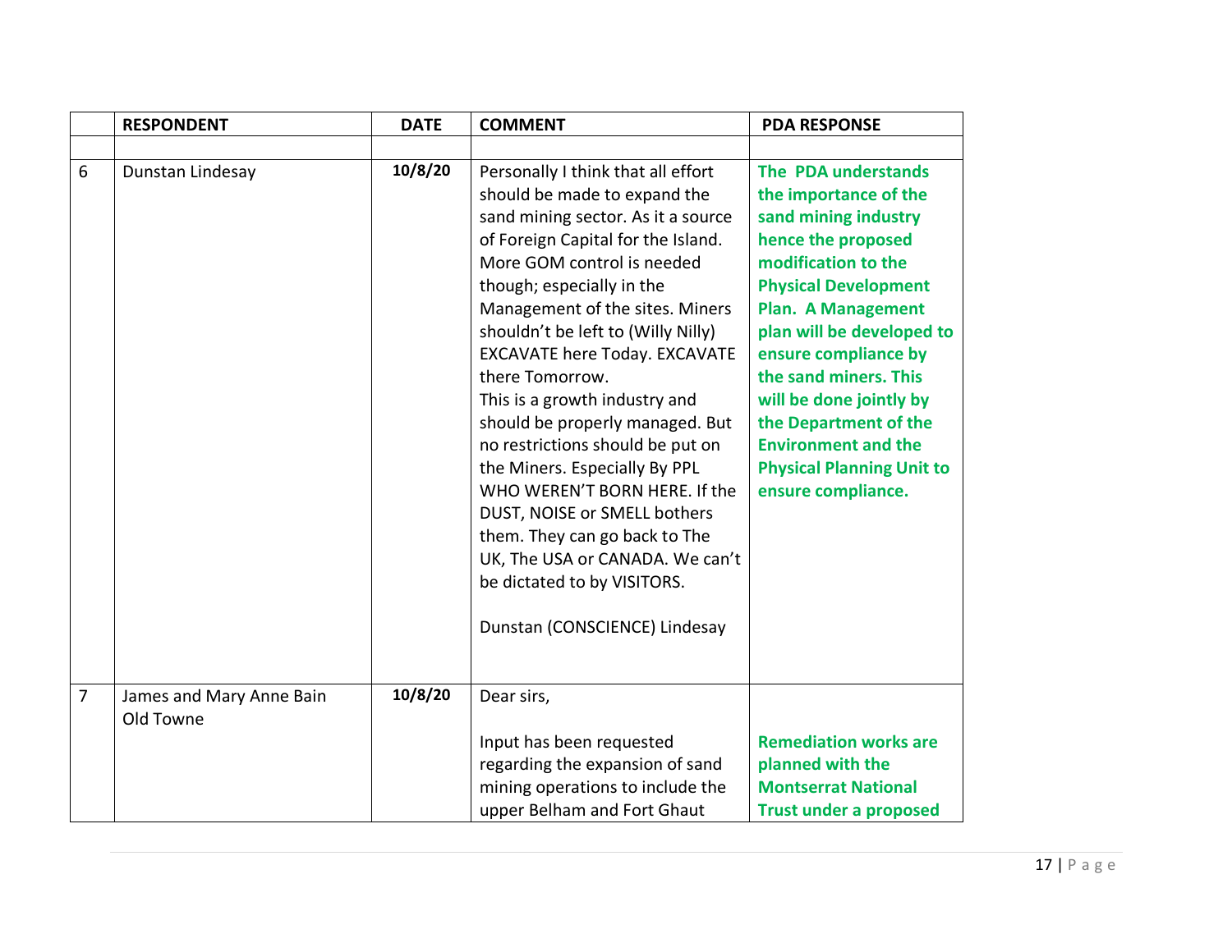|  | RESPONDENT | DATE | COMMENT | PDA RESPONSE |
|---|---|---|---|---|
|  |  |  |  |  |
| 6 | Dunstan Lindesay | **10/8/20** | Personally I think that all effort should be made to expand the sand mining sector. As it a source of Foreign Capital for the Island. More GOM control is needed though; especially in the Management of the sites. Miners shouldn't be left to (Willy Nilly) EXCAVATE here Today. EXCAVATE there Tomorrow.<br>This is a growth industry and should be properly managed. But no restrictions should be put on the Miners. Especially By PPL WHO WEREN'T BORN HERE. If the DUST, NOISE or SMELL bothers them. They can go back to The UK, The USA or CANADA. We can't be dictated to by VISITORS.<br><br>Dunstan (CONSCIENCE) Lindesay | **The PDA understands the importance of the sand mining industry hence the proposed modification to the Physical Development Plan. A Management plan will be developed to ensure compliance by the sand miners. This will be done jointly by the Department of the Environment and the Physical Planning Unit to ensure compliance.** |
| 7 | James and Mary Anne Bain<br>Old Towne | **10/8/20** | Dear sirs,<br><br>Input has been requested regarding the expansion of sand mining operations to include the upper Belham and Fort Ghaut | **Remediation works are planned with the Montserrat National Trust under a proposed** |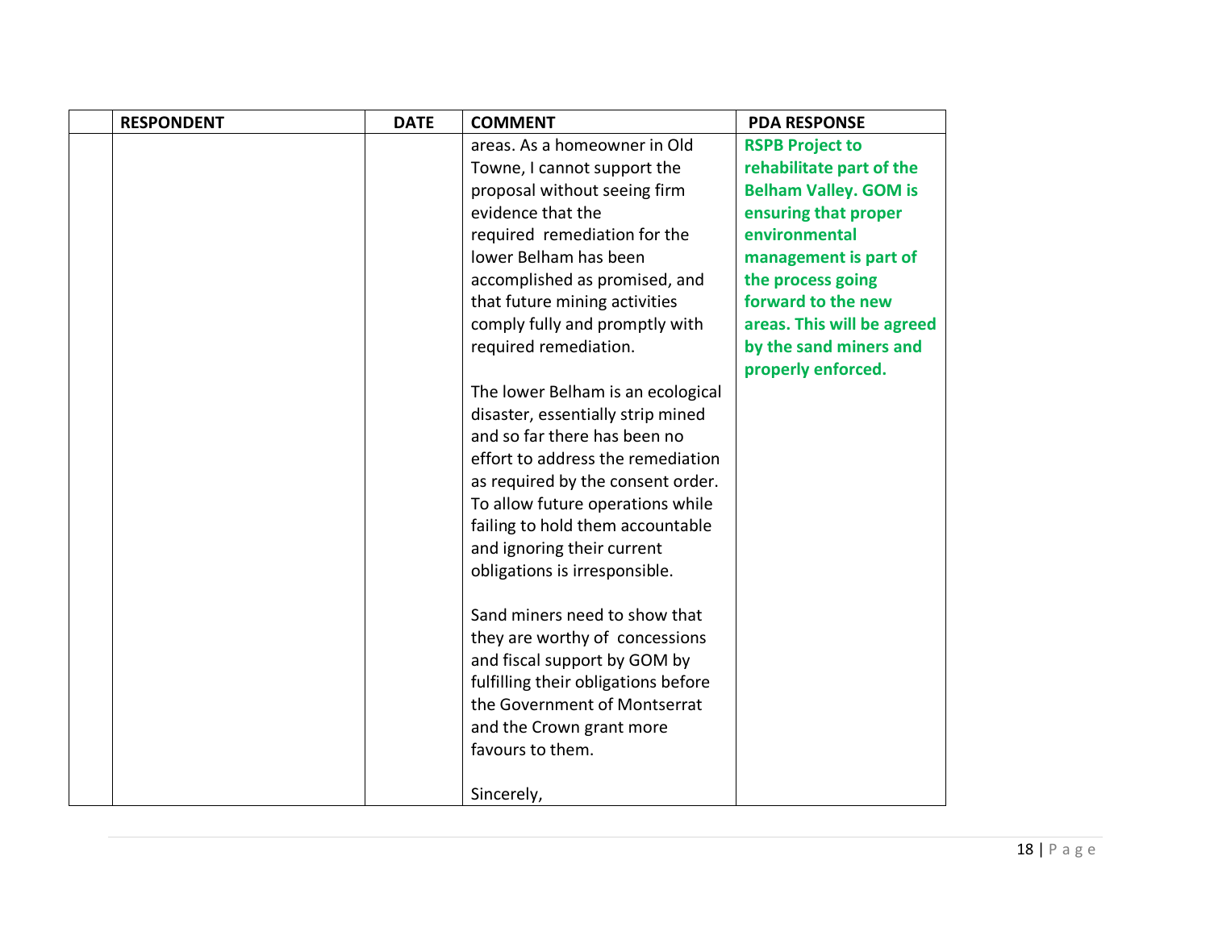| | RESPONDENT | DATE | COMMENT | PDA RESPONSE |
|---|---|---|---|---|
| | | | areas. As a homeowner in Old Towne, I cannot support the proposal without seeing firm evidence that the required remediation for the lower Belham has been accomplished as promised, and that future mining activities comply fully and promptly with required remediation.<br><br>The lower Belham is an ecological disaster, essentially strip mined and so far there has been no effort to address the remediation as required by the consent order. To allow future operations while failing to hold them accountable and ignoring their current obligations is irresponsible.<br><br>Sand miners need to show that they are worthy of concessions and fiscal support by GOM by fulfilling their obligations before the Government of Montserrat and the Crown grant more favours to them.<br><br>Sincerely, | **RSPB Project to rehabilitate part of the Belham Valley. GOM is ensuring that proper environmental management is part of the process going forward to the new areas. This will be agreed by the sand miners and properly enforced.** |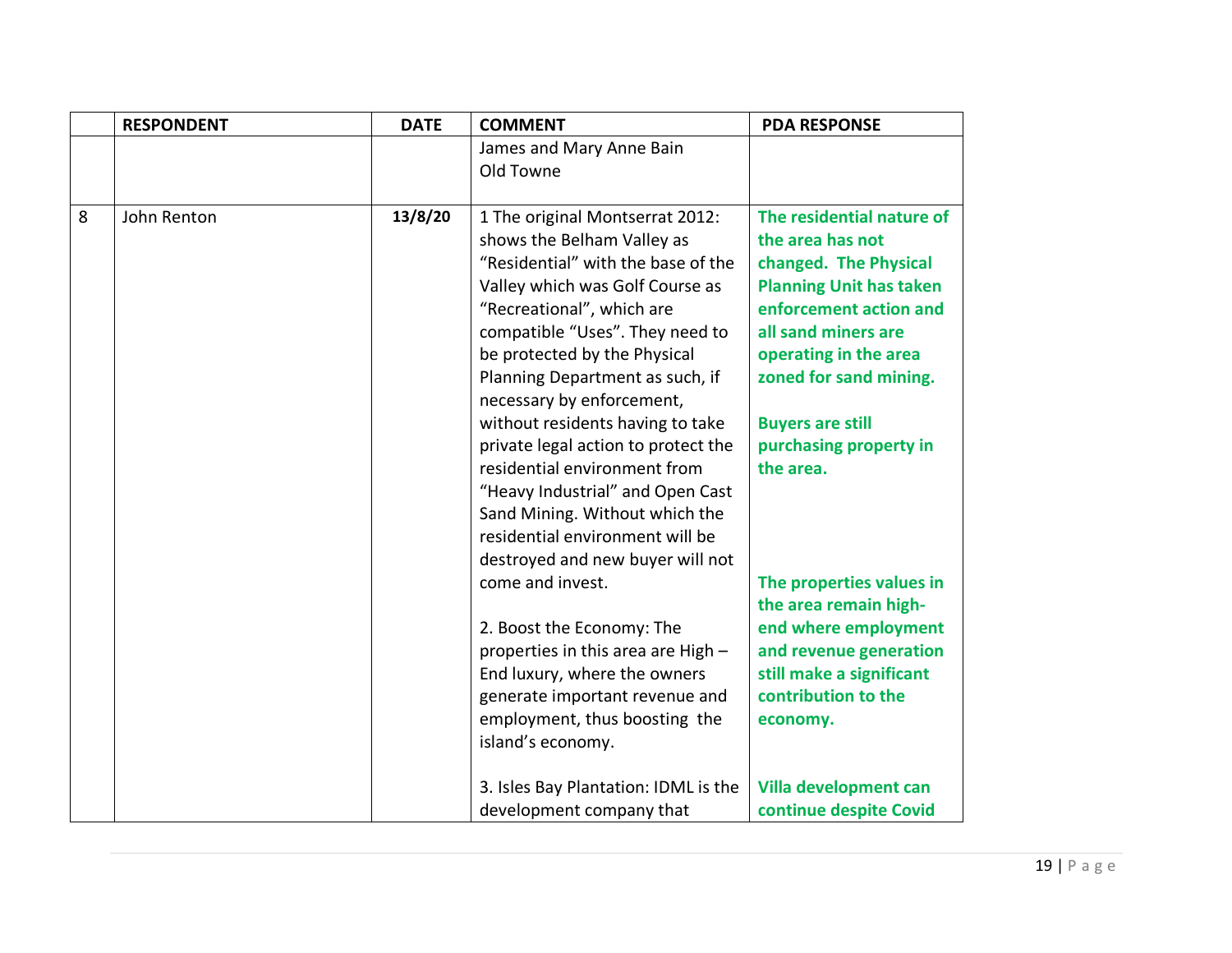| | RESPONDENT | DATE | COMMENT | PDA RESPONSE |
|---|---|---|---|---|
| | | | James and Mary Anne Bain<br>Old Towne | |
| 8 | John Renton | **13/8/20** | 1 The original Montserrat 2012: shows the Belham Valley as "Residential" with the base of the Valley which was Golf Course as "Recreational", which are compatible "Uses". They need to be protected by the Physical Planning Department as such, if necessary by enforcement, without residents having to take private legal action to protect the residential environment from "Heavy Industrial" and Open Cast Sand Mining. Without which the residential environment will be destroyed and new buyer will not come and invest.<br><br>2. Boost the Economy: The properties in this area are High – End luxury, where the owners generate important revenue and employment, thus boosting the island's economy.<br><br>3. Isles Bay Plantation: IDML is the development company that | **The residential nature of the area has not changed. The Physical Planning Unit has taken enforcement action and all sand miners are operating in the area zoned for sand mining.**<br><br>**Buyers are still purchasing property in the area.**<br><br>**The properties values in the area remain high-end where employment and revenue generation still make a significant contribution to the economy.**<br><br>**Villa development can continue despite Covid** |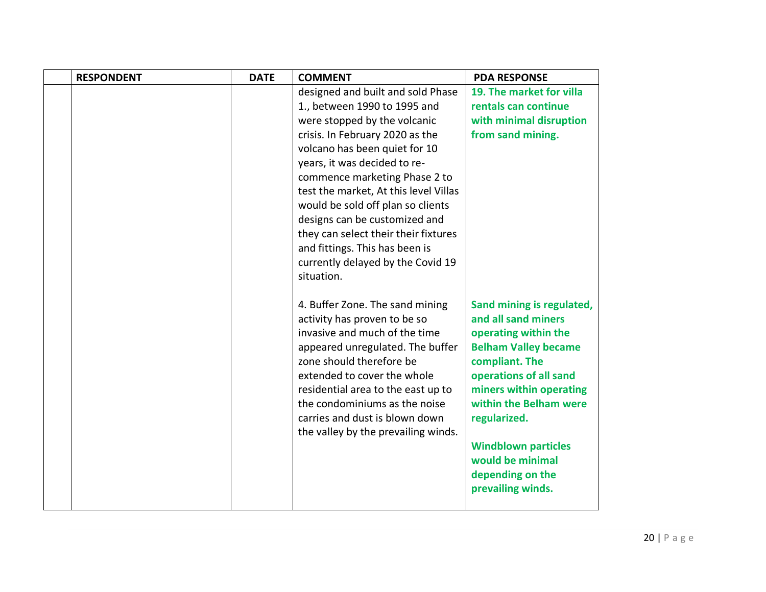| | RESPONDENT | DATE | COMMENT | PDA RESPONSE |
|---|---|---|---|---|
| | | | designed and built and sold Phase 1., between 1990 to 1995 and were stopped by the volcanic crisis. In February 2020 as the volcano has been quiet for 10 years, it was decided to re-commence marketing Phase 2 to test the market, At this level Villas would be sold off plan so clients designs can be customized and they can select their their fixtures and fittings. This has been is currently delayed by the Covid 19 situation. | **19. The market for villa rentals can continue with minimal disruption from sand mining.** |
| | | | 4. Buffer Zone. The sand mining activity has proven to be so invasive and much of the time appeared unregulated. The buffer zone should therefore be extended to cover the whole residential area to the east up to the condominiums as the noise carries and dust is blown down the valley by the prevailing winds. | **Sand mining is regulated, and all sand miners operating within the Belham Valley became compliant. The operations of all sand miners within operating within the Belham were regularized.**<br><br>**Windblown particles would be minimal depending on the prevailing winds.** |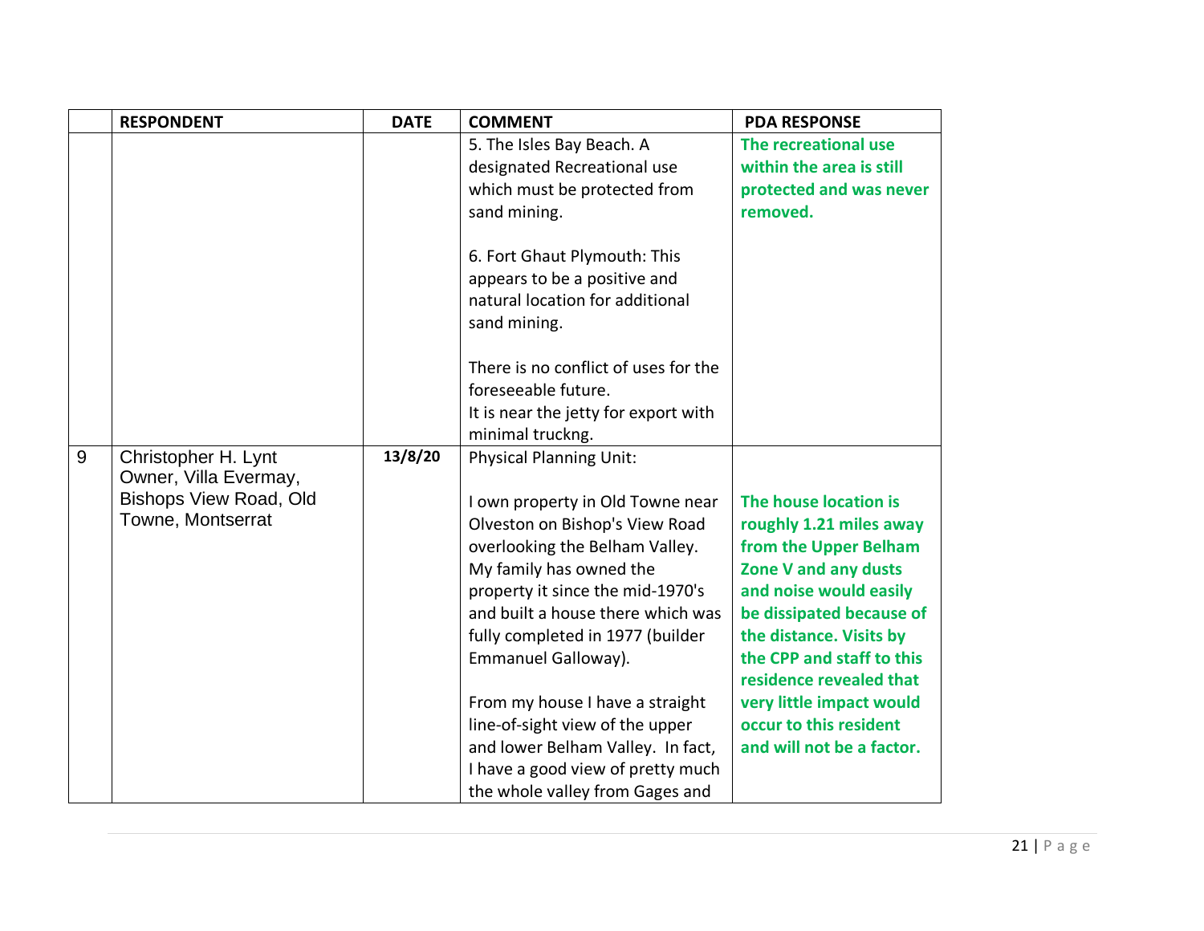| | RESPONDENT | DATE | COMMENT | PDA RESPONSE |
|---|---|---|---|---|
| | | | 5. The Isles Bay Beach. A designated Recreational use which must be protected from sand mining.<br><br>6. Fort Ghaut Plymouth: This appears to be a positive and natural location for additional sand mining.<br><br>There is no conflict of uses for the foreseeable future.<br>It is near the jetty for export with minimal truckng. | **The recreational use within the area is still protected and was never removed.** |
| 9 | Christopher H. Lynt<br>Owner, Villa Evermay, Bishops View Road, Old Towne, Montserrat | **13/8/20** | Physical Planning Unit:<br><br>I own property in Old Towne near Olveston on Bishop's View Road overlooking the Belham Valley. My family has owned the property it since the mid-1970's and built a house there which was fully completed in 1977 (builder Emmanuel Galloway).<br><br>From my house I have a straight line-of-sight view of the upper and lower Belham Valley. In fact, I have a good view of pretty much the whole valley from Gages and | **The house location is roughly 1.21 miles away from the Upper Belham Zone V and any dusts and noise would easily be dissipated because of the distance. Visits by the CPP and staff to this residence revealed that very little impact would occur to this resident and will not be a factor.** |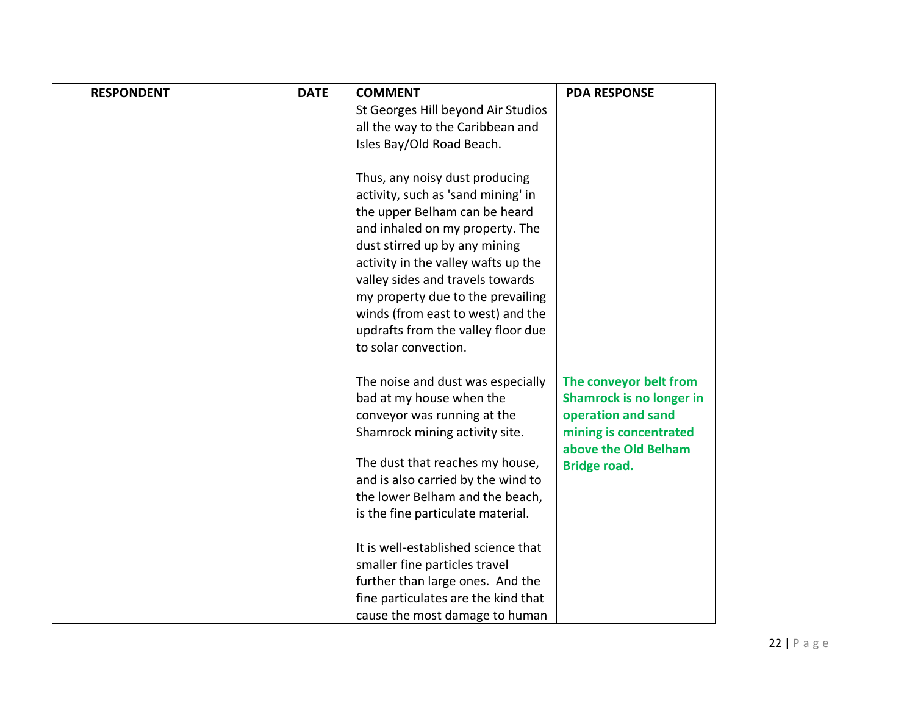| | RESPONDENT | DATE | COMMENT | PDA RESPONSE |
|---|---|---|---|---|
| | | | St Georges Hill beyond Air Studios all the way to the Caribbean and Isles Bay/Old Road Beach.<br><br>Thus, any noisy dust producing activity, such as 'sand mining' in the upper Belham can be heard and inhaled on my property. The dust stirred up by any mining activity in the valley wafts up the valley sides and travels towards my property due to the prevailing winds (from east to west) and the updrafts from the valley floor due to solar convection. | |
| | | | The noise and dust was especially bad at my house when the conveyor was running at the Shamrock mining activity site.<br><br>The dust that reaches my house, and is also carried by the wind to the lower Belham and the beach, is the fine particulate material.<br><br>It is well-established science that smaller fine particles travel further than large ones. And the fine particulates are the kind that cause the most damage to human | **The conveyor belt from Shamrock is no longer in operation and sand mining is concentrated above the Old Belham Bridge road.** |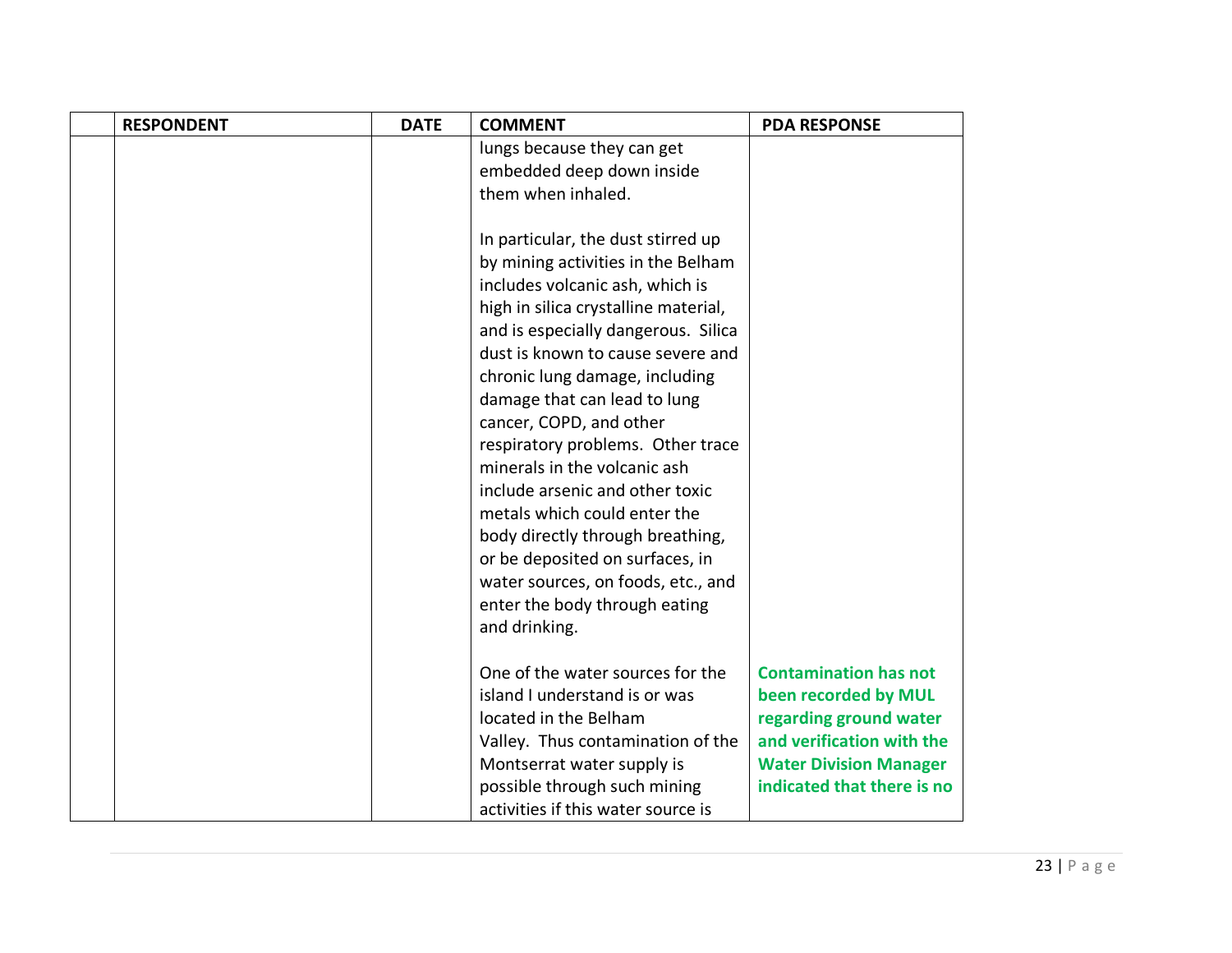| | RESPONDENT | DATE | COMMENT | PDA RESPONSE |
|---|---|---|---|---|
| | | | lungs because they can get embedded deep down inside them when inhaled.<br><br>In particular, the dust stirred up by mining activities in the Belham includes volcanic ash, which is high in silica crystalline material, and is especially dangerous. Silica dust is known to cause severe and chronic lung damage, including damage that can lead to lung cancer, COPD, and other respiratory problems. Other trace minerals in the volcanic ash include arsenic and other toxic metals which could enter the body directly through breathing, or be deposited on surfaces, in water sources, on foods, etc., and enter the body through eating and drinking.<br><br>One of the water sources for the island I understand is or was located in the Belham Valley. Thus contamination of the Montserrat water supply is possible through such mining activities if this water source is | <br><br><br><br><br><br><br><br><br><br><br><br><br><br><br><br><br><br><br><br><br>**Contamination has not been recorded by MUL regarding ground water and verification with the Water Division Manager indicated that there is no** |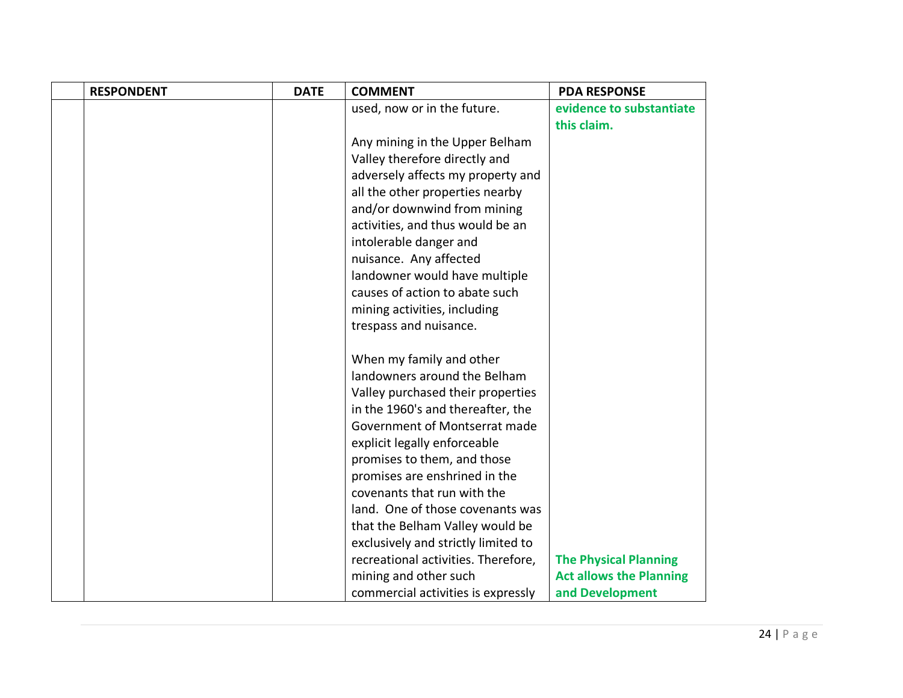| | RESPONDENT | DATE | COMMENT | PDA RESPONSE |
|---|---|---|---|---|
| | | | used, now or in the future.<br><br>Any mining in the Upper Belham Valley therefore directly and adversely affects my property and all the other properties nearby and/or downwind from mining activities, and thus would be an intolerable danger and nuisance. Any affected landowner would have multiple causes of action to abate such mining activities, including trespass and nuisance.<br><br>When my family and other landowners around the Belham Valley purchased their properties in the 1960's and thereafter, the Government of Montserrat made explicit legally enforceable promises to them, and those promises are enshrined in the covenants that run with the land. One of those covenants was that the Belham Valley would be exclusively and strictly limited to recreational activities. Therefore, mining and other such commercial activities is expressly | **evidence to substantiate this claim.**<br><br>**The Physical Planning Act allows the Planning and Development** |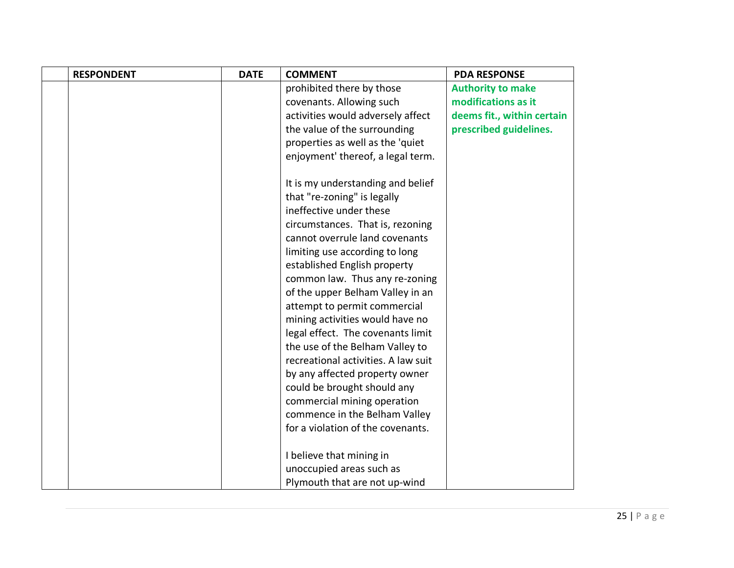| | RESPONDENT | DATE | COMMENT | PDA RESPONSE |
|---|---|---|---|---|
| | | | prohibited there by those covenants. Allowing such activities would adversely affect the value of the surrounding properties as well as the 'quiet enjoyment' thereof, a legal term.<br><br>It is my understanding and belief that "re-zoning" is legally ineffective under these circumstances. That is, rezoning cannot overrule land covenants limiting use according to long established English property common law. Thus any re-zoning of the upper Belham Valley in an attempt to permit commercial mining activities would have no legal effect. The covenants limit the use of the Belham Valley to recreational activities. A law suit by any affected property owner could be brought should any commercial mining operation commence in the Belham Valley for a violation of the covenants.<br><br>I believe that mining in unoccupied areas such as Plymouth that are not up-wind | **Authority to make modifications as it deems fit., within certain prescribed guidelines.** |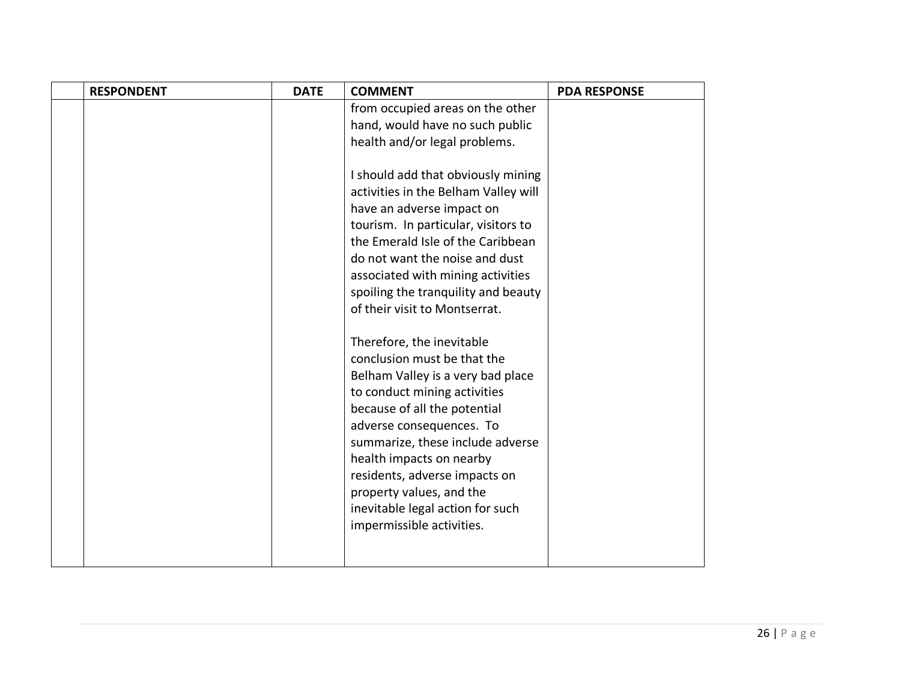|  | RESPONDENT | DATE | COMMENT | PDA RESPONSE |
|---|---|---|---|---|
|  |  |  | from occupied areas on the other hand, would have no such public health and/or legal problems.<br><br>I should add that obviously mining activities in the Belham Valley will have an adverse impact on tourism. In particular, visitors to the Emerald Isle of the Caribbean do not want the noise and dust associated with mining activities spoiling the tranquility and beauty of their visit to Montserrat.<br><br>Therefore, the inevitable conclusion must be that the Belham Valley is a very bad place to conduct mining activities because of all the potential adverse consequences. To summarize, these include adverse health impacts on nearby residents, adverse impacts on property values, and the inevitable legal action for such impermissible activities. |  |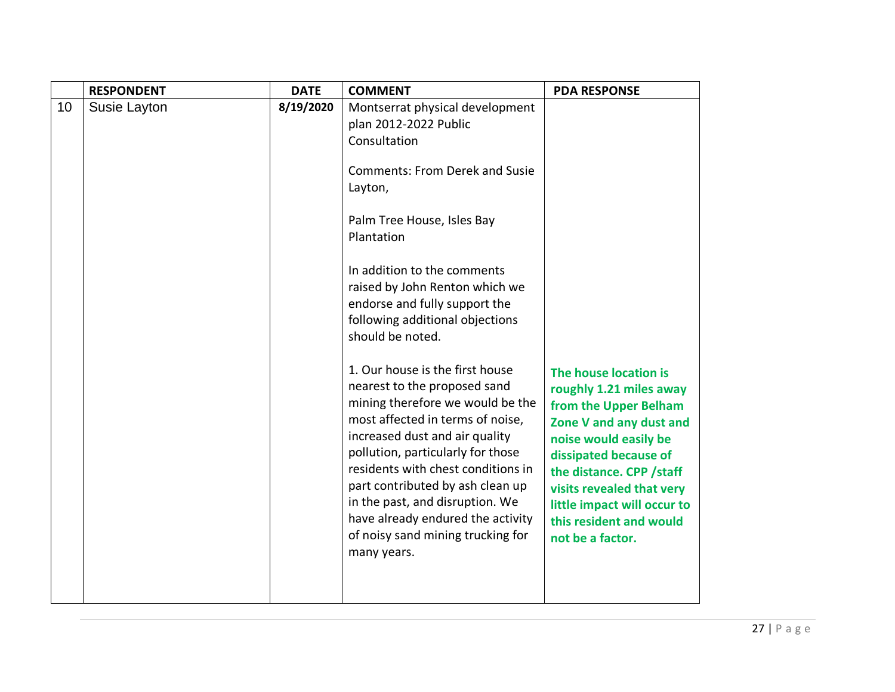|  | RESPONDENT | DATE | COMMENT | PDA RESPONSE |
|---|---|---|---|---|
| 10 | Susie Layton | **8/19/2020** | Montserrat physical development plan 2012-2022 Public Consultation<br><br>Comments: From Derek and Susie Layton,<br><br>Palm Tree House, Isles Bay Plantation<br><br>In addition to the comments raised by John Renton which we endorse and fully support the following additional objections should be noted.<br><br>1. Our house is the first house nearest to the proposed sand mining therefore we would be the most affected in terms of noise, increased dust and air quality pollution, particularly for those residents with chest conditions in part contributed by ash clean up in the past, and disruption. We have already endured the activity of noisy sand mining trucking for many years. | **The house location is roughly 1.21 miles away from the Upper Belham Zone V and any dust and noise would easily be dissipated because of the distance. CPP /staff visits revealed that very little impact will occur to this resident and would not be a factor.** |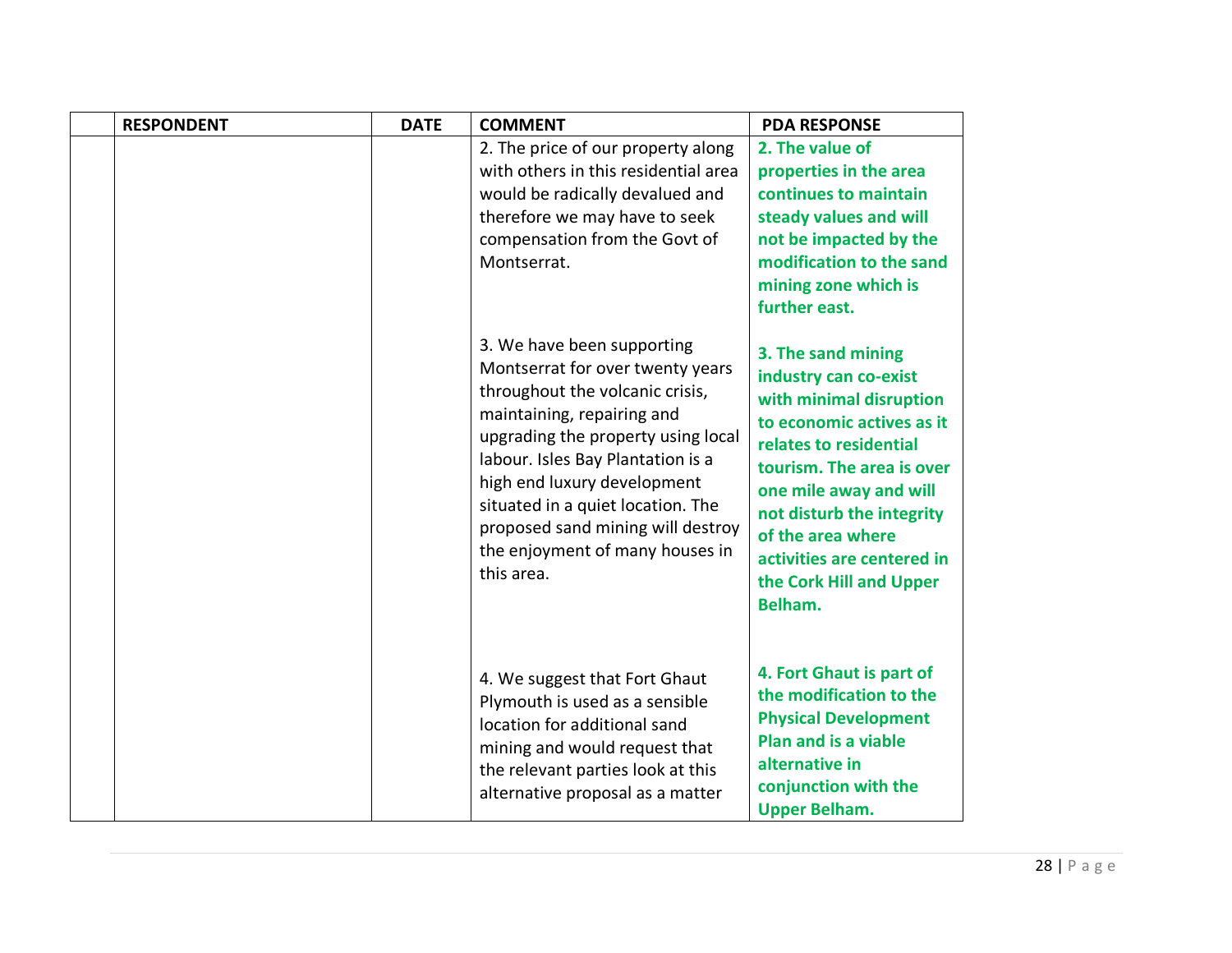| | RESPONDENT | DATE | COMMENT | PDA RESPONSE |
|---|---|---|---|---|
| | | | 2. The price of our property along with others in this residential area would be radically devalued and therefore we may have to seek compensation from the Govt of Montserrat. | **2. The value of properties in the area continues to maintain steady values and will not be impacted by the modification to the sand mining zone which is further east.** |
| | | | 3. We have been supporting Montserrat for over twenty years throughout the volcanic crisis, maintaining, repairing and upgrading the property using local labour. Isles Bay Plantation is a high end luxury development situated in a quiet location. The proposed sand mining will destroy the enjoyment of many houses in this area. | **3. The sand mining industry can co-exist with minimal disruption to economic actives as it relates to residential tourism. The area is over one mile away and will not disturb the integrity of the area where activities are centered in the Cork Hill and Upper Belham.** |
| | | | 4. We suggest that Fort Ghaut Plymouth is used as a sensible location for additional sand mining and would request that the relevant parties look at this alternative proposal as a matter | **4. Fort Ghaut is part of the modification to the Physical Development Plan and is a viable alternative in conjunction with the Upper Belham.** |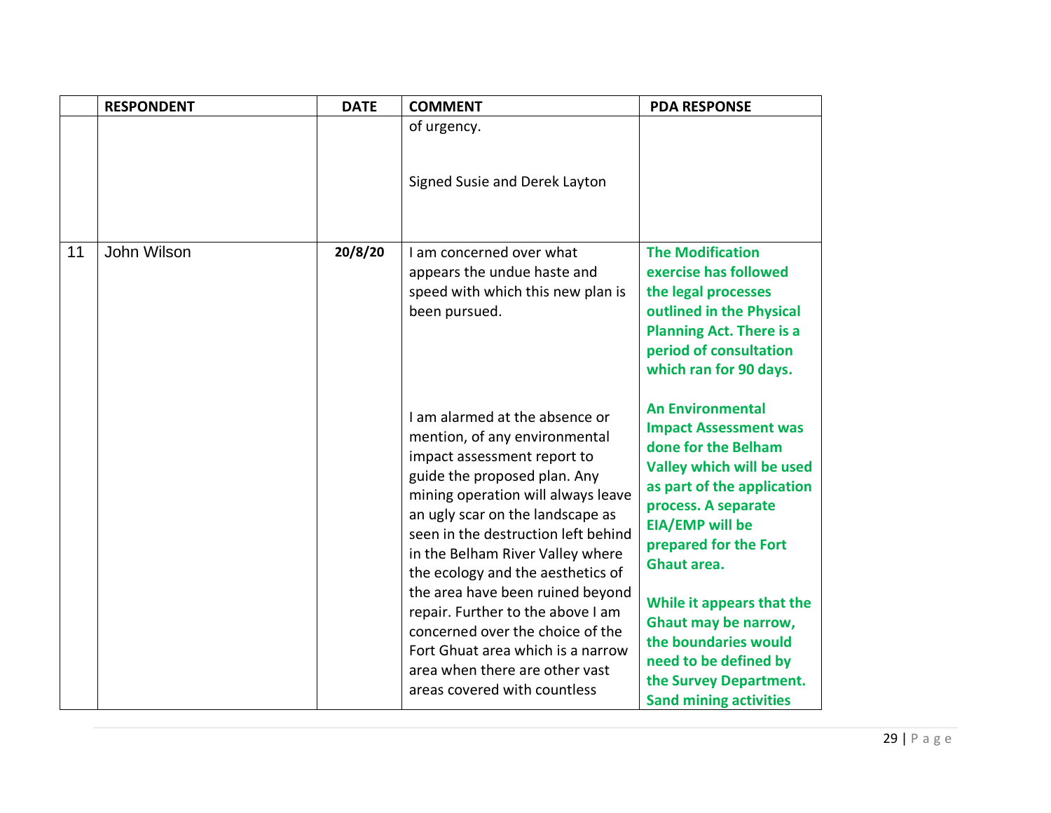| | RESPONDENT | DATE | COMMENT | PDA RESPONSE |
|---|---|---|---|---|
| | | | of urgency.<br><br>Signed Susie and Derek Layton | |
| 11 | John Wilson | **20/8/20** | I am concerned over what appears the undue haste and speed with which this new plan is been pursued.<br><br>I am alarmed at the absence or mention, of any environmental impact assessment report to guide the proposed plan. Any mining operation will always leave an ugly scar on the landscape as seen in the destruction left behind in the Belham River Valley where the ecology and the aesthetics of the area have been ruined beyond repair. Further to the above I am concerned over the choice of the Fort Ghaut area which is a narrow area when there are other vast areas covered with countless | **The Modification exercise has followed the legal processes outlined in the Physical Planning Act. There is a period of consultation which ran for 90 days.**<br><br>**An Environmental Impact Assessment was done for the Belham Valley which will be used as part of the application process. A separate EIA/EMP will be prepared for the Fort Ghaut area.**<br><br>**While it appears that the Ghaut may be narrow, the boundaries would need to be defined by the Survey Department. Sand mining activities** |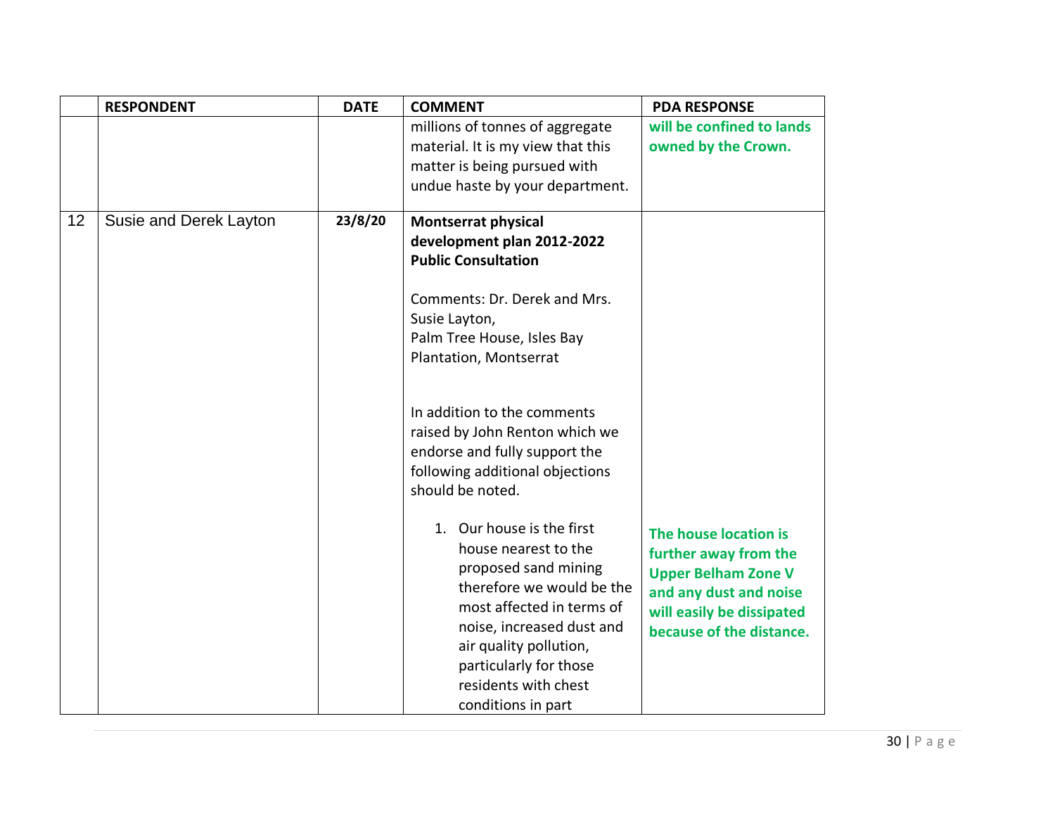| | RESPONDENT | DATE | COMMENT | PDA RESPONSE |
|---|---|---|---|---|
| | | | millions of tonnes of aggregate material. It is my view that this matter is being pursued with undue haste by your department. | **will be confined to lands owned by the Crown.** |
| 12 | Susie and Derek Layton | **23/8/20** | **Montserrat physical development plan 2012-2022 Public Consultation**<br><br>Comments: Dr. Derek and Mrs. Susie Layton,<br>Palm Tree House, Isles Bay Plantation, Montserrat<br><br>In addition to the comments raised by John Renton which we endorse and fully support the following additional objections should be noted.<br><br>1. Our house is the first house nearest to the proposed sand mining therefore we would be the most affected in terms of noise, increased dust and air quality pollution, particularly for those residents with chest conditions in part | <br><br><br><br><br><br><br><br><br><br>**The house location is further away from the Upper Belham Zone V and any dust and noise will easily be dissipated because of the distance.** |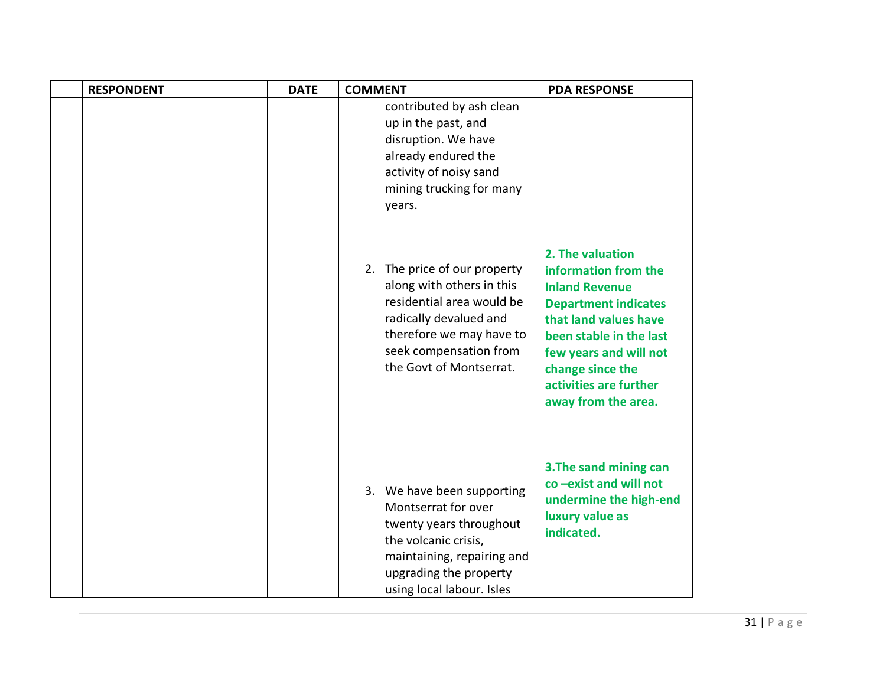| | RESPONDENT | DATE | COMMENT | PDA RESPONSE |
|---|---|---|---|---|
| | | | contributed by ash clean up in the past, and disruption. We have already endured the activity of noisy sand mining trucking for many years. | |
| | | | 2. The price of our property along with others in this residential area would be radically devalued and therefore we may have to seek compensation from the Govt of Montserrat. | **2. The valuation information from the Inland Revenue Department indicates that land values have been stable in the last few years and will not change since the activities are further away from the area.** |
| | | | 3. We have been supporting Montserrat for over twenty years throughout the volcanic crisis, maintaining, repairing and upgrading the property using local labour. Isles | **3.The sand mining can co –exist and will not undermine the high-end luxury value as indicated.** |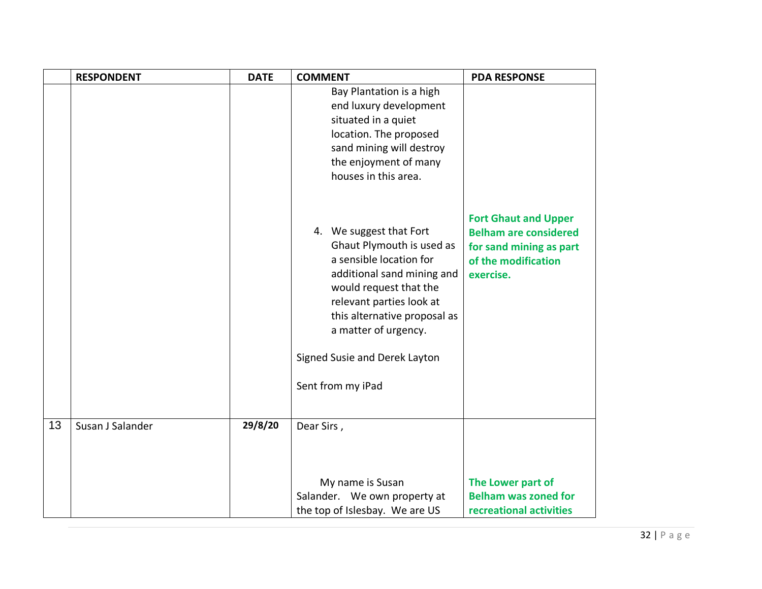|  | RESPONDENT | DATE | COMMENT | PDA RESPONSE |
|---|---|---|---|---|
|  |  |  | Bay Plantation is a high end luxury development situated in a quiet location. The proposed sand mining will destroy the enjoyment of many houses in this area.<br><br>4. We suggest that Fort Ghaut Plymouth is used as a sensible location for additional sand mining and would request that the relevant parties look at this alternative proposal as a matter of urgency.<br><br>Signed Susie and Derek Layton<br><br>Sent from my iPad | **Fort Ghaut and Upper Belham are considered for sand mining as part of the modification exercise.** |
| 13 | Susan J Salander | **29/8/20** | Dear Sirs ,<br><br>My name is Susan Salander. We own property at the top of Islesbay. We are US | **The Lower part of Belham was zoned for recreational activities** |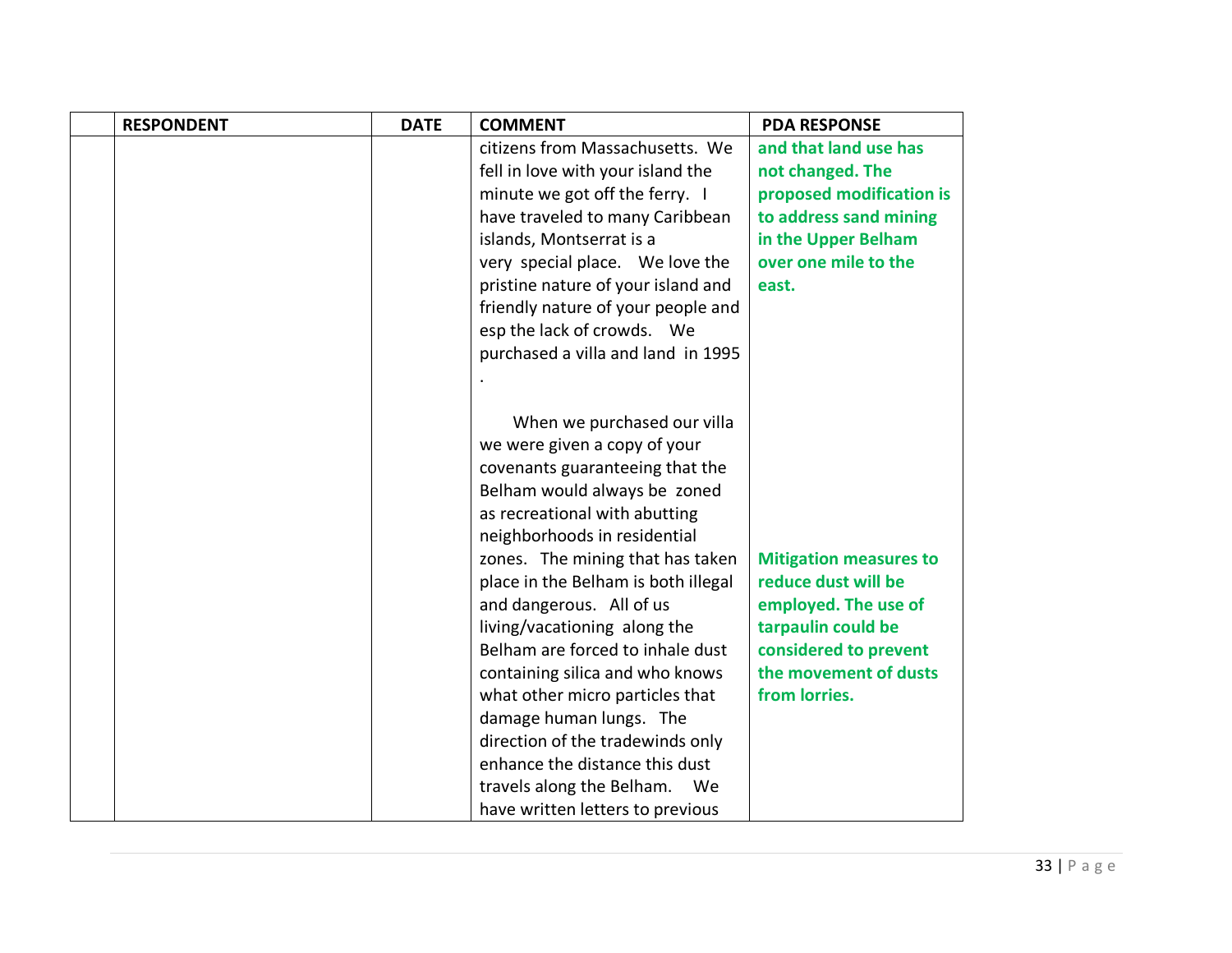| | RESPONDENT | DATE | COMMENT | PDA RESPONSE |
|---|---|---|---|---|
| | | | citizens from Massachusetts. We fell in love with your island the minute we got off the ferry. I have traveled to many Caribbean islands, Montserrat is a very special place. We love the pristine nature of your island and friendly nature of your people and esp the lack of crowds. We purchased a villa and land in 1995 .<br><br>When we purchased our villa we were given a copy of your covenants guaranteeing that the Belham would always be zoned as recreational with abutting neighborhoods in residential zones. The mining that has taken place in the Belham is both illegal and dangerous. All of us living/vacationing along the Belham are forced to inhale dust containing silica and who knows what other micro particles that damage human lungs. The direction of the tradewinds only enhance the distance this dust travels along the Belham. We have written letters to previous | **and that land use has not changed. The proposed modification is to address sand mining in the Upper Belham over one mile to the east.**<br><br>**Mitigation measures to reduce dust will be employed. The use of tarpaulin could be considered to prevent the movement of dusts from lorries.** |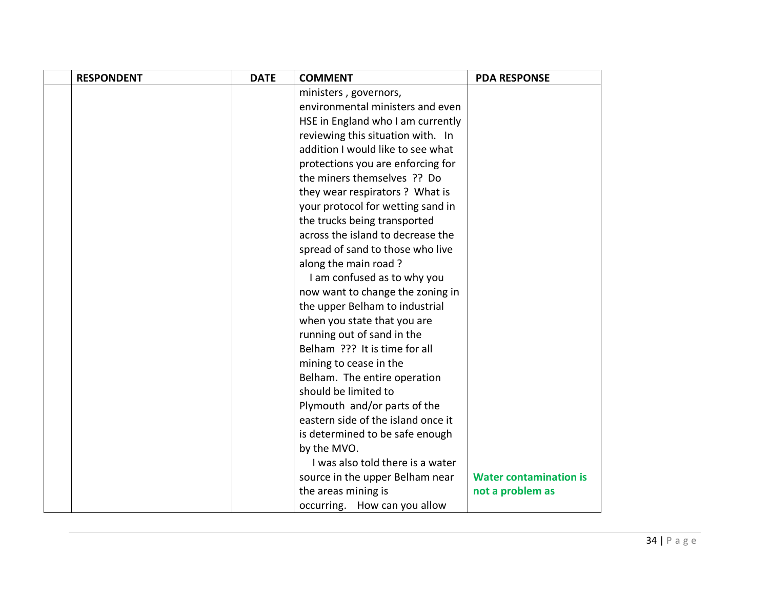| | RESPONDENT | DATE | COMMENT | PDA RESPONSE |
|---|---|---|---|---|
| | | | ministers , governors, environmental ministers and even HSE in England who I am currently reviewing this situation with. In addition I would like to see what protections you are enforcing for the miners themselves ?? Do they wear respirators ? What is your protocol for wetting sand in the trucks being transported across the island to decrease the spread of sand to those who live along the main road ?<br>I am confused as to why you now want to change the zoning in the upper Belham to industrial when you state that you are running out of sand in the Belham ??? It is time for all mining to cease in the Belham. The entire operation should be limited to Plymouth and/or parts of the eastern side of the island once it is determined to be safe enough by the MVO.<br>I was also told there is a water source in the upper Belham near the areas mining is occurring. How can you allow | **Water contamination is not a problem as** |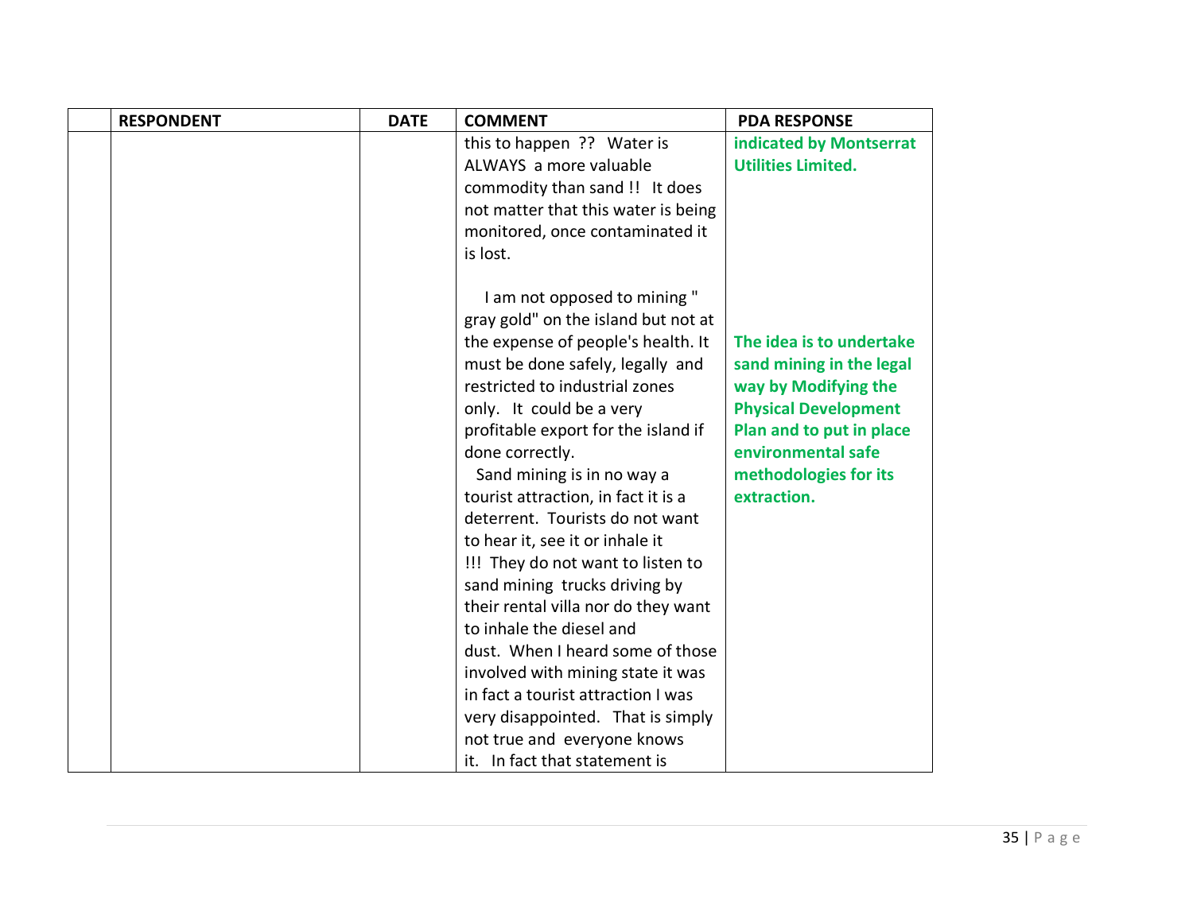| | RESPONDENT | DATE | COMMENT | PDA RESPONSE |
|---|---|---|---|---|
| | | | this to happen ?? Water is ALWAYS a more valuable commodity than sand !! It does not matter that this water is being monitored, once contaminated it is lost.<br><br>I am not opposed to mining " gray gold" on the island but not at the expense of people's health. It must be done safely, legally and restricted to industrial zones only. It could be a very profitable export for the island if done correctly.<br>Sand mining is in no way a tourist attraction, in fact it is a deterrent. Tourists do not want to hear it, see it or inhale it !!! They do not want to listen to sand mining trucks driving by their rental villa nor do they want to inhale the diesel and dust. When I heard some of those involved with mining state it was in fact a tourist attraction I was very disappointed. That is simply not true and everyone knows it. In fact that statement is | **indicated by Montserrat Utilities Limited.**<br><br>**The idea is to undertake sand mining in the legal way by Modifying the Physical Development Plan and to put in place environmental safe methodologies for its extraction.** |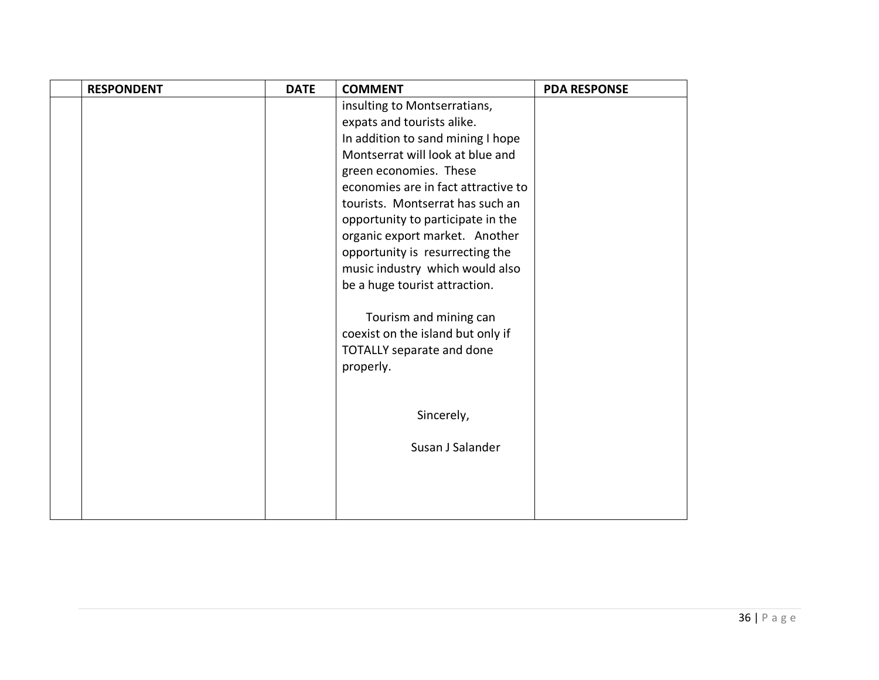| | RESPONDENT | DATE | COMMENT | PDA RESPONSE |
|---|---|---|---|---|
| | | | insulting to Montserratians, expats and tourists alike.<br>In addition to sand mining I hope Montserrat will look at blue and green economies. These economies are in fact attractive to tourists. Montserrat has such an opportunity to participate in the organic export market. Another opportunity is resurrecting the music industry which would also be a huge tourist attraction.<br><br>Tourism and mining can coexist on the island but only if TOTALLY separate and done properly.<br><br>Sincerely,<br><br>Susan J Salander | |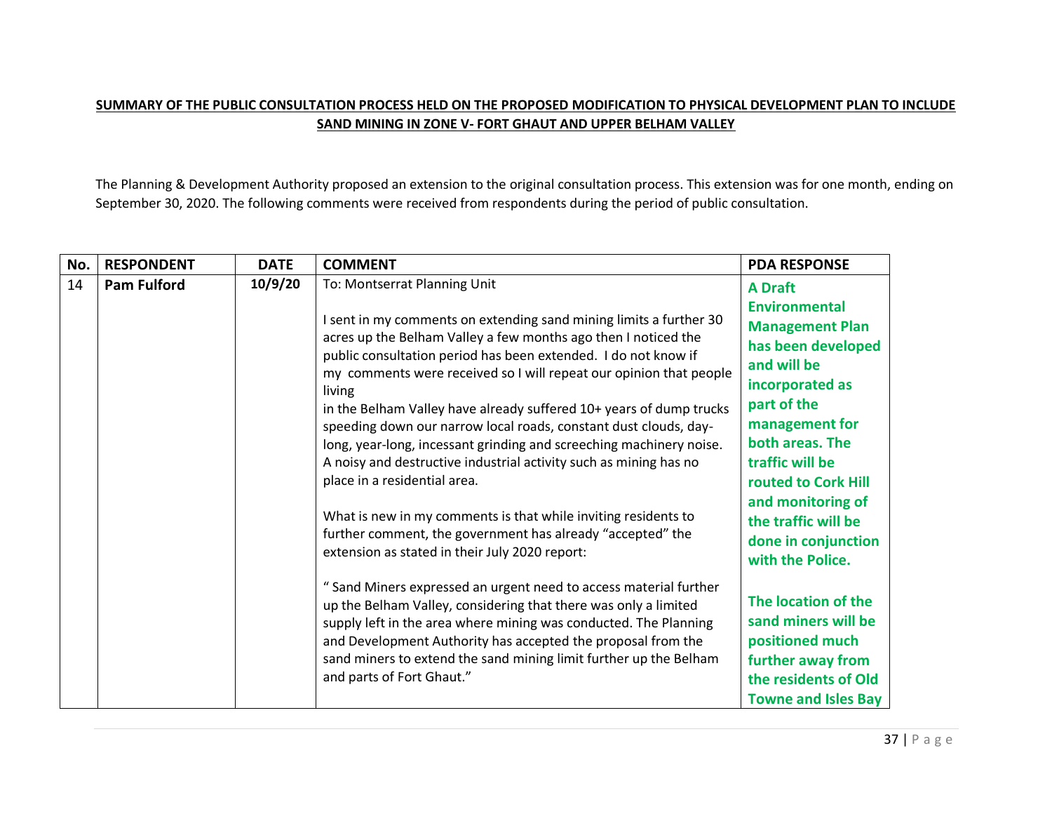**<u>SUMMARY OF THE PUBLIC CONSULTATION PROCESS HELD ON THE PROPOSED MODIFICATION TO PHYSICAL DEVELOPMENT PLAN TO INCLUDE SAND MINING IN ZONE V- FORT GHAUT AND UPPER BELHAM VALLEY</u>**

The Planning & Development Authority proposed an extension to the original consultation process. This extension was for one month, ending on September 30, 2020. The following comments were received from respondents during the period of public consultation.

| No. | RESPONDENT | DATE | COMMENT | PDA RESPONSE |
|---|---|---|---|---|
| 14 | **Pam Fulford** | **10/9/20** | To: Montserrat Planning Unit<br><br>I sent in my comments on extending sand mining limits a further 30 acres up the Belham Valley a few months ago then I noticed the public consultation period has been extended. I do not know if my comments were received so I will repeat our opinion that people living<br>in the Belham Valley have already suffered 10+ years of dump trucks speeding down our narrow local roads, constant dust clouds, day-long, year-long, incessant grinding and screeching machinery noise. A noisy and destructive industrial activity such as mining has no place in a residential area.<br><br>What is new in my comments is that while inviting residents to further comment, the government has already "accepted" the extension as stated in their July 2020 report:<br><br>" Sand Miners expressed an urgent need to access material further up the Belham Valley, considering that there was only a limited supply left in the area where mining was conducted. The Planning and Development Authority has accepted the proposal from the sand miners to extend the sand mining limit further up the Belham and parts of Fort Ghaut." | **A Draft Environmental Management Plan has been developed and will be incorporated as part of the management for both areas. The traffic will be routed to Cork Hill and monitoring of the traffic will be done in conjunction with the Police.**<br><br>**The location of the sand miners will be positioned much further away from the residents of Old Towne and Isles Bay** |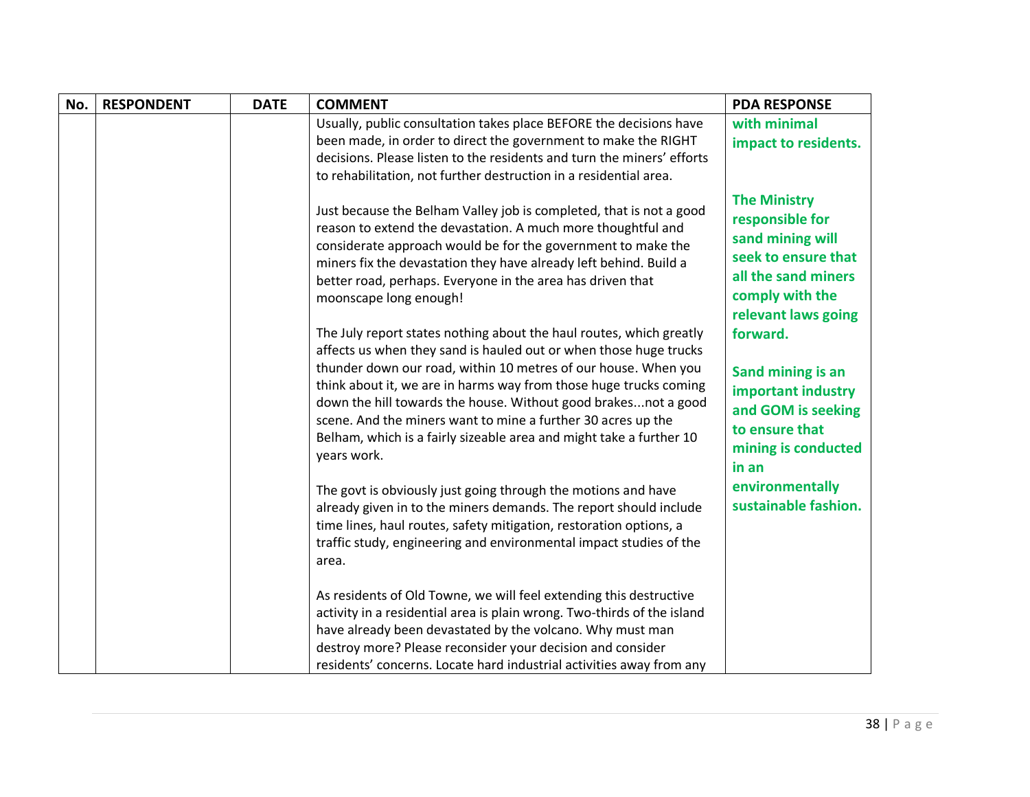| No. | RESPONDENT | DATE | COMMENT | PDA RESPONSE |
|---|---|---|---|---|
| | | | Usually, public consultation takes place BEFORE the decisions have been made, in order to direct the government to make the RIGHT decisions. Please listen to the residents and turn the miners' efforts to rehabilitation, not further destruction in a residential area.<br><br>Just because the Belham Valley job is completed, that is not a good reason to extend the devastation. A much more thoughtful and considerate approach would be for the government to make the miners fix the devastation they have already left behind. Build a better road, perhaps. Everyone in the area has driven that moonscape long enough!<br><br>The July report states nothing about the haul routes, which greatly affects us when they sand is hauled out or when those huge trucks thunder down our road, within 10 metres of our house. When you think about it, we are in harms way from those huge trucks coming down the hill towards the house. Without good brakes...not a good scene. And the miners want to mine a further 30 acres up the Belham, which is a fairly sizeable area and might take a further 10 years work.<br><br>The govt is obviously just going through the motions and have already given in to the miners demands. The report should include time lines, haul routes, safety mitigation, restoration options, a traffic study, engineering and environmental impact studies of the area.<br><br>As residents of Old Towne, we will feel extending this destructive activity in a residential area is plain wrong. Two-thirds of the island have already been devastated by the volcano. Why must man destroy more? Please reconsider your decision and consider residents' concerns. Locate hard industrial activities away from any | **with minimal impact to residents.**<br><br>**The Ministry responsible for sand mining will seek to ensure that all the sand miners comply with the relevant laws going forward.**<br><br>**Sand mining is an important industry and GOM is seeking to ensure that mining is conducted in an environmentally sustainable fashion.** |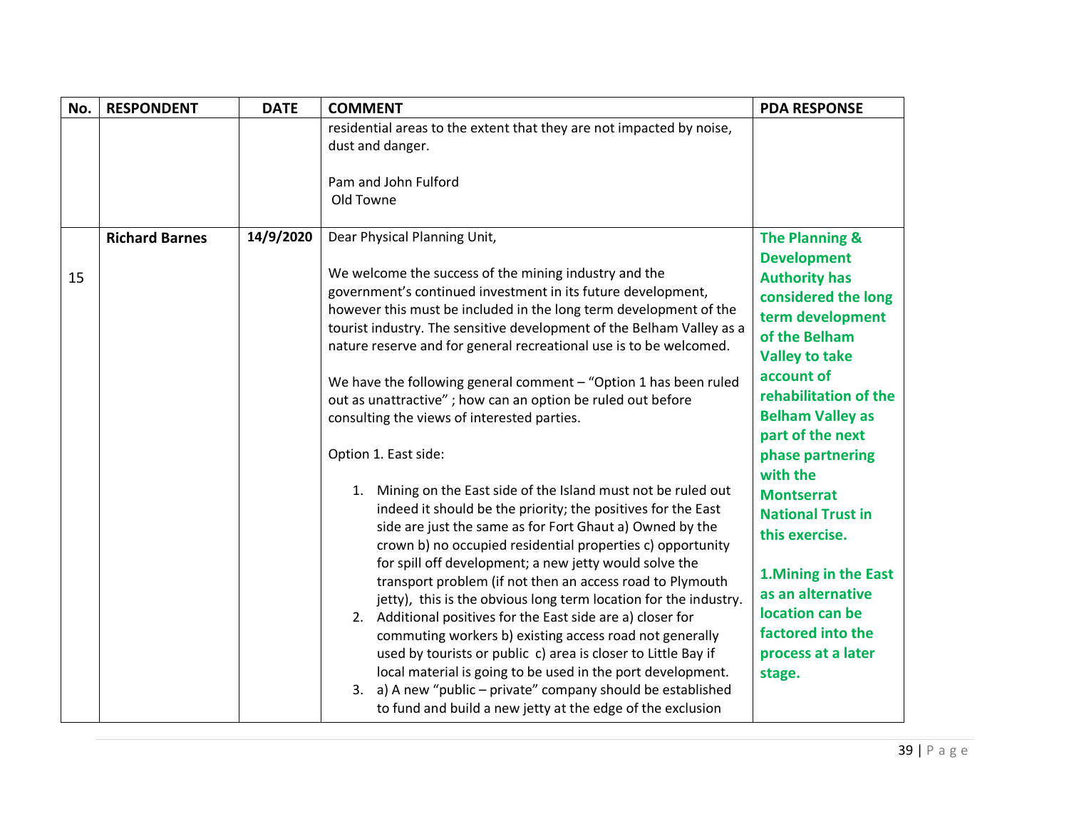| No. | RESPONDENT | DATE | COMMENT | PDA RESPONSE |
|---|---|---|---|---|
| | | | residential areas to the extent that they are not impacted by noise, dust and danger.<br><br>Pam and John Fulford<br>Old Towne | |
| 15 | **Richard Barnes** | **14/9/2020** | Dear Physical Planning Unit,<br><br>We welcome the success of the mining industry and the government's continued investment in its future development, however this must be included in the long term development of the tourist industry. The sensitive development of the Belham Valley as a nature reserve and for general recreational use is to be welcomed.<br><br>We have the following general comment – "Option 1 has been ruled out as unattractive" ; how can an option be ruled out before consulting the views of interested parties.<br><br>Option 1. East side:<br><br>1. Mining on the East side of the Island must not be ruled out indeed it should be the priority; the positives for the East side are just the same as for Fort Ghaut a) Owned by the crown b) no occupied residential properties c) opportunity for spill off development; a new jetty would solve the transport problem (if not then an access road to Plymouth jetty), this is the obvious long term location for the industry.<br>2. Additional positives for the East side are a) closer for commuting workers b) existing access road not generally used by tourists or public c) area is closer to Little Bay if local material is going to be used in the port development.<br>3. a) A new "public – private" company should be established to fund and build a new jetty at the edge of the exclusion | **The Planning & Development Authority has considered the long term development of the Belham Valley to take account of rehabilitation of the Belham Valley as part of the next phase partnering with the Montserrat National Trust in this exercise.**<br><br>**1.Mining in the East as an alternative location can be factored into the process at a later stage.** |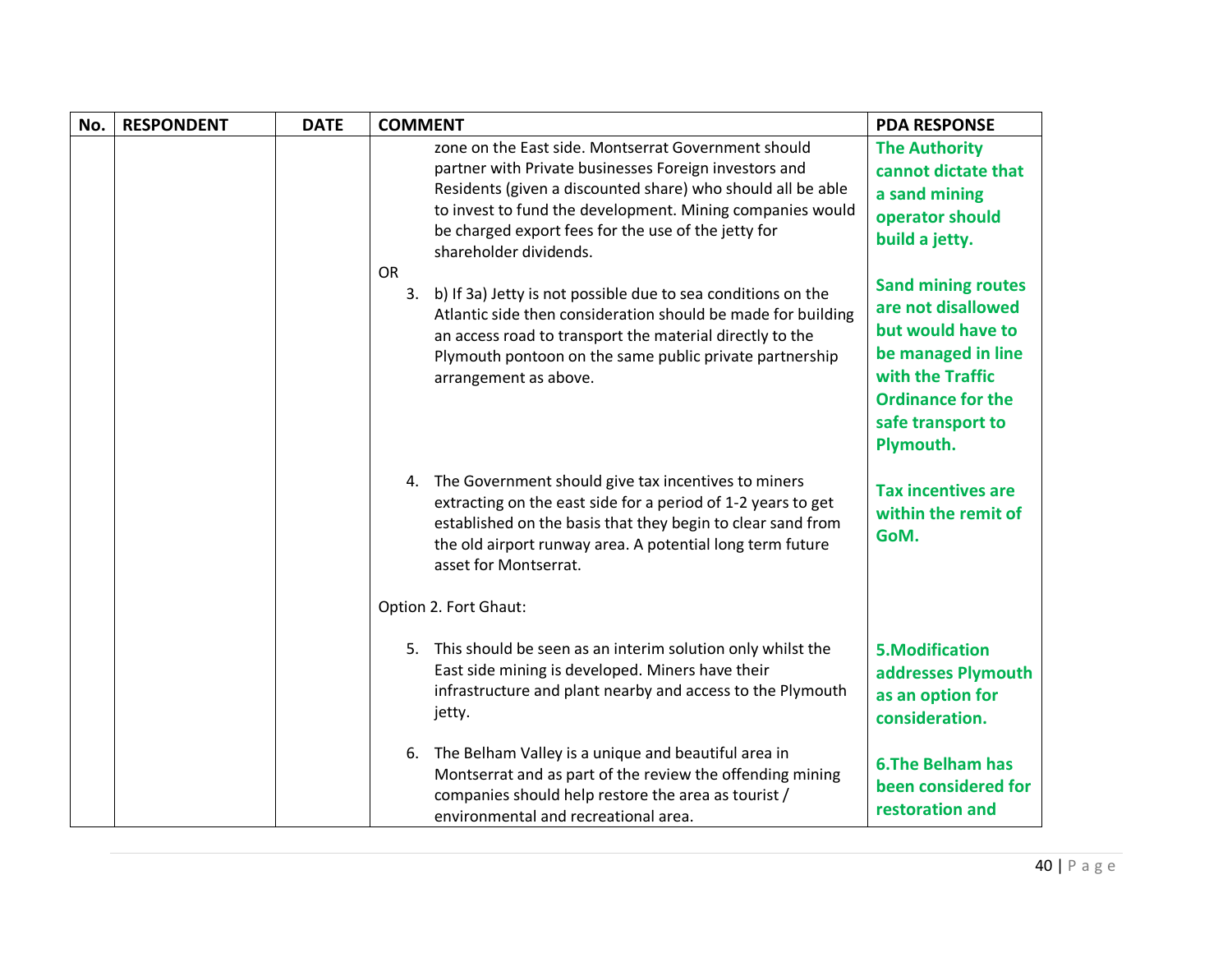| No. | RESPONDENT | DATE | COMMENT | PDA RESPONSE |
|---|---|---|---|---|
| | | | zone on the East side. Montserrat Government should partner with Private businesses Foreign investors and Residents (given a discounted share) who should all be able to invest to fund the development. Mining companies would be charged export fees for the use of the jetty for shareholder dividends. | **The Authority cannot dictate that a sand mining operator should build a jetty.** |
| | | | OR<br>3. b) If 3a) Jetty is not possible due to sea conditions on the Atlantic side then consideration should be made for building an access road to transport the material directly to the Plymouth pontoon on the same public private partnership arrangement as above. | **Sand mining routes are not disallowed but would have to be managed in line with the Traffic Ordinance for the safe transport to Plymouth.** |
| | | | 4. The Government should give tax incentives to miners extracting on the east side for a period of 1-2 years to get established on the basis that they begin to clear sand from the old airport runway area. A potential long term future asset for Montserrat. | **Tax incentives are within the remit of GoM.** |
| | | | Option 2. Fort Ghaut: | |
| | | | 5. This should be seen as an interim solution only whilst the East side mining is developed. Miners have their infrastructure and plant nearby and access to the Plymouth jetty. | **5.Modification addresses Plymouth as an option for consideration.** |
| | | | 6. The Belham Valley is a unique and beautiful area in Montserrat and as part of the review the offending mining companies should help restore the area as tourist / environmental and recreational area. | **6.The Belham has been considered for restoration and** |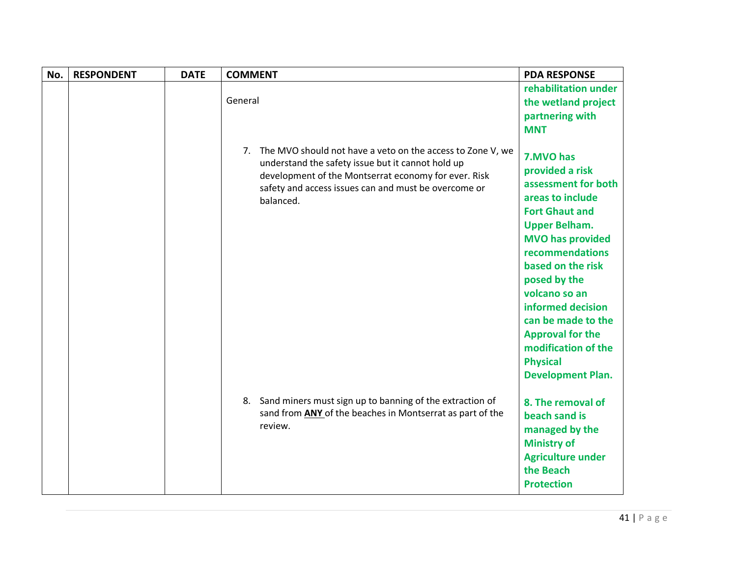| No. | RESPONDENT | DATE | COMMENT | PDA RESPONSE |
|---|---|---|---|---|
| | | | General | **rehabilitation under the wetland project partnering with MNT** |
| | | | 7. The MVO should not have a veto on the access to Zone V, we understand the safety issue but it cannot hold up development of the Montserrat economy for ever. Risk safety and access issues can and must be overcome or balanced. | **7.MVO has provided a risk assessment for both areas to include Fort Ghaut and Upper Belham. MVO has provided recommendations based on the risk posed by the volcano so an informed decision can be made to the Approval for the modification of the Physical Development Plan.** |
| | | | 8. Sand miners must sign up to banning of the extraction of sand from **<u>ANY</u>** of the beaches in Montserrat as part of the review. | **8. The removal of beach sand is managed by the Ministry of Agriculture under the Beach Protection** |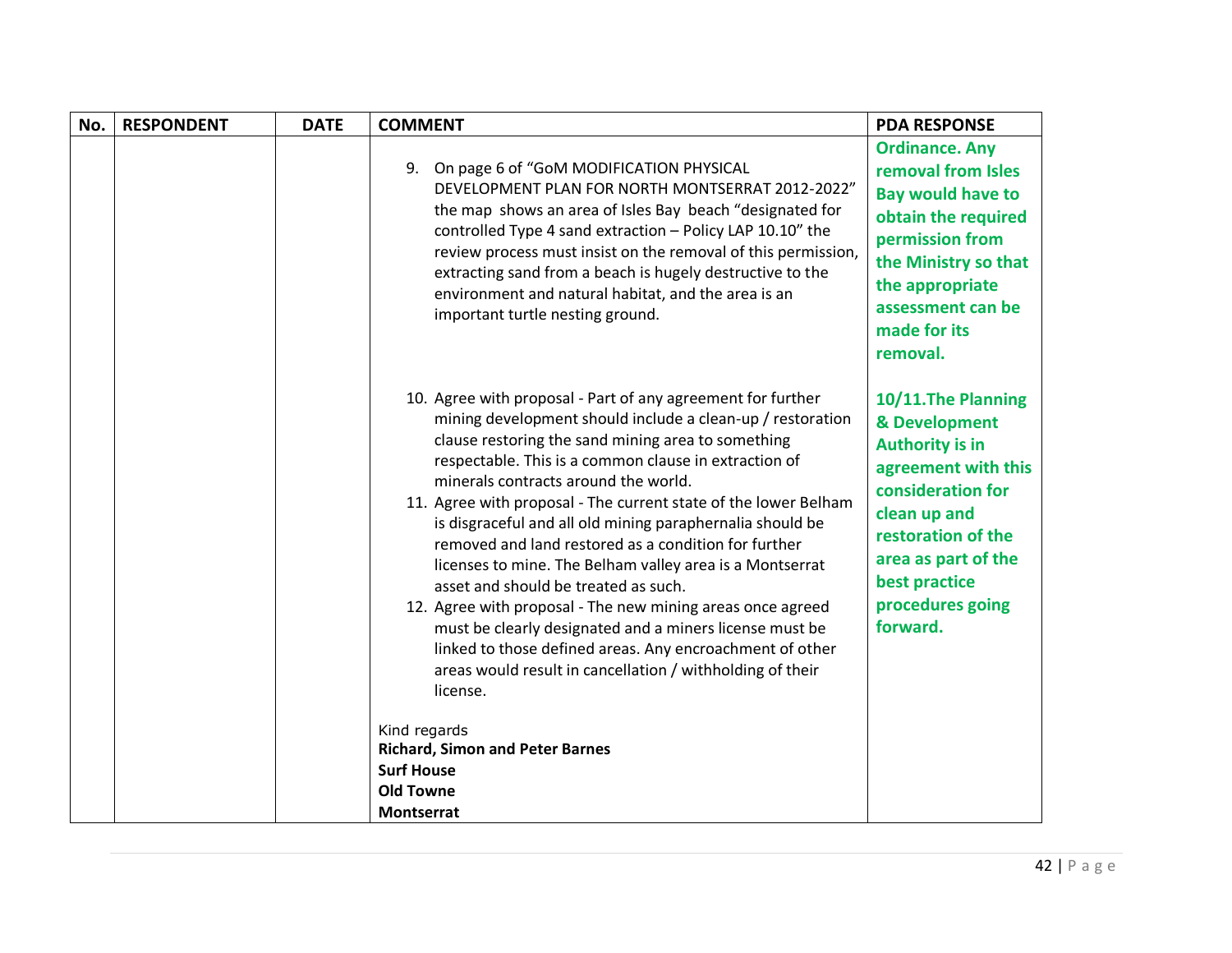| No. | RESPONDENT | DATE | COMMENT | PDA RESPONSE |
|---|---|---|---|---|
| | | | 9. On page 6 of "GoM MODIFICATION PHYSICAL DEVELOPMENT PLAN FOR NORTH MONTSERRAT 2012-2022" the map shows an area of Isles Bay beach "designated for controlled Type 4 sand extraction – Policy LAP 10.10" the review process must insist on the removal of this permission, extracting sand from a beach is hugely destructive to the environment and natural habitat, and the area is an important turtle nesting ground. | **Ordinance. Any removal from Isles Bay would have to obtain the required permission from the Ministry so that the appropriate assessment can be made for its removal.** |
| | | | 10. Agree with proposal - Part of any agreement for further mining development should include a clean-up / restoration clause restoring the sand mining area to something respectable. This is a common clause in extraction of minerals contracts around the world.<br>11. Agree with proposal - The current state of the lower Belham is disgraceful and all old mining paraphernalia should be removed and land restored as a condition for further licenses to mine. The Belham valley area is a Montserrat asset and should be treated as such.<br>12. Agree with proposal - The new mining areas once agreed must be clearly designated and a miners license must be linked to those defined areas. Any encroachment of other areas would result in cancellation / withholding of their license.<br><br>Kind regards<br>**Richard, Simon and Peter Barnes**<br>**Surf House**<br>**Old Towne**<br>**Montserrat** | **10/11.The Planning & Development Authority is in agreement with this consideration for clean up and restoration of the area as part of the best practice procedures going forward.** |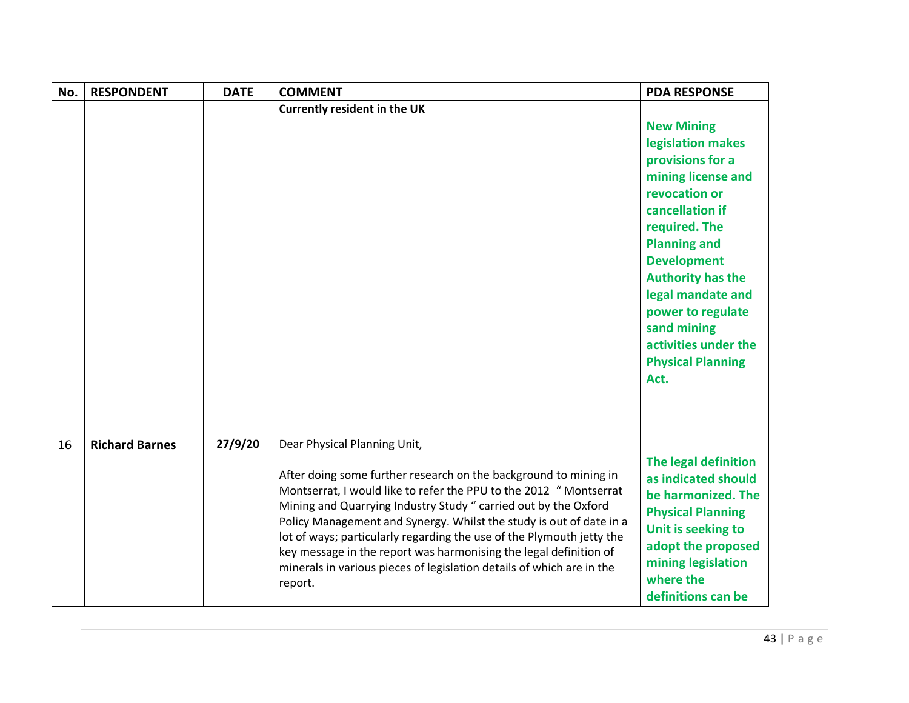| No. | RESPONDENT | DATE | COMMENT | PDA RESPONSE |
|---|---|---|---|---|
| | | | **Currently resident in the UK** | **New Mining legislation makes provisions for a mining license and revocation or cancellation if required. The Planning and Development Authority has the legal mandate and power to regulate sand mining activities under the Physical Planning Act.** |
| 16 | **Richard Barnes** | **27/9/20** | Dear Physical Planning Unit,<br><br>After doing some further research on the background to mining in Montserrat, I would like to refer the PPU to the 2012 " Montserrat Mining and Quarrying Industry Study " carried out by the Oxford Policy Management and Synergy. Whilst the study is out of date in a lot of ways; particularly regarding the use of the Plymouth jetty the key message in the report was harmonising the legal definition of minerals in various pieces of legislation details of which are in the report. | **The legal definition as indicated should be harmonized. The Physical Planning Unit is seeking to adopt the proposed mining legislation where the definitions can be** |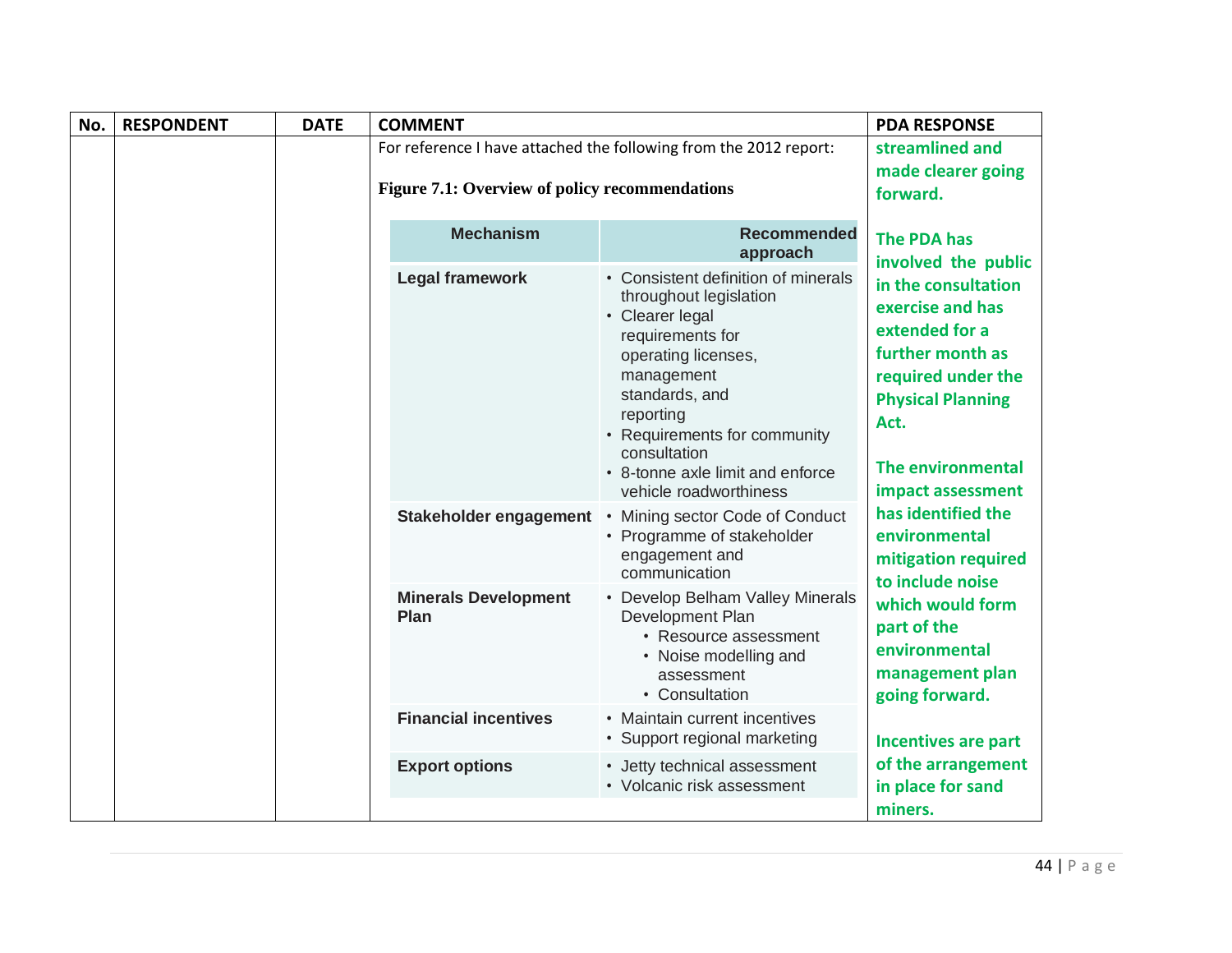| No. | RESPONDENT | DATE | COMMENT | PDA RESPONSE |
|---|---|---|---|---|
| | | | For reference I have attached the following from the 2012 report:<br><br>**Figure 7.1: Overview of policy recommendations**<br><br>*(see nested table below)* | **streamlined and made clearer going forward.**<br><br>**The PDA has involved the public in the consultation exercise and has extended for a further month as required under the Physical Planning Act.**<br><br>**The environmental impact assessment has identified the environmental mitigation required to include noise which would form part of the environmental management plan going forward.**<br><br>**Incentives are part of the arrangement in place for sand miners.** |

**Figure 7.1: Overview of policy recommendations**

| Mechanism | Recommended approach |
|---|---|
| **Legal framework** | • Consistent definition of minerals throughout legislation<br>• Clearer legal requirements for operating licenses, management standards, and reporting<br>• Requirements for community consultation<br>• 8-tonne axle limit and enforce vehicle roadworthiness |
| **Stakeholder engagement** | • Mining sector Code of Conduct<br>• Programme of stakeholder engagement and communication |
| **Minerals Development Plan** | • Develop Belham Valley Minerals Development Plan<br>  • Resource assessment<br>  • Noise modelling and assessment<br>  • Consultation |
| **Financial incentives** | • Maintain current incentives<br>• Support regional marketing |
| **Export options** | • Jetty technical assessment<br>• Volcanic risk assessment |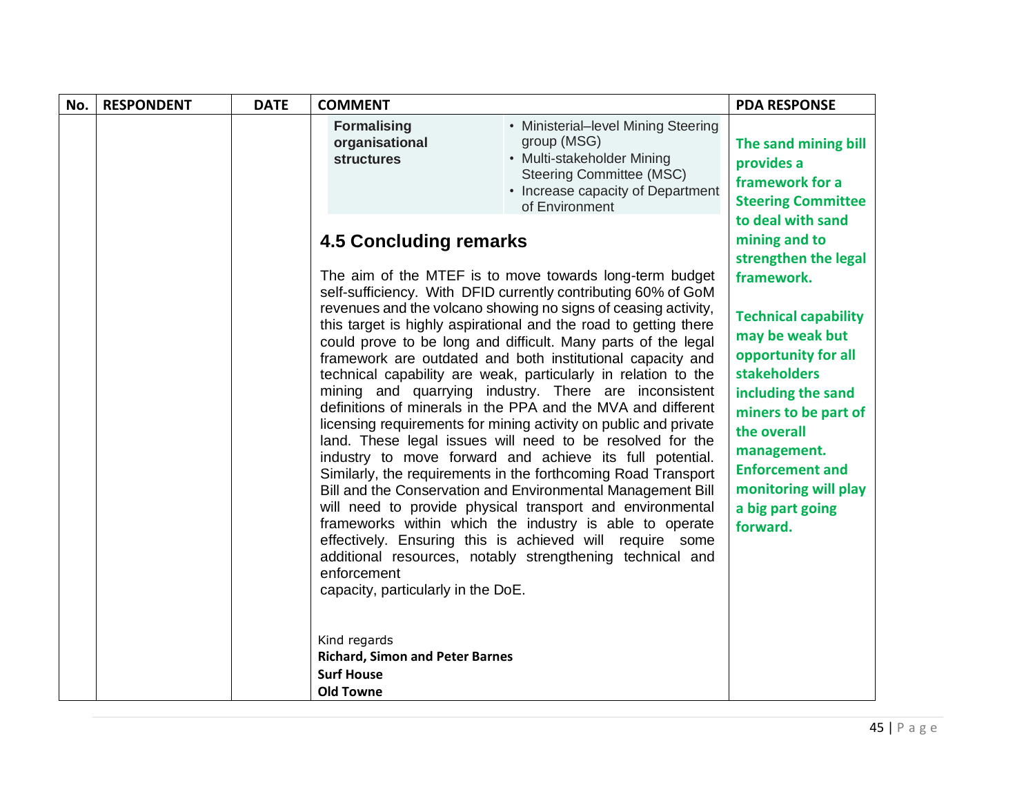| No. | RESPONDENT | DATE | COMMENT | PDA RESPONSE |
|---|---|---|---|---|
| | | | **Formalising organisational structures** — • Ministerial–level Mining Steering group (MSG) • Multi-stakeholder Mining Steering Committee (MSC) • Increase capacity of Department of Environment<br><br>**4.5 Concluding remarks**<br><br>The aim of the MTEF is to move towards long-term budget self-sufficiency. With DFID currently contributing 60% of GoM revenues and the volcano showing no signs of ceasing activity, this target is highly aspirational and the road to getting there could prove to be long and difficult. Many parts of the legal framework are outdated and both institutional capacity and technical capability are weak, particularly in relation to the mining and quarrying industry. There are inconsistent definitions of minerals in the PPA and the MVA and different licensing requirements for mining activity on public and private land. These legal issues will need to be resolved for the industry to move forward and achieve its full potential. Similarly, the requirements in the forthcoming Road Transport Bill and the Conservation and Environmental Management Bill will need to provide physical transport and environmental frameworks within which the industry is able to operate effectively. Ensuring this is achieved will require some additional resources, notably strengthening technical and enforcement capacity, particularly in the DoE.<br><br>Kind regards<br>**Richard, Simon and Peter Barnes**<br>**Surf House**<br>**Old Towne** | **The sand mining bill provides a framework for a Steering Committee to deal with sand mining and to strengthen the legal framework.**<br><br>**Technical capability may be weak but opportunity for all stakeholders including the sand miners to be part of the overall management. Enforcement and monitoring will play a big part going forward.** |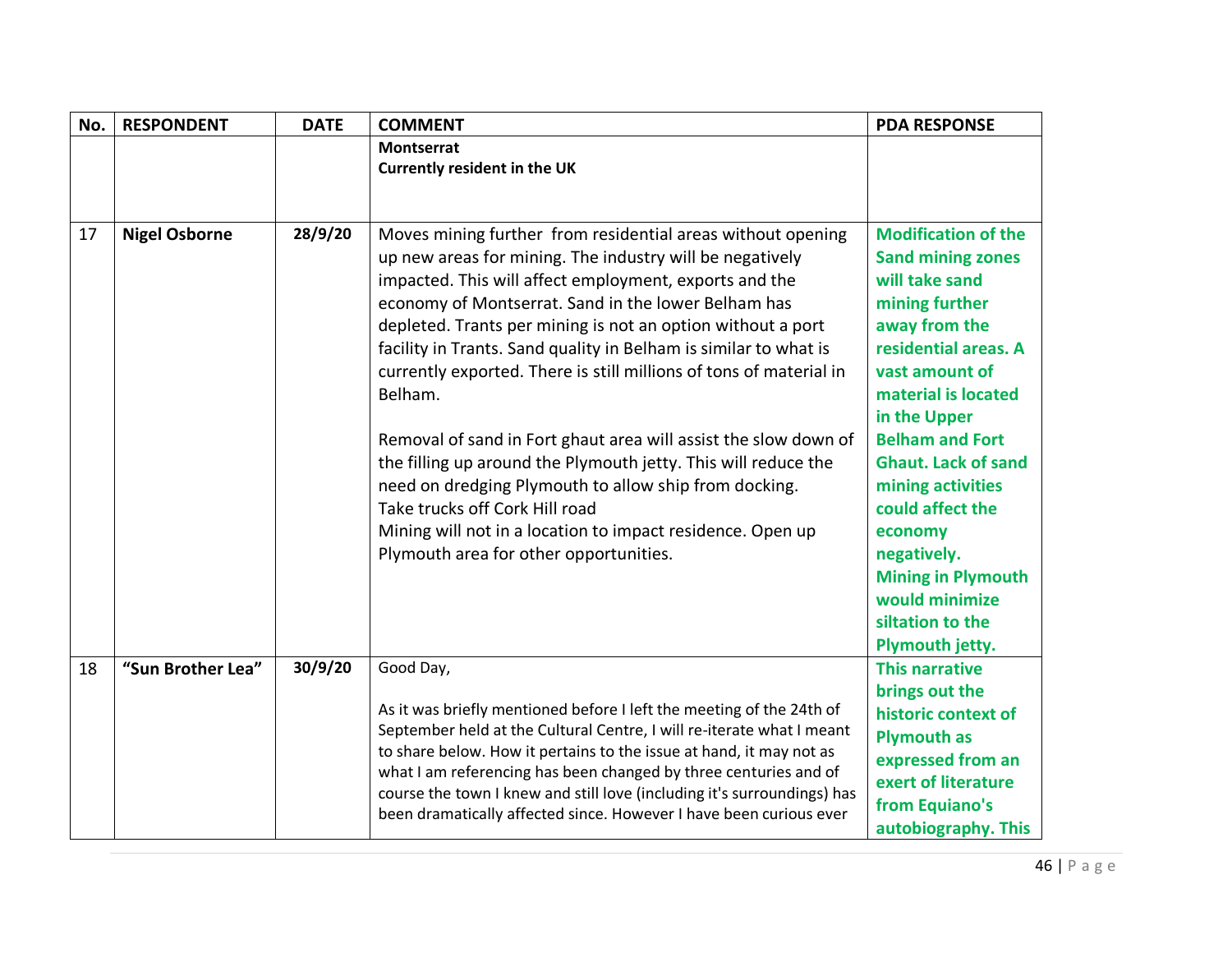| No. | RESPONDENT | DATE | COMMENT | PDA RESPONSE |
|---|---|---|---|---|
| | | | **Montserrat**<br>**Currently resident in the UK** | |
| 17 | **Nigel Osborne** | **28/9/20** | Moves mining further from residential areas without opening up new areas for mining. The industry will be negatively impacted. This will affect employment, exports and the economy of Montserrat. Sand in the lower Belham has depleted. Trants per mining is not an option without a port facility in Trants. Sand quality in Belham is similar to what is currently exported. There is still millions of tons of material in Belham.<br><br>Removal of sand in Fort ghaut area will assist the slow down of the filling up around the Plymouth jetty. This will reduce the need on dredging Plymouth to allow ship from docking.<br>Take trucks off Cork Hill road<br>Mining will not in a location to impact residence. Open up Plymouth area for other opportunities. | **Modification of the Sand mining zones will take sand mining further away from the residential areas. A vast amount of material is located in the Upper Belham and Fort Ghaut. Lack of sand mining activities could affect the economy negatively.**<br>**Mining in Plymouth would minimize siltation to the Plymouth jetty.** |
| 18 | **"Sun Brother Lea"** | **30/9/20** | Good Day,<br><br>As it was briefly mentioned before I left the meeting of the 24th of September held at the Cultural Centre, I will re-iterate what I meant to share below. How it pertains to the issue at hand, it may not as what I am referencing has been changed by three centuries and of course the town I knew and still love (including it's surroundings) has been dramatically affected since. However I have been curious ever | **This narrative brings out the historic context of Plymouth as expressed from an exert of literature from Equiano's autobiography. This** |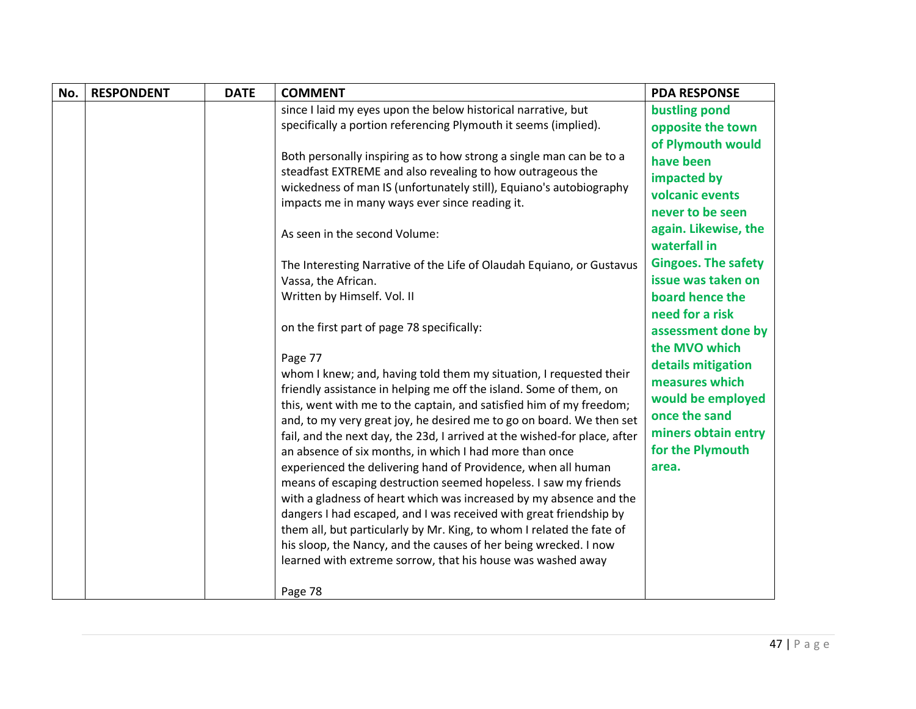| No. | RESPONDENT | DATE | COMMENT | PDA RESPONSE |
|---|---|---|---|---|
| | | | since I laid my eyes upon the below historical narrative, but specifically a portion referencing Plymouth it seems (implied).<br><br>Both personally inspiring as to how strong a single man can be to a steadfast EXTREME and also revealing to how outrageous the wickedness of man IS (unfortunately still), Equiano's autobiography impacts me in many ways ever since reading it.<br><br>As seen in the second Volume:<br><br>The Interesting Narrative of the Life of Olaudah Equiano, or Gustavus Vassa, the African.<br>Written by Himself. Vol. II<br><br>on the first part of page 78 specifically:<br><br>Page 77<br>whom I knew; and, having told them my situation, I requested their friendly assistance in helping me off the island. Some of them, on this, went with me to the captain, and satisfied him of my freedom; and, to my very great joy, he desired me to go on board. We then set fail, and the next day, the 23d, I arrived at the wished-for place, after an absence of six months, in which I had more than once experienced the delivering hand of Providence, when all human means of escaping destruction seemed hopeless. I saw my friends with a gladness of heart which was increased by my absence and the dangers I had escaped, and I was received with great friendship by them all, but particularly by Mr. King, to whom I related the fate of his sloop, the Nancy, and the causes of her being wrecked. I now learned with extreme sorrow, that his house was washed away<br><br>Page 78 | **bustling pond opposite the town of Plymouth would have been impacted by volcanic events never to be seen again. Likewise, the waterfall in Gingoes. The safety issue was taken on board hence the need for a risk assessment done by the MVO which details mitigation measures which would be employed once the sand miners obtain entry for the Plymouth area.** |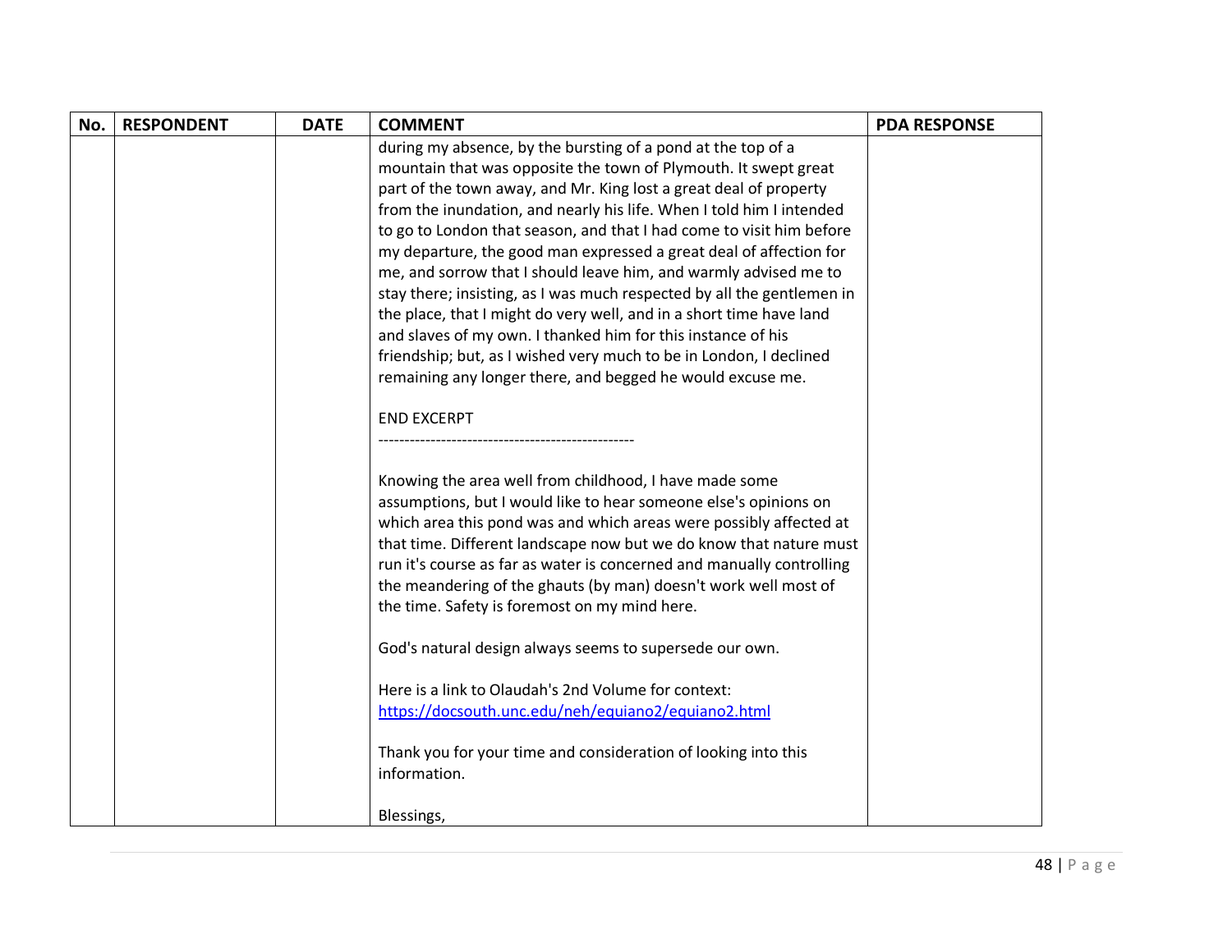| No. | RESPONDENT | DATE | COMMENT | PDA RESPONSE |
|---|---|---|---|---|
| | | | during my absence, by the bursting of a pond at the top of a mountain that was opposite the town of Plymouth. It swept great part of the town away, and Mr. King lost a great deal of property from the inundation, and nearly his life. When I told him I intended to go to London that season, and that I had come to visit him before my departure, the good man expressed a great deal of affection for me, and sorrow that I should leave him, and warmly advised me to stay there; insisting, as I was much respected by all the gentlemen in the place, that I might do very well, and in a short time have land and slaves of my own. I thanked him for this instance of his friendship; but, as I wished very much to be in London, I declined remaining any longer there, and begged he would excuse me.<br><br>END EXCERPT<br>------------------------------------------------<br><br>Knowing the area well from childhood, I have made some assumptions, but I would like to hear someone else's opinions on which area this pond was and which areas were possibly affected at that time. Different landscape now but we do know that nature must run it's course as far as water is concerned and manually controlling the meandering of the ghauts (by man) doesn't work well most of the time. Safety is foremost on my mind here.<br><br>God's natural design always seems to supersede our own.<br><br>Here is a link to Olaudah's 2nd Volume for context: https://docsouth.unc.edu/neh/equiano2/equiano2.html<br><br>Thank you for your time and consideration of looking into this information.<br><br>Blessings, | |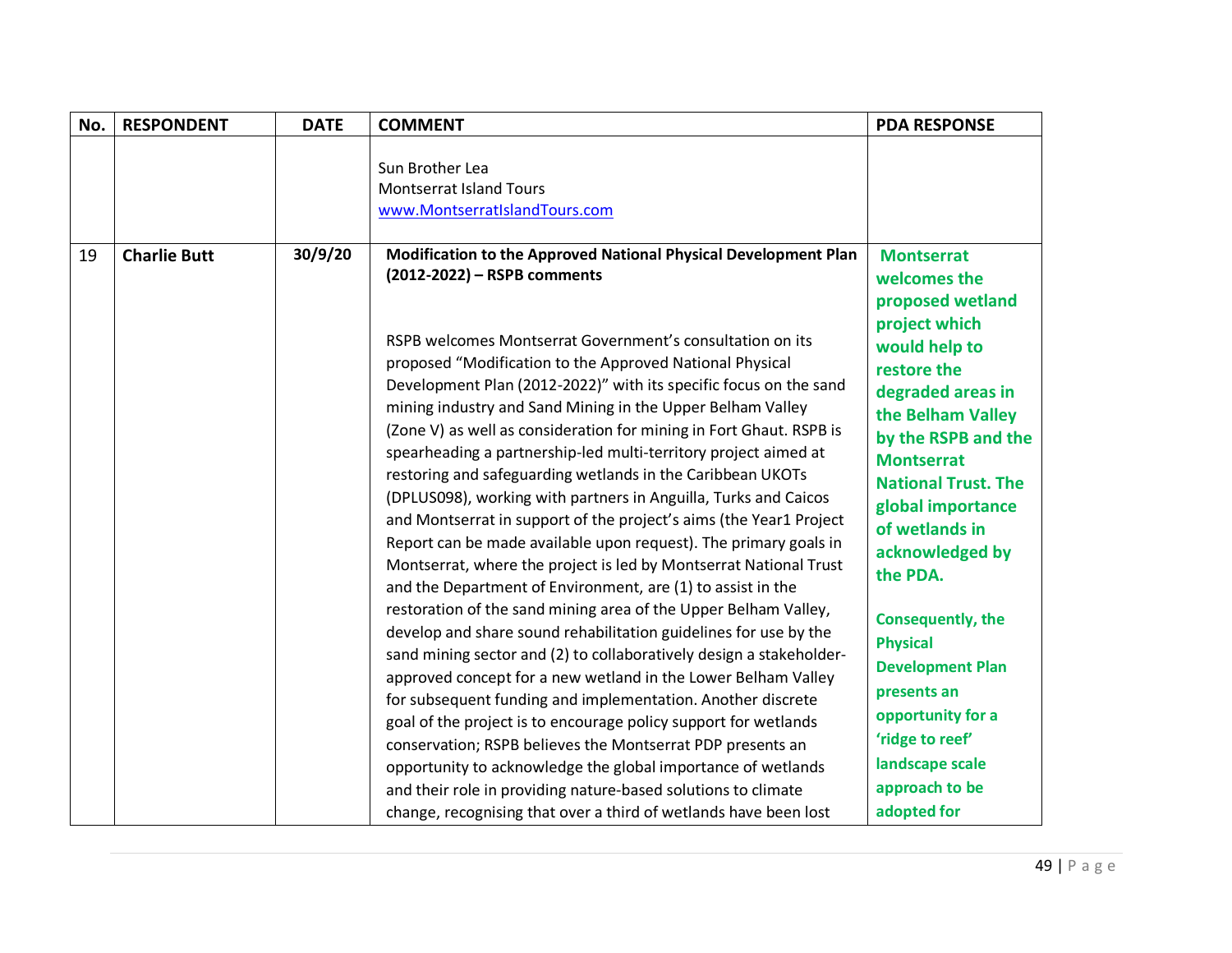| No. | RESPONDENT | DATE | COMMENT | PDA RESPONSE |
|---|---|---|---|---|
| | | | Sun Brother Lea<br>Montserrat Island Tours<br>www.MontserratIslandTours.com | |
| 19 | **Charlie Butt** | **30/9/20** | **Modification to the Approved National Physical Development Plan (2012-2022) – RSPB comments**<br><br>RSPB welcomes Montserrat Government's consultation on its proposed "Modification to the Approved National Physical Development Plan (2012-2022)" with its specific focus on the sand mining industry and Sand Mining in the Upper Belham Valley (Zone V) as well as consideration for mining in Fort Ghaut. RSPB is spearheading a partnership-led multi-territory project aimed at restoring and safeguarding wetlands in the Caribbean UKOTs (DPLUS098), working with partners in Anguilla, Turks and Caicos and Montserrat in support of the project's aims (the Year1 Project Report can be made available upon request). The primary goals in Montserrat, where the project is led by Montserrat National Trust and the Department of Environment, are (1) to assist in the restoration of the sand mining area of the Upper Belham Valley, develop and share sound rehabilitation guidelines for use by the sand mining sector and (2) to collaboratively design a stakeholder-approved concept for a new wetland in the Lower Belham Valley for subsequent funding and implementation. Another discrete goal of the project is to encourage policy support for wetlands conservation; RSPB believes the Montserrat PDP presents an opportunity to acknowledge the global importance of wetlands and their role in providing nature-based solutions to climate change, recognising that over a third of wetlands have been lost | **Montserrat welcomes the proposed wetland project which would help to restore the degraded areas in the Belham Valley by the RSPB and the Montserrat National Trust. The global importance of wetlands in acknowledged by the PDA.**<br><br>**Consequently, the Physical Development Plan presents an opportunity for a 'ridge to reef' landscape scale approach to be adopted for** |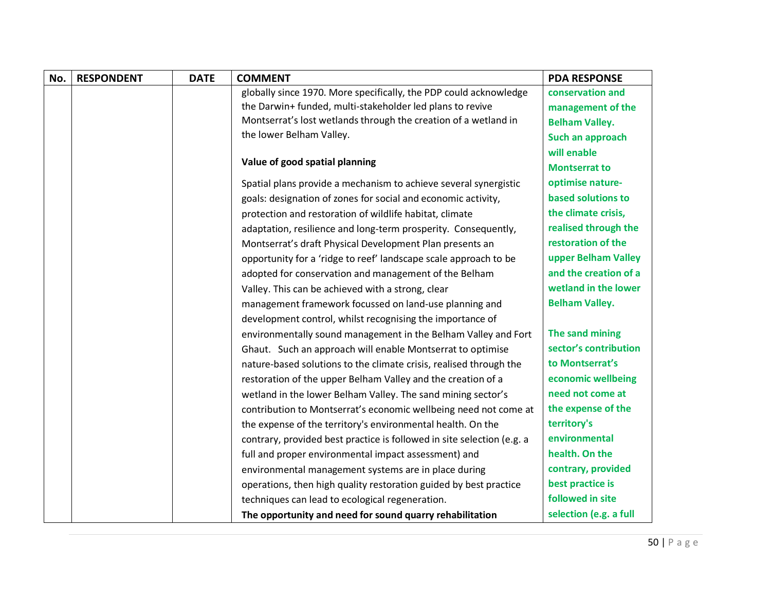| No. | RESPONDENT | DATE | COMMENT | PDA RESPONSE |
|---|---|---|---|---|
| | | | globally since 1970. More specifically, the PDP could acknowledge the Darwin+ funded, multi-stakeholder led plans to revive Montserrat's lost wetlands through the creation of a wetland in the lower Belham Valley.<br><br>**Value of good spatial planning**<br><br>Spatial plans provide a mechanism to achieve several synergistic goals: designation of zones for social and economic activity, protection and restoration of wildlife habitat, climate adaptation, resilience and long-term prosperity. Consequently, Montserrat's draft Physical Development Plan presents an opportunity for a 'ridge to reef' landscape scale approach to be adopted for conservation and management of the Belham Valley. This can be achieved with a strong, clear management framework focussed on land-use planning and development control, whilst recognising the importance of environmentally sound management in the Belham Valley and Fort Ghaut. Such an approach will enable Montserrat to optimise nature-based solutions to the climate crisis, realised through the restoration of the upper Belham Valley and the creation of a wetland in the lower Belham Valley. The sand mining sector's contribution to Montserrat's economic wellbeing need not come at the expense of the territory's environmental health. On the contrary, provided best practice is followed in site selection (e.g. a full and proper environmental impact assessment) and environmental management systems are in place during operations, then high quality restoration guided by best practice techniques can lead to ecological regeneration.<br>**The opportunity and need for sound quarry rehabilitation** | **conservation and management of the Belham Valley. Such an approach will enable Montserrat to optimise nature-based solutions to the climate crisis, realised through the restoration of the upper Belham Valley and the creation of a wetland in the lower Belham Valley.**<br><br>**The sand mining sector's contribution to Montserrat's economic wellbeing need not come at the expense of the territory's environmental health. On the contrary, provided best practice is followed in site selection (e.g. a full** |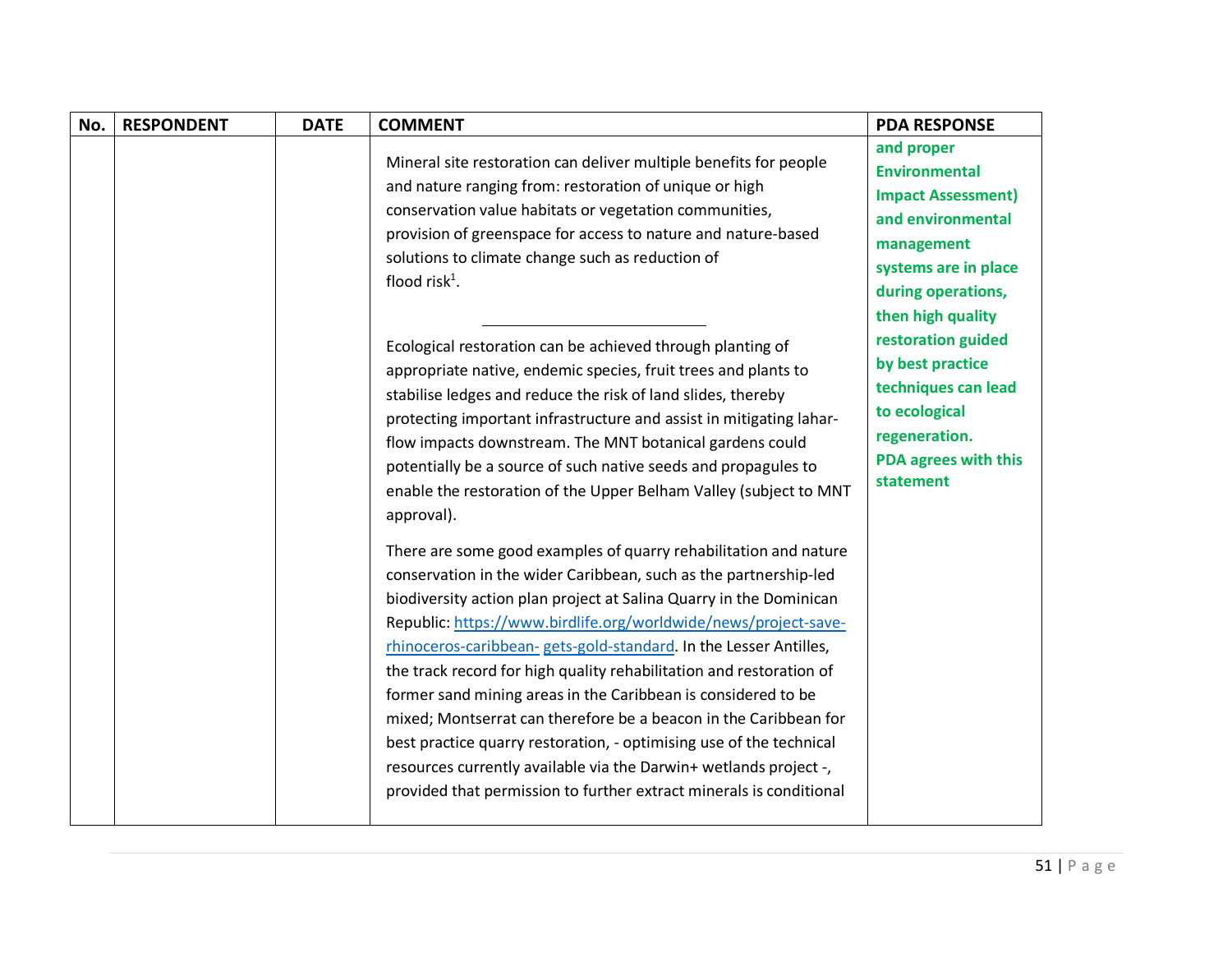| No. | RESPONDENT | DATE | COMMENT | PDA RESPONSE |
|---|---|---|---|---|
| | | | Mineral site restoration can deliver multiple benefits for people and nature ranging from: restoration of unique or high conservation value habitats or vegetation communities, provision of greenspace for access to nature and nature-based solutions to climate change such as reduction of flood risk[1].<br><br>Ecological restoration can be achieved through planting of appropriate native, endemic species, fruit trees and plants to stabilise ledges and reduce the risk of land slides, thereby protecting important infrastructure and assist in mitigating lahar-flow impacts downstream. The MNT botanical gardens could potentially be a source of such native seeds and propagules to enable the restoration of the Upper Belham Valley (subject to MNT approval).<br><br>There are some good examples of quarry rehabilitation and nature conservation in the wider Caribbean, such as the partnership-led biodiversity action plan project at Salina Quarry in the Dominican Republic: https://www.birdlife.org/worldwide/news/project-save-rhinoceros-caribbean- gets-gold-standard. In the Lesser Antilles, the track record for high quality rehabilitation and restoration of former sand mining areas in the Caribbean is considered to be mixed; Montserrat can therefore be a beacon in the Caribbean for best practice quarry restoration, - optimising use of the technical resources currently available via the Darwin+ wetlands project -, provided that permission to further extract minerals is conditional | **and proper Environmental Impact Assessment) and environmental management systems are in place during operations, then high quality restoration guided by best practice techniques can lead to ecological regeneration.**<br>**PDA agrees with this statement** |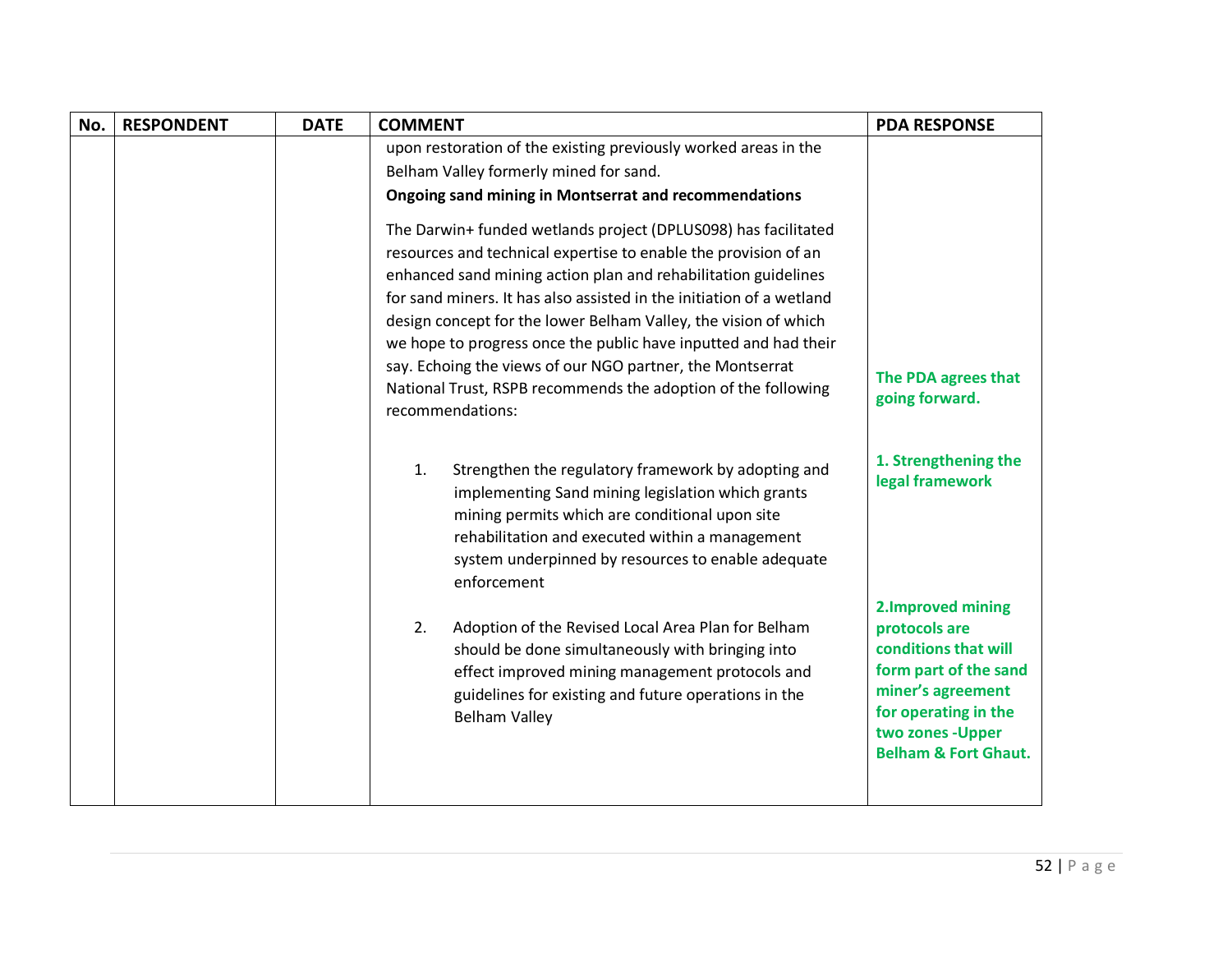| No. | RESPONDENT | DATE | COMMENT | PDA RESPONSE |
|---|---|---|---|---|
| | | | upon restoration of the existing previously worked areas in the Belham Valley formerly mined for sand.<br>**Ongoing sand mining in Montserrat and recommendations**<br><br>The Darwin+ funded wetlands project (DPLUS098) has facilitated resources and technical expertise to enable the provision of an enhanced sand mining action plan and rehabilitation guidelines for sand miners. It has also assisted in the initiation of a wetland design concept for the lower Belham Valley, the vision of which we hope to progress once the public have inputted and had their say. Echoing the views of our NGO partner, the Montserrat National Trust, RSPB recommends the adoption of the following recommendations:<br><br>1. Strengthen the regulatory framework by adopting and implementing Sand mining legislation which grants mining permits which are conditional upon site rehabilitation and executed within a management system underpinned by resources to enable adequate enforcement<br><br>2. Adoption of the Revised Local Area Plan for Belham should be done simultaneously with bringing into effect improved mining management protocols and guidelines for existing and future operations in the Belham Valley | **The PDA agrees that going forward.**<br><br>**1. Strengthening the legal framework**<br><br>**2.Improved mining protocols are conditions that will form part of the sand miner's agreement for operating in the two zones -Upper Belham & Fort Ghaut.** |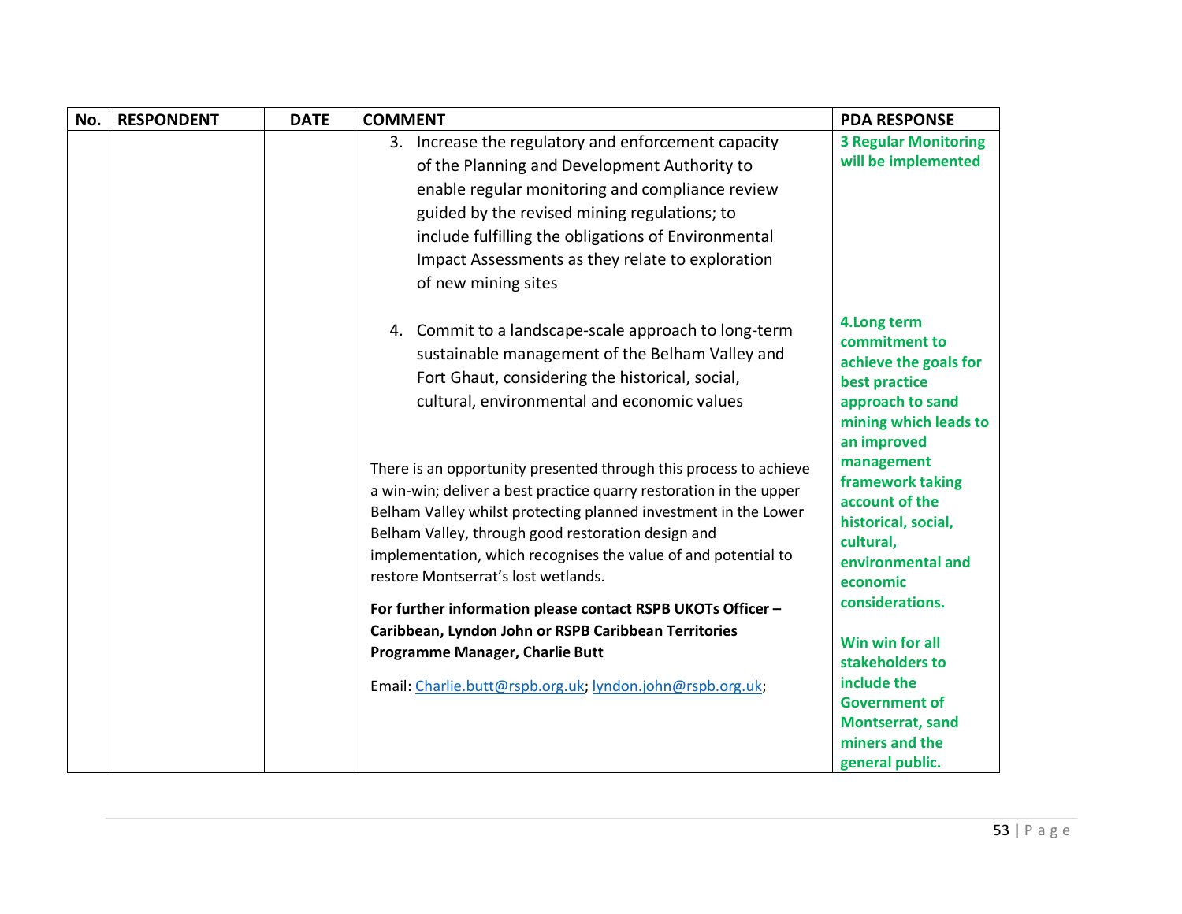| No. | RESPONDENT | DATE | COMMENT | PDA RESPONSE |
|---|---|---|---|---|
| | | | 3. Increase the regulatory and enforcement capacity of the Planning and Development Authority to enable regular monitoring and compliance review guided by the revised mining regulations; to include fulfilling the obligations of Environmental Impact Assessments as they relate to exploration of new mining sites | **3 Regular Monitoring will be implemented** |
| | | | 4. Commit to a landscape-scale approach to long-term sustainable management of the Belham Valley and Fort Ghaut, considering the historical, social, cultural, environmental and economic values<br><br>There is an opportunity presented through this process to achieve a win-win; deliver a best practice quarry restoration in the upper Belham Valley whilst protecting planned investment in the Lower Belham Valley, through good restoration design and implementation, which recognises the value of and potential to restore Montserrat's lost wetlands.<br><br>**For further information please contact RSPB UKOTs Officer – Caribbean, Lyndon John or RSPB Caribbean Territories Programme Manager, Charlie Butt**<br><br>Email: Charlie.butt@rspb.org.uk; lyndon.john@rspb.org.uk; | **4.Long term commitment to achieve the goals for best practice approach to sand mining which leads to an improved management framework taking account of the historical, social, cultural, environmental and economic considerations.**<br><br>**Win win for all stakeholders to include the Government of Montserrat, sand miners and the general public.** |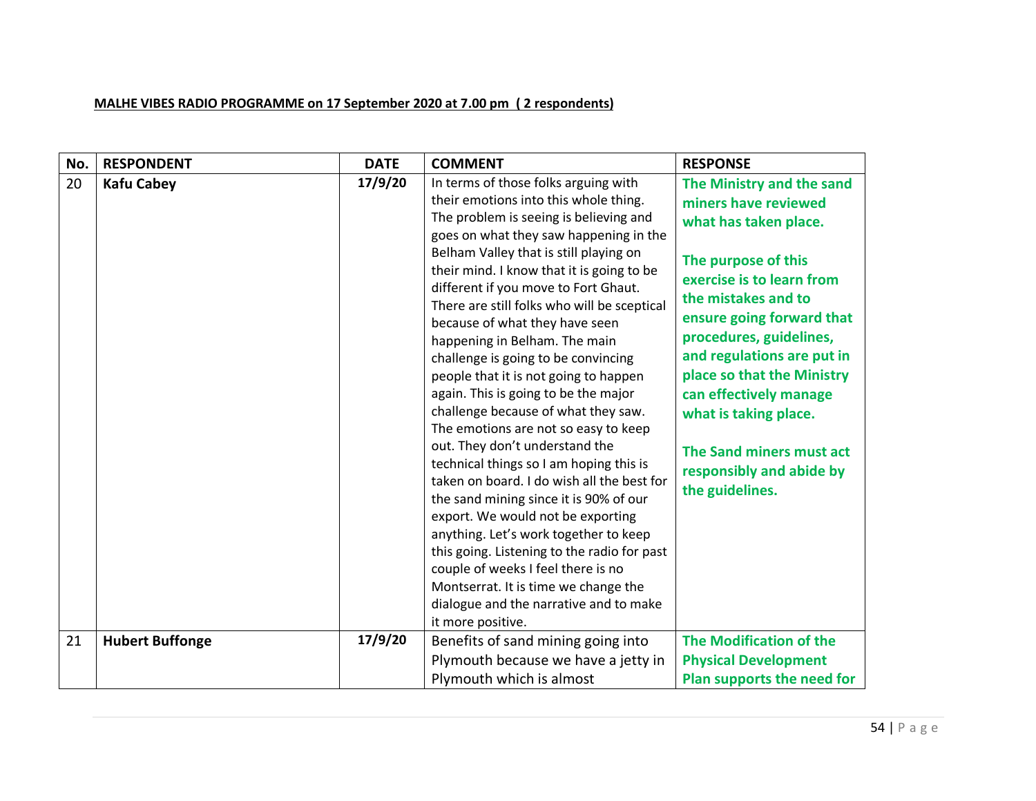**MALHE VIBES RADIO PROGRAMME on 17 September 2020 at 7.00 pm ( 2 respondents)**

| No. | RESPONDENT | DATE | COMMENT | RESPONSE |
|---|---|---|---|---|
| 20 | **Kafu Cabey** | **17/9/20** | In terms of those folks arguing with their emotions into this whole thing. The problem is seeing is believing and goes on what they saw happening in the Belham Valley that is still playing on their mind. I know that it is going to be different if you move to Fort Ghaut. There are still folks who will be sceptical because of what they have seen happening in Belham. The main challenge is going to be convincing people that it is not going to happen again. This is going to be the major challenge because of what they saw. The emotions are not so easy to keep out. They don't understand the technical things so I am hoping this is taken on board. I do wish all the best for the sand mining since it is 90% of our export. We would not be exporting anything. Let's work together to keep this going. Listening to the radio for past couple of weeks I feel there is no Montserrat. It is time we change the dialogue and the narrative and to make it more positive. | **The Ministry and the sand miners have reviewed what has taken place.**<br><br>**The purpose of this exercise is to learn from the mistakes and to ensure going forward that procedures, guidelines, and regulations are put in place so that the Ministry can effectively manage what is taking place.**<br><br>**The Sand miners must act responsibly and abide by the guidelines.** |
| 21 | **Hubert Buffonge** | **17/9/20** | Benefits of sand mining going into Plymouth because we have a jetty in Plymouth which is almost | **The Modification of the Physical Development Plan supports the need for** |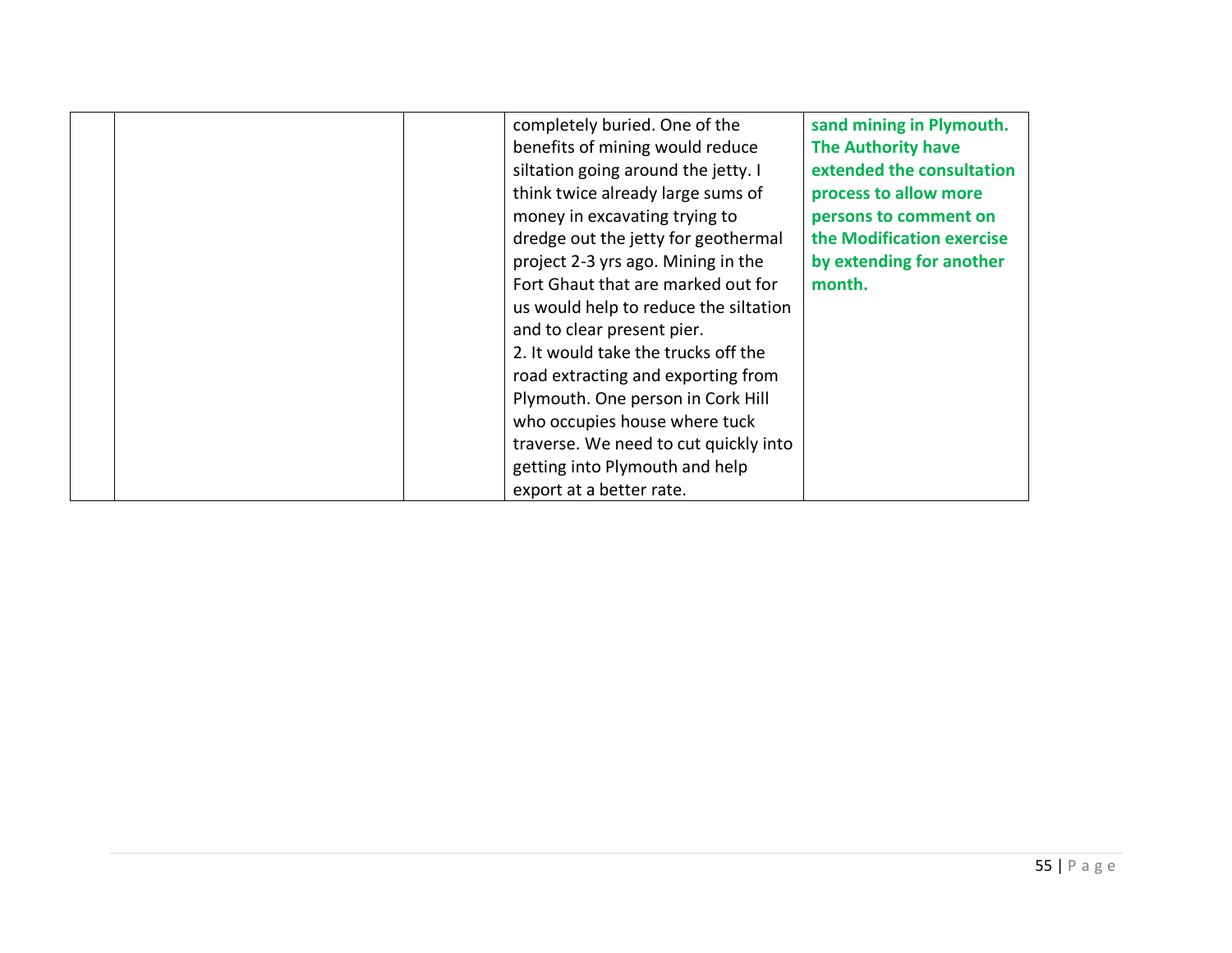|  |  |  | completely buried. One of the benefits of mining would reduce siltation going around the jetty. I think twice already large sums of money in excavating trying to dredge out the jetty for geothermal project 2-3 yrs ago. Mining in the Fort Ghaut that are marked out for us would help to reduce the siltation and to clear present pier.<br>2. It would take the trucks off the road extracting and exporting from Plymouth. One person in Cork Hill who occupies house where tuck traverse. We need to cut quickly into getting into Plymouth and help export at a better rate. | **sand mining in Plymouth. The Authority have extended the consultation process to allow more persons to comment on the Modification exercise by extending for another month.** |
|---|---|---|---|---|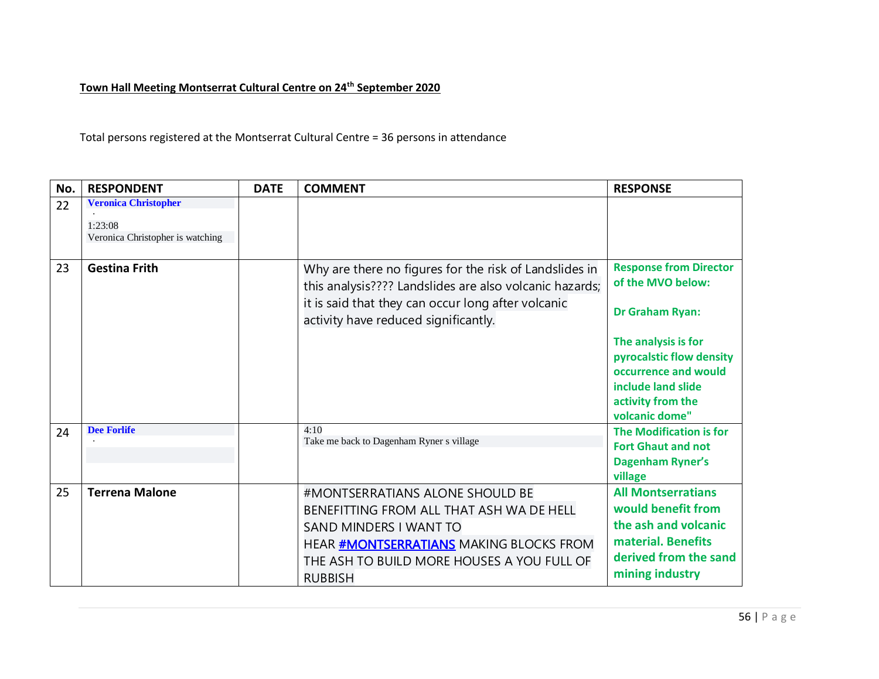**Town Hall Meeting Montserrat Cultural Centre on 24th September 2020**

Total persons registered at the Montserrat Cultural Centre = 36 persons in attendance

| No. | RESPONDENT | DATE | COMMENT | RESPONSE |
|---|---|---|---|---|
| 22 | **Veronica Christopher** · 1:23:08 Veronica Christopher is watching | | | |
| 23 | **Gestina Frith** | | Why are there no figures for the risk of Landslides in this analysis???? Landslides are also volcanic hazards; it is said that they can occur long after volcanic activity have reduced significantly. | **Response from Director of the MVO below:** **Dr Graham Ryan:** **The analysis is for pyrocalstic flow density occurrence and would include land slide activity from the volcanic dome"** |
| 24 | **Dee Forlife** · | | 4:10 Take me back to Dagenham Ryner s village | **The Modification is for Fort Ghaut and not Dagenham Ryner's village** |
| 25 | **Terrena Malone** | | #MONTSERRATIANS ALONE SHOULD BE BENEFITTING FROM ALL THAT ASH WA DE HELL SAND MINDERS I WANT TO HEAR #MONTSERRATIANS MAKING BLOCKS FROM THE ASH TO BUILD MORE HOUSES A YOU FULL OF RUBBISH | **All Montserratians would benefit from the ash and volcanic material. Benefits derived from the sand mining industry** |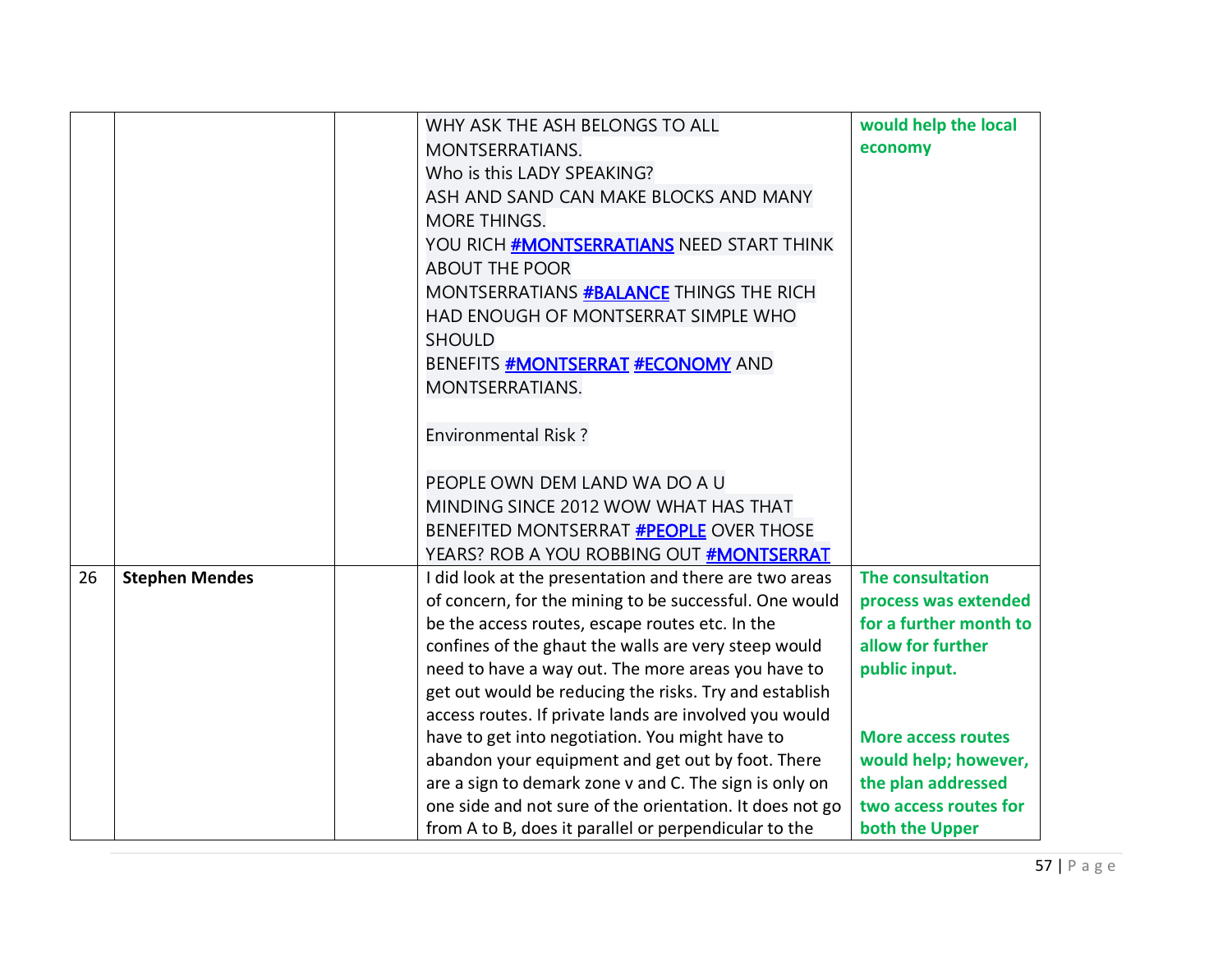| | | | | |
|---|---|---|---|---|
| | | | WHY ASK THE ASH BELONGS TO ALL MONTSERRATIANS.<br>Who is this LADY SPEAKING?<br>ASH AND SAND CAN MAKE BLOCKS AND MANY MORE THINGS.<br>YOU RICH #MONTSERRATIANS NEED START THINK ABOUT THE POOR MONTSERRATIANS #BALANCE THINGS THE RICH HAD ENOUGH OF MONTSERRAT SIMPLE WHO SHOULD BENEFITS #MONTSERRAT #ECONOMY AND MONTSERRATIANS.<br><br>Environmental Risk ?<br><br>PEOPLE OWN DEM LAND WA DO A U MINDING SINCE 2012 WOW WHAT HAS THAT BENEFITED MONTSERRAT #PEOPLE OVER THOSE YEARS? ROB A YOU ROBBING OUT #MONTSERRAT | **would help the local economy** |
| 26 | **Stephen Mendes** | | I did look at the presentation and there are two areas of concern, for the mining to be successful. One would be the access routes, escape routes etc. In the confines of the ghaut the walls are very steep would need to have a way out. The more areas you have to get out would be reducing the risks. Try and establish access routes. If private lands are involved you would have to get into negotiation. You might have to abandon your equipment and get out by foot. There are a sign to demark zone v and C. The sign is only on one side and not sure of the orientation. It does not go from A to B, does it parallel or perpendicular to the | **The consultation process was extended for a further month to allow for further public input.**<br><br>**More access routes would help; however, the plan addressed two access routes for both the Upper** |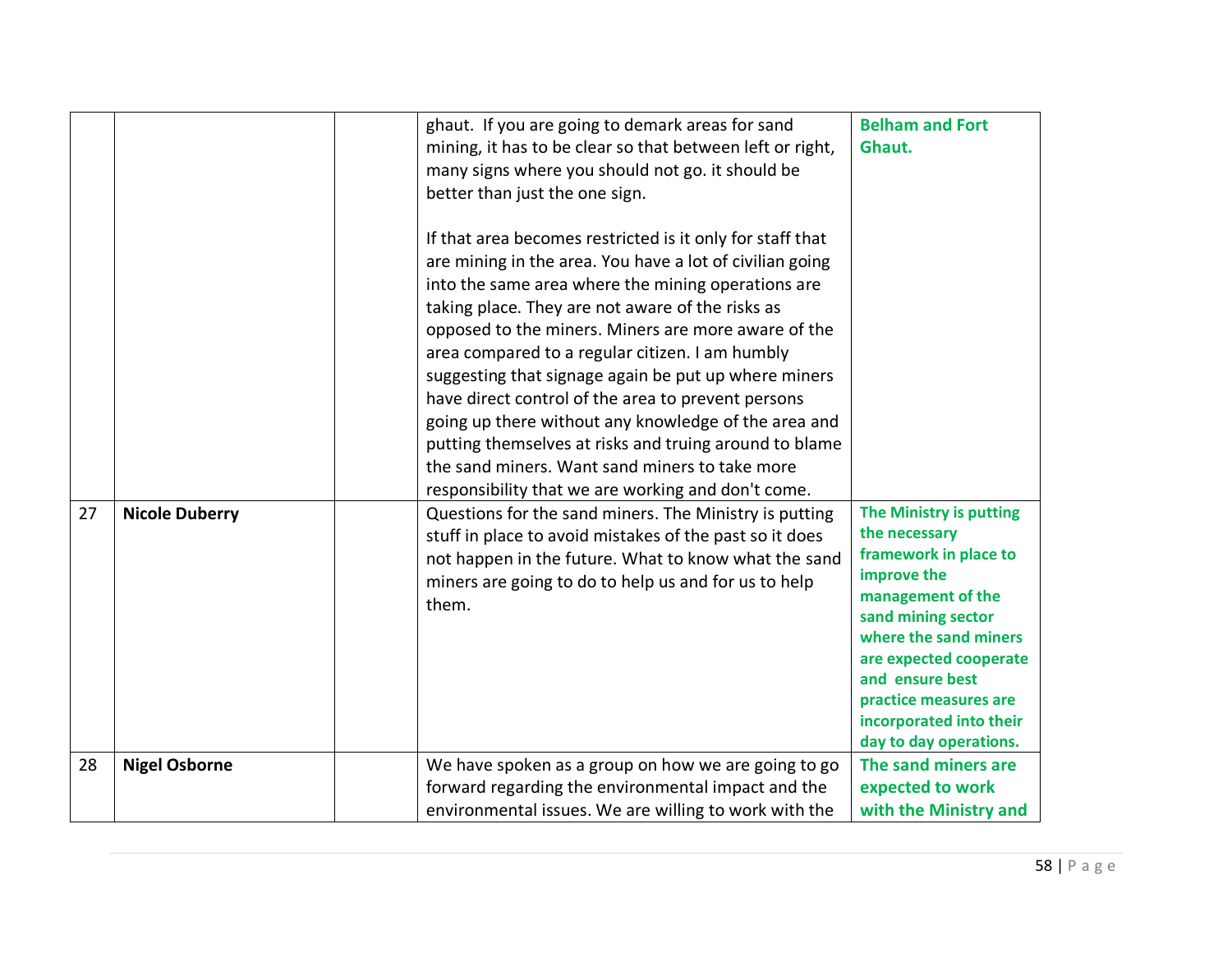| | | | | |
|---|---|---|---|---|
| | | | ghaut. If you are going to demark areas for sand mining, it has to be clear so that between left or right, many signs where you should not go. it should be better than just the one sign.<br><br>If that area becomes restricted is it only for staff that are mining in the area. You have a lot of civilian going into the same area where the mining operations are taking place. They are not aware of the risks as opposed to the miners. Miners are more aware of the area compared to a regular citizen. I am humbly suggesting that signage again be put up where miners have direct control of the area to prevent persons going up there without any knowledge of the area and putting themselves at risks and truing around to blame the sand miners. Want sand miners to take more responsibility that we are working and don't come. | **Belham and Fort Ghaut.** |
| 27 | **Nicole Duberry** | | Questions for the sand miners. The Ministry is putting stuff in place to avoid mistakes of the past so it does not happen in the future. What to know what the sand miners are going to do to help us and for us to help them. | **The Ministry is putting the necessary framework in place to improve the management of the sand mining sector where the sand miners are expected cooperate and ensure best practice measures are incorporated into their day to day operations.** |
| 28 | **Nigel Osborne** | | We have spoken as a group on how we are going to go forward regarding the environmental impact and the environmental issues. We are willing to work with the | **The sand miners are expected to work with the Ministry and** |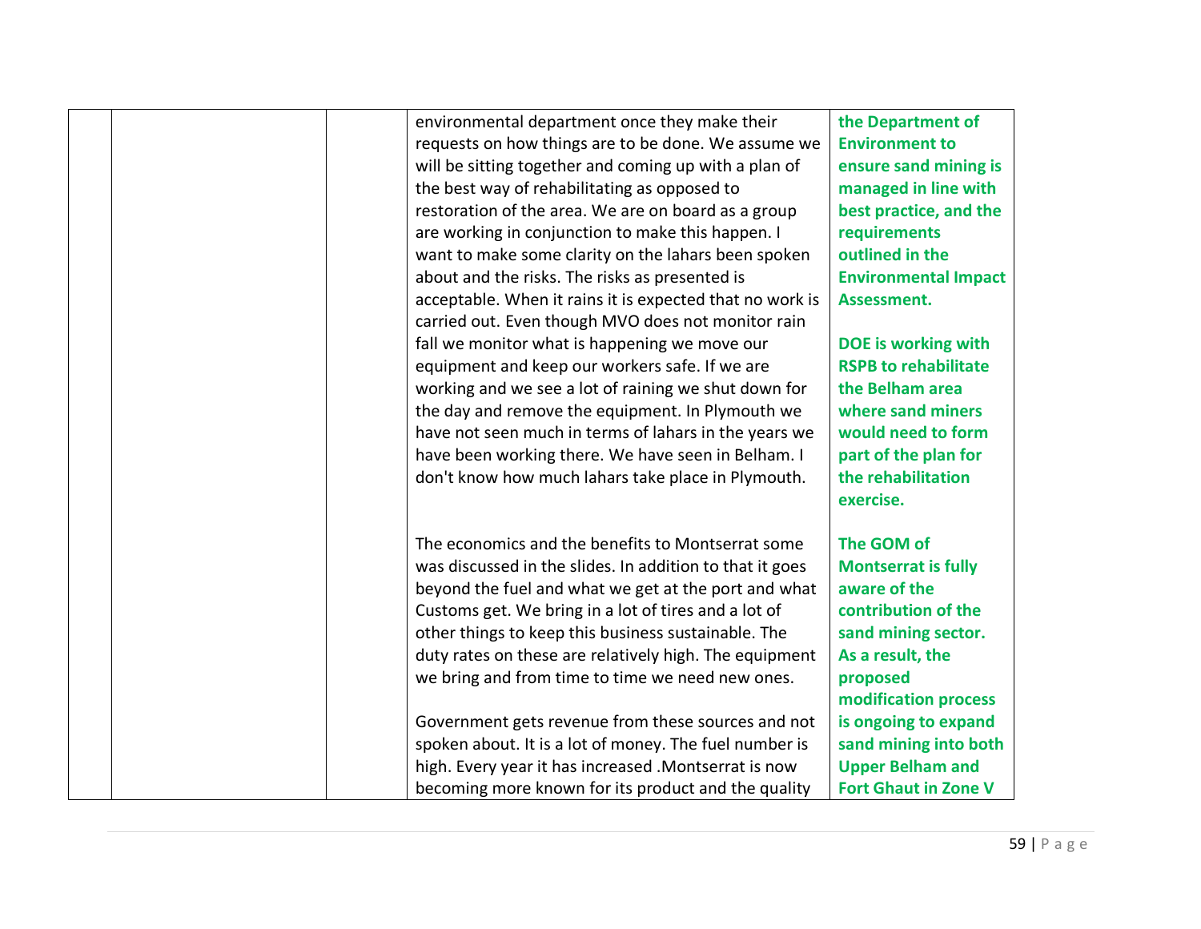| | | | | |
|---|---|---|---|---|
| | | | environmental department once they make their requests on how things are to be done. We assume we will be sitting together and coming up with a plan of the best way of rehabilitating as opposed to restoration of the area. We are on board as a group are working in conjunction to make this happen. I want to make some clarity on the lahars been spoken about and the risks. The risks as presented is acceptable. When it rains it is expected that no work is carried out. Even though MVO does not monitor rain fall we monitor what is happening we move our equipment and keep our workers safe. If we are working and we see a lot of raining we shut down for the day and remove the equipment. In Plymouth we have not seen much in terms of lahars in the years we have been working there. We have seen in Belham. I don't know how much lahars take place in Plymouth. | **the Department of Environment to ensure sand mining is managed in line with best practice, and the requirements outlined in the Environmental Impact Assessment.**<br><br>**DOE is working with RSPB to rehabilitate the Belham area where sand miners would need to form part of the plan for the rehabilitation exercise.** |
| | | | The economics and the benefits to Montserrat some was discussed in the slides. In addition to that it goes beyond the fuel and what we get at the port and what Customs get. We bring in a lot of tires and a lot of other things to keep this business sustainable. The duty rates on these are relatively high. The equipment we bring and from time to time we need new ones.<br><br>Government gets revenue from these sources and not spoken about. It is a lot of money. The fuel number is high. Every year it has increased .Montserrat is now becoming more known for its product and the quality | **The GOM of Montserrat is fully aware of the contribution of the sand mining sector. As a result, the proposed modification process is ongoing to expand sand mining into both Upper Belham and Fort Ghaut in Zone V** |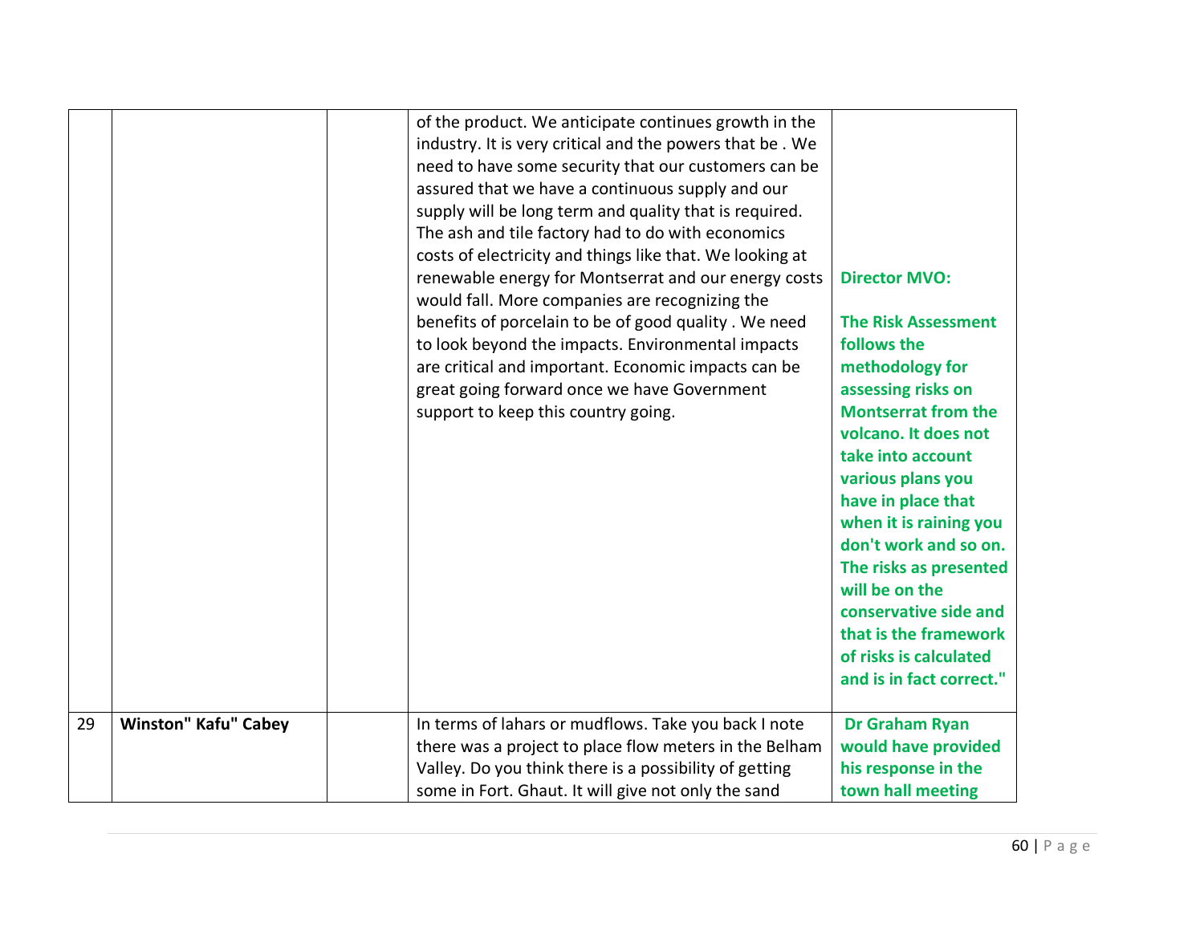| | | | | |
|---|---|---|---|---|
| | | | of the product. We anticipate continues growth in the industry. It is very critical and the powers that be . We need to have some security that our customers can be assured that we have a continuous supply and our supply will be long term and quality that is required. The ash and tile factory had to do with economics costs of electricity and things like that. We looking at renewable energy for Montserrat and our energy costs would fall. More companies are recognizing the benefits of porcelain to be of good quality . We need to look beyond the impacts. Environmental impacts are critical and important. Economic impacts can be great going forward once we have Government support to keep this country going. | **Director MVO:** **The Risk Assessment follows the methodology for assessing risks on Montserrat from the volcano. It does not take into account various plans you have in place that when it is raining you don't work and so on. The risks as presented will be on the conservative side and that is the framework of risks is calculated and is in fact correct."** |
| 29 | **Winston" Kafu" Cabey** | | In terms of lahars or mudflows. Take you back I note there was a project to place flow meters in the Belham Valley. Do you think there is a possibility of getting some in Fort. Ghaut. It will give not only the sand | **Dr Graham Ryan would have provided his response in the town hall meeting** |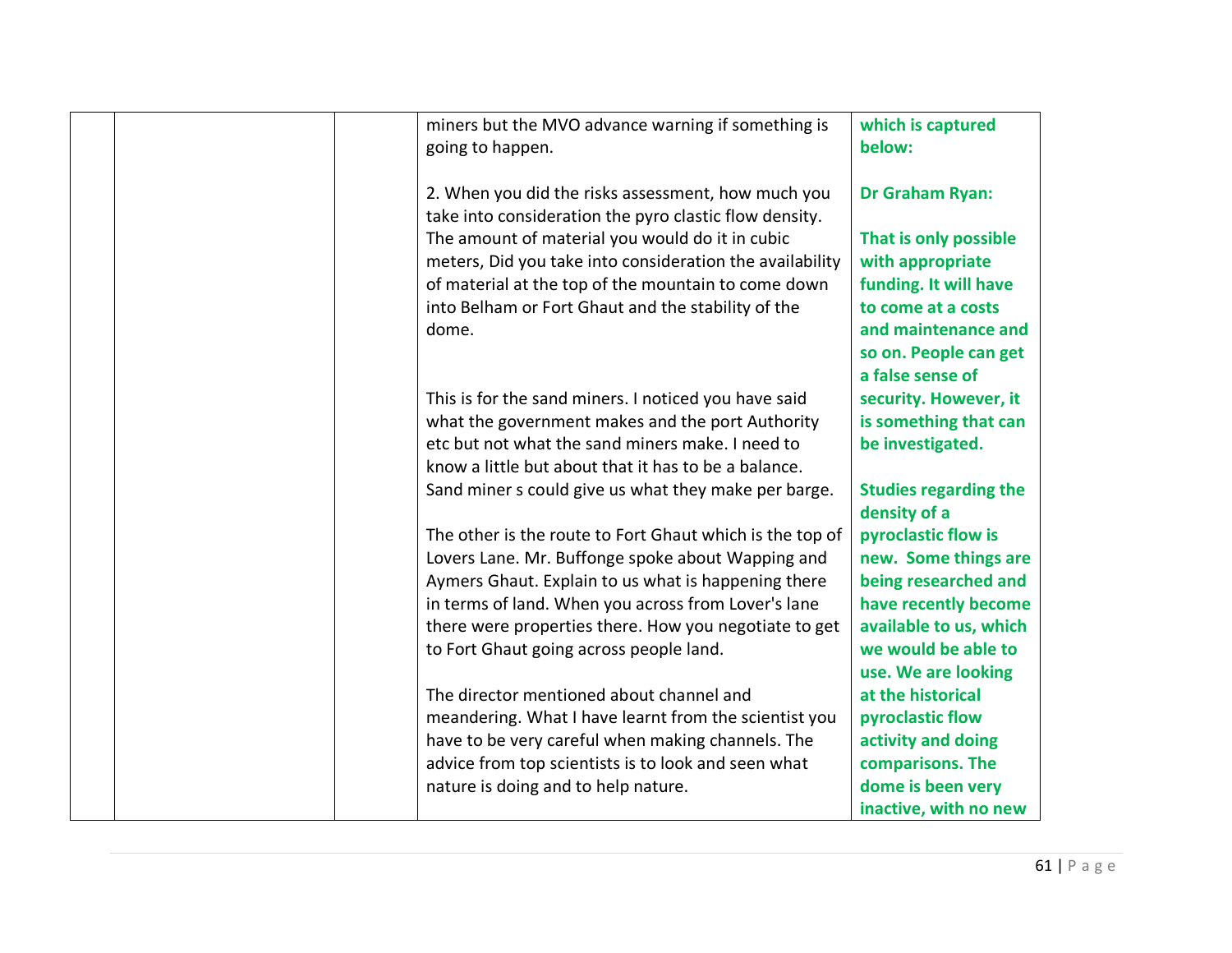|  |  |  | miners but the MVO advance warning if something is going to happen.<br><br>2. When you did the risks assessment, how much you take into consideration the pyro clastic flow density. The amount of material you would do it in cubic meters, Did you take into consideration the availability of material at the top of the mountain to come down into Belham or Fort Ghaut and the stability of the dome.<br><br>This is for the sand miners. I noticed you have said what the government makes and the port Authority etc but not what the sand miners make. I need to know a little but about that it has to be a balance. Sand miner s could give us what they make per barge.<br><br>The other is the route to Fort Ghaut which is the top of Lovers Lane. Mr. Buffonge spoke about Wapping and Aymers Ghaut. Explain to us what is happening there in terms of land. When you across from Lover's lane there were properties there. How you negotiate to get to Fort Ghaut going across people land.<br><br>The director mentioned about channel and meandering. What I have learnt from the scientist you have to be very careful when making channels. The advice from top scientists is to look and seen what nature is doing and to help nature. | **which is captured below:**<br><br>**Dr Graham Ryan:**<br><br>**That is only possible with appropriate funding. It will have to come at a costs and maintenance and so on. People can get a false sense of security. However, it is something that can be investigated.**<br><br>**Studies regarding the density of a pyroclastic flow is new. Some things are being researched and have recently become available to us, which we would be able to use. We are looking at the historical pyroclastic flow activity and doing comparisons. The dome is been very inactive, with no new** |
|---|---|---|---|---|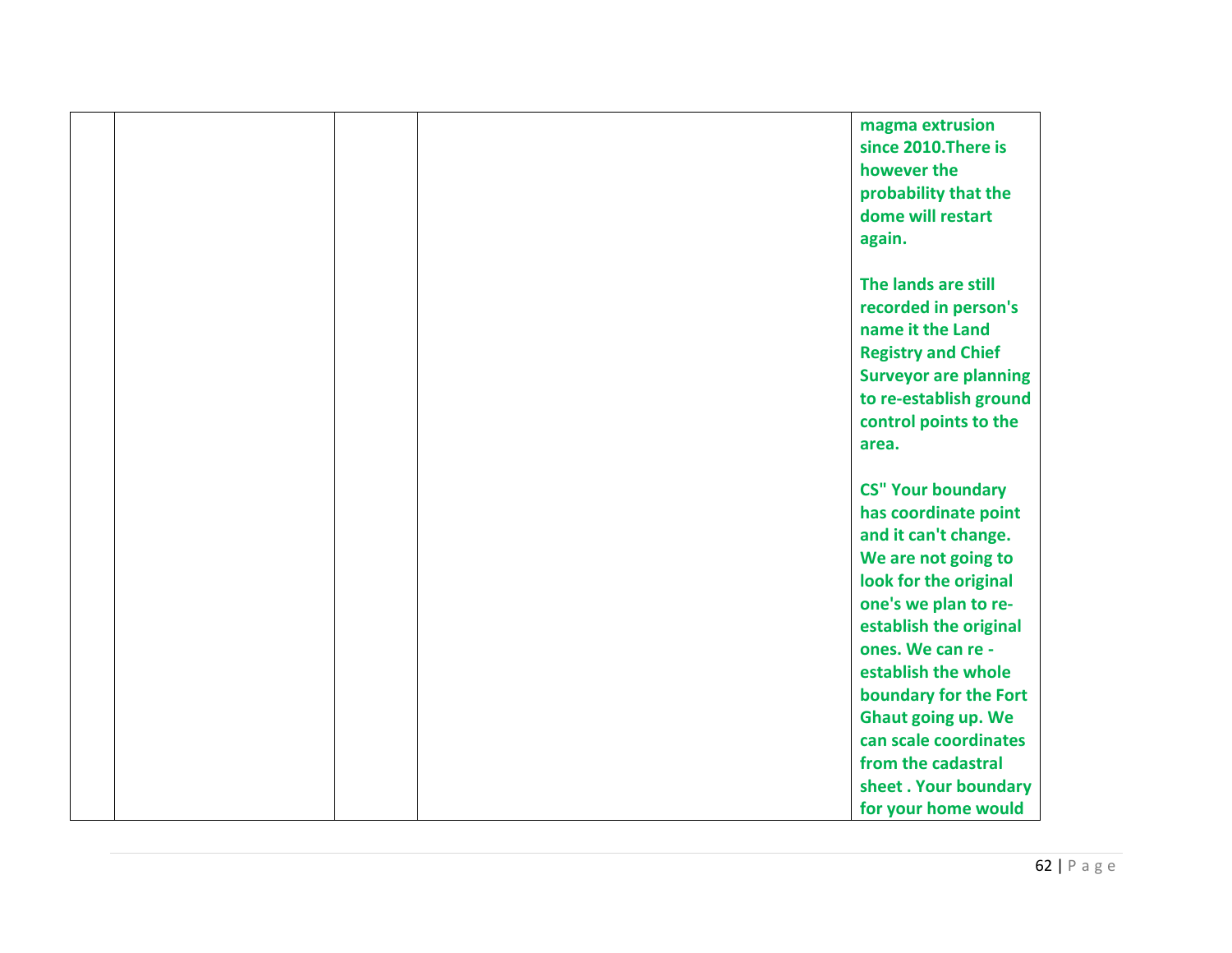| | | | | |
|---|---|---|---|---|
| | | | | **magma extrusion since 2010.There is however the probability that the dome will restart again.**<br><br>**The lands are still recorded in person's name it the Land Registry and Chief Surveyor are planning to re-establish ground control points to the area.**<br><br>**CS" Your boundary has coordinate point and it can't change. We are not going to look for the original one's we plan to re-establish the original ones. We can re - establish the whole boundary for the Fort Ghaut going up. We can scale coordinates from the cadastral sheet . Your boundary for your home would** |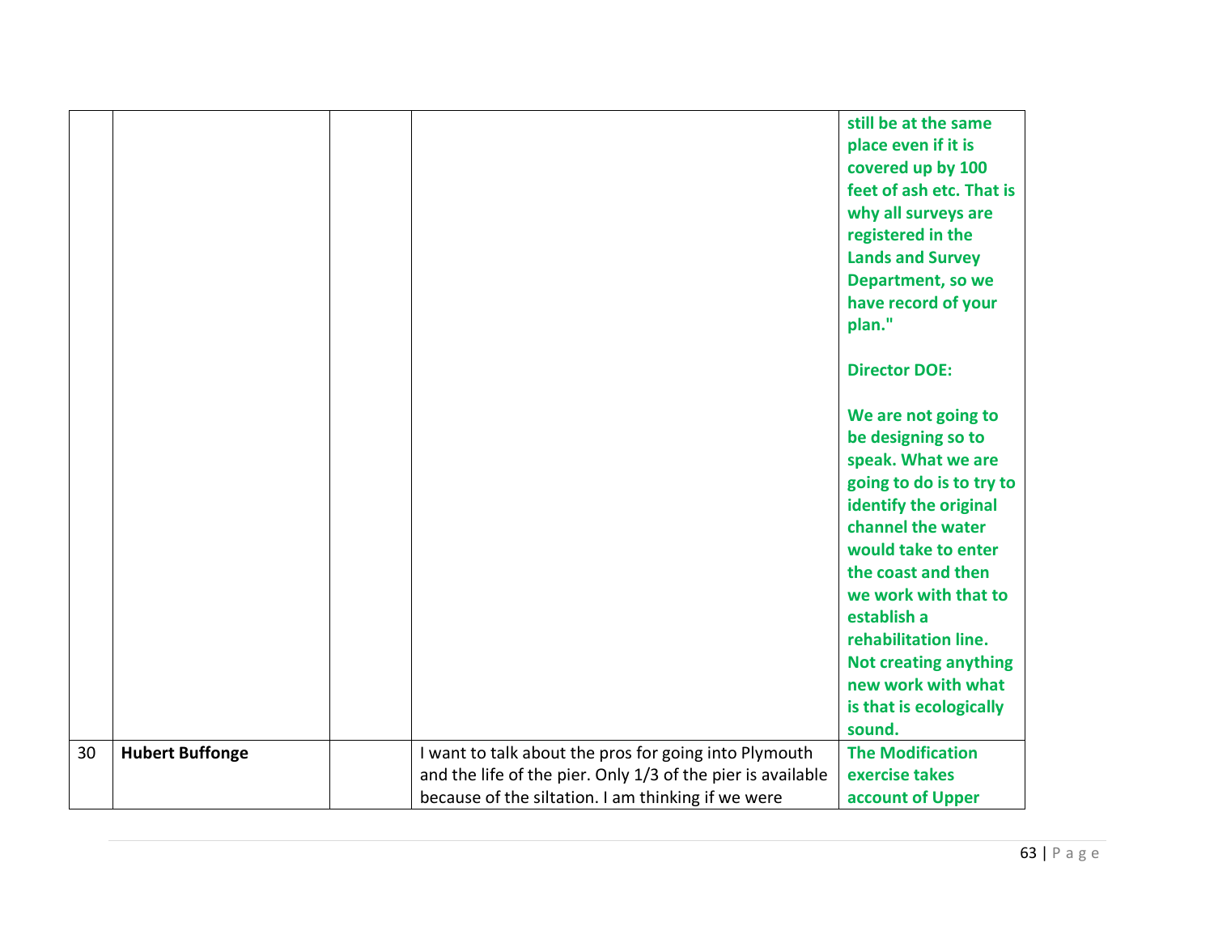| | | | | |
|---|---|---|---|---|
| | | | | **still be at the same place even if it is covered up by 100 feet of ash etc. That is why all surveys are registered in the Lands and Survey Department, so we have record of your plan."**<br><br>**Director DOE:**<br><br>**We are not going to be designing so to speak. What we are going to do is to try to identify the original channel the water would take to enter the coast and then we work with that to establish a rehabilitation line. Not creating anything new work with what is that is ecologically sound.** |
| 30 | **Hubert Buffonge** | | I want to talk about the pros for going into Plymouth and the life of the pier. Only 1/3 of the pier is available because of the siltation. I am thinking if we were | **The Modification exercise takes account of Upper** |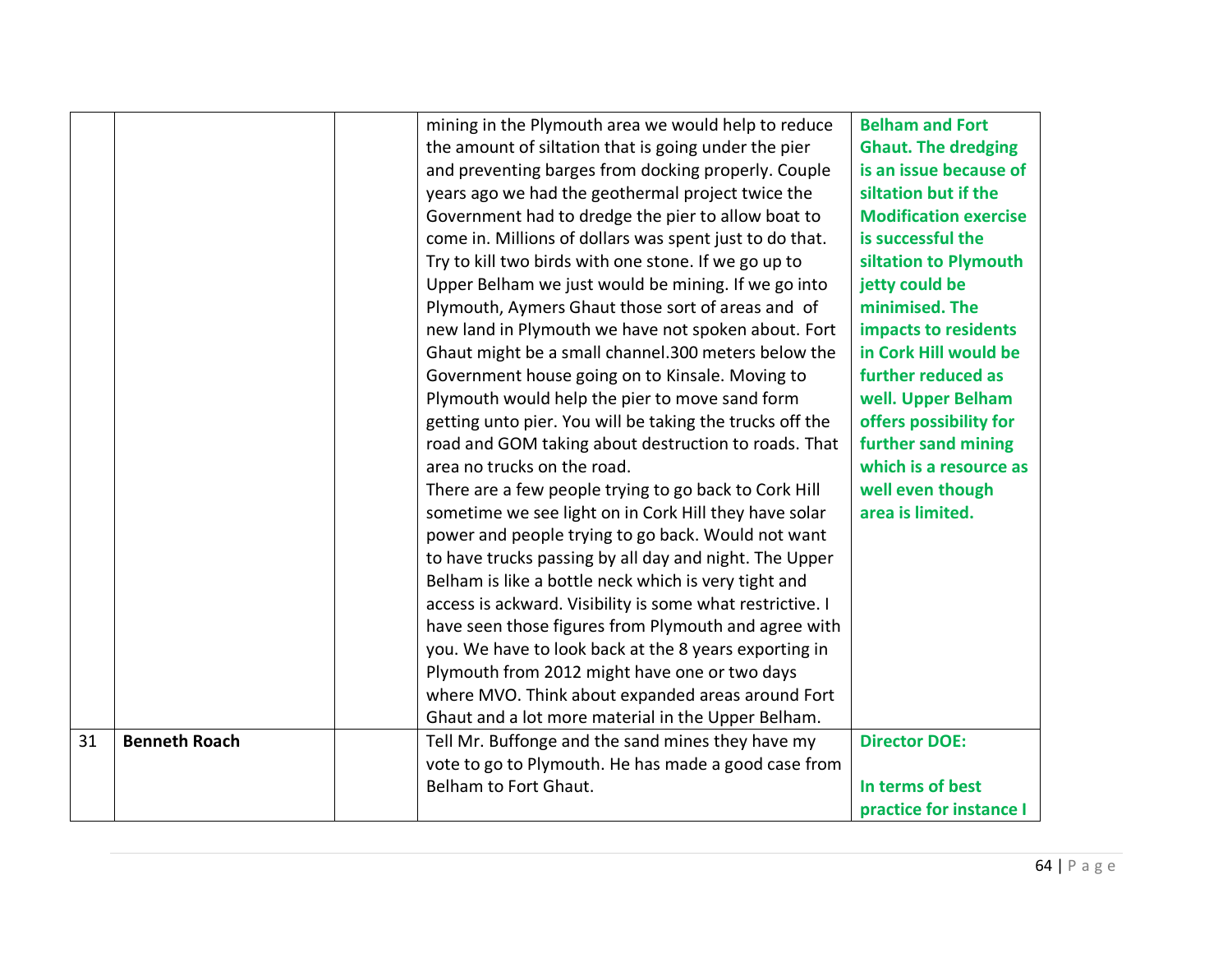| | | | | |
|---|---|---|---|---|
| | | | mining in the Plymouth area we would help to reduce the amount of siltation that is going under the pier and preventing barges from docking properly. Couple years ago we had the geothermal project twice the Government had to dredge the pier to allow boat to come in. Millions of dollars was spent just to do that. Try to kill two birds with one stone. If we go up to Upper Belham we just would be mining. If we go into Plymouth, Aymers Ghaut those sort of areas and of new land in Plymouth we have not spoken about. Fort Ghaut might be a small channel.300 meters below the Government house going on to Kinsale. Moving to Plymouth would help the pier to move sand form getting unto pier. You will be taking the trucks off the road and GOM taking about destruction to roads. That area no trucks on the road. There are a few people trying to go back to Cork Hill sometime we see light on in Cork Hill they have solar power and people trying to go back. Would not want to have trucks passing by all day and night. The Upper Belham is like a bottle neck which is very tight and access is ackward. Visibility is some what restrictive. I have seen those figures from Plymouth and agree with you. We have to look back at the 8 years exporting in Plymouth from 2012 might have one or two days where MVO. Think about expanded areas around Fort Ghaut and a lot more material in the Upper Belham. | **Belham and Fort Ghaut. The dredging is an issue because of siltation but if the Modification exercise is successful the siltation to Plymouth jetty could be minimised. The impacts to residents in Cork Hill would be further reduced as well. Upper Belham offers possibility for further sand mining which is a resource as well even though area is limited.** |
| 31 | **Benneth Roach** | | Tell Mr. Buffonge and the sand mines they have my vote to go to Plymouth. He has made a good case from Belham to Fort Ghaut. | **Director DOE:**<br><br>**In terms of best practice for instance I** |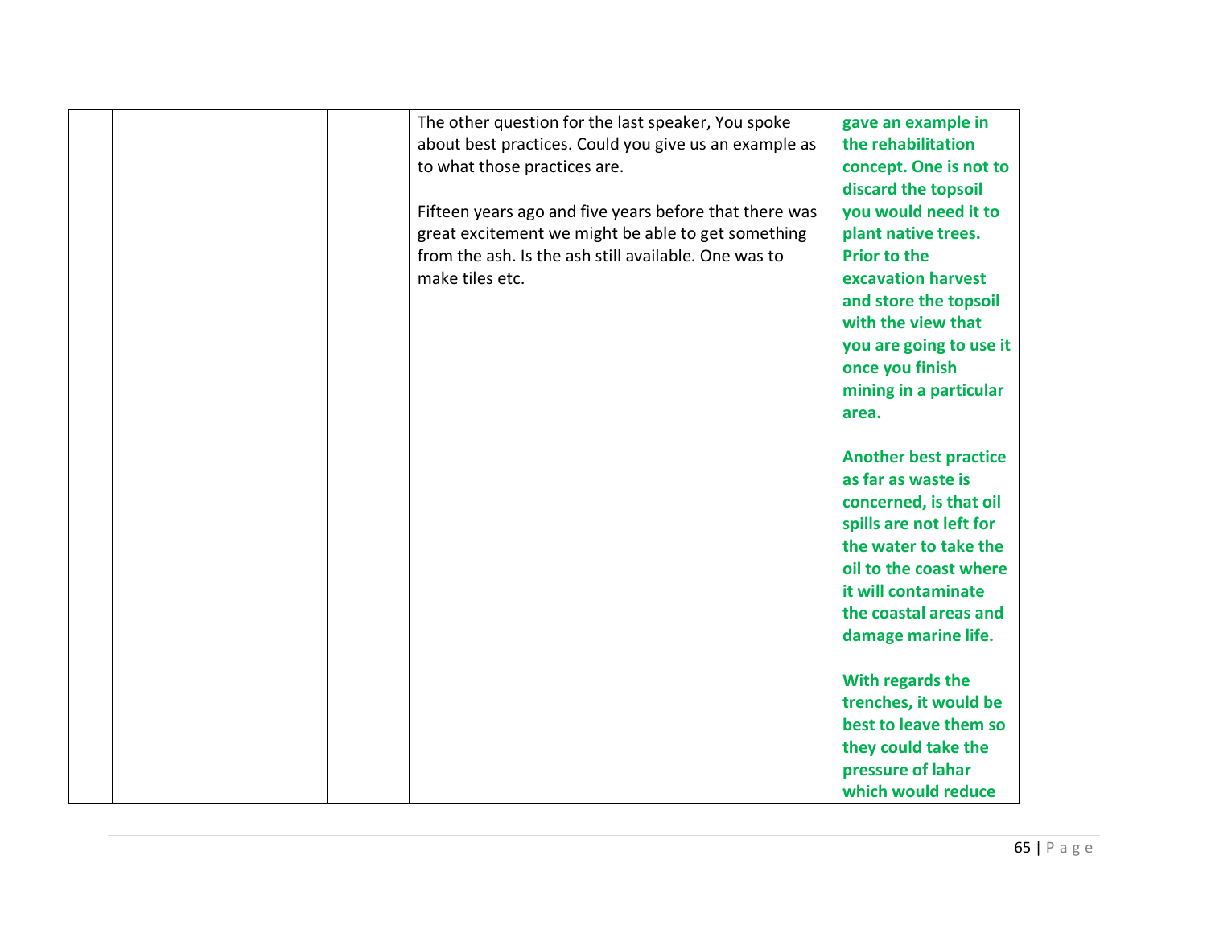|  |  |  | The other question for the last speaker, You spoke about best practices. Could you give us an example as to what those practices are.<br><br>Fifteen years ago and five years before that there was great excitement we might be able to get something from the ash. Is the ash still available. One was to make tiles etc. | **gave an example in the rehabilitation concept. One is not to discard the topsoil you would need it to plant native trees. Prior to the excavation harvest and store the topsoil with the view that you are going to use it once you finish mining in a particular area.**<br><br>**Another best practice as far as waste is concerned, is that oil spills are not left for the water to take the oil to the coast where it will contaminate the coastal areas and damage marine life.**<br><br>**With regards the trenches, it would be best to leave them so they could take the pressure of lahar which would reduce** |
|---|---|---|---|---|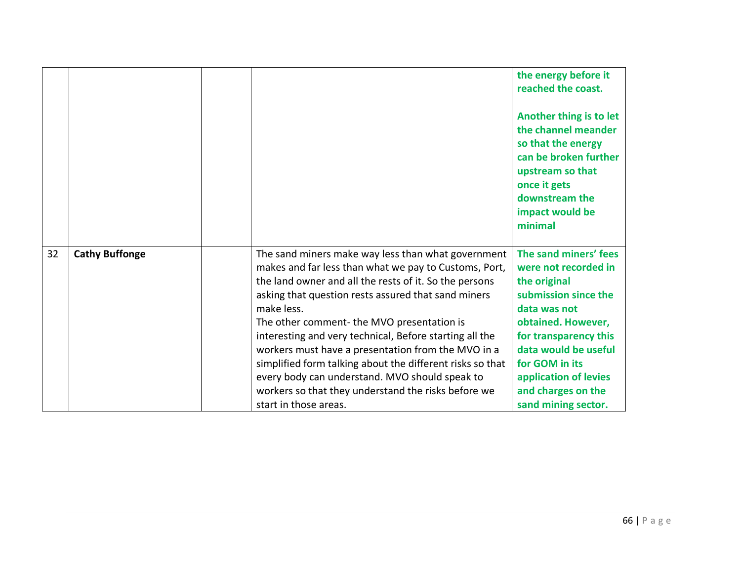| | | | | |
|---|---|---|---|---|
| | | | | **the energy before it reached the coast.**<br><br>**Another thing is to let the channel meander so that the energy can be broken further upstream so that once it gets downstream the impact would be minimal** |
| 32 | **Cathy Buffonge** | | The sand miners make way less than what government makes and far less than what we pay to Customs, Port, the land owner and all the rests of it. So the persons asking that question rests assured that sand miners make less.<br>The other comment- the MVO presentation is interesting and very technical, Before starting all the workers must have a presentation from the MVO in a simplified form talking about the different risks so that every body can understand. MVO should speak to workers so that they understand the risks before we start in those areas. | **The sand miners' fees were not recorded in the original submission since the data was not obtained. However, for transparency this data would be useful for GOM in its application of levies and charges on the sand mining sector.** |